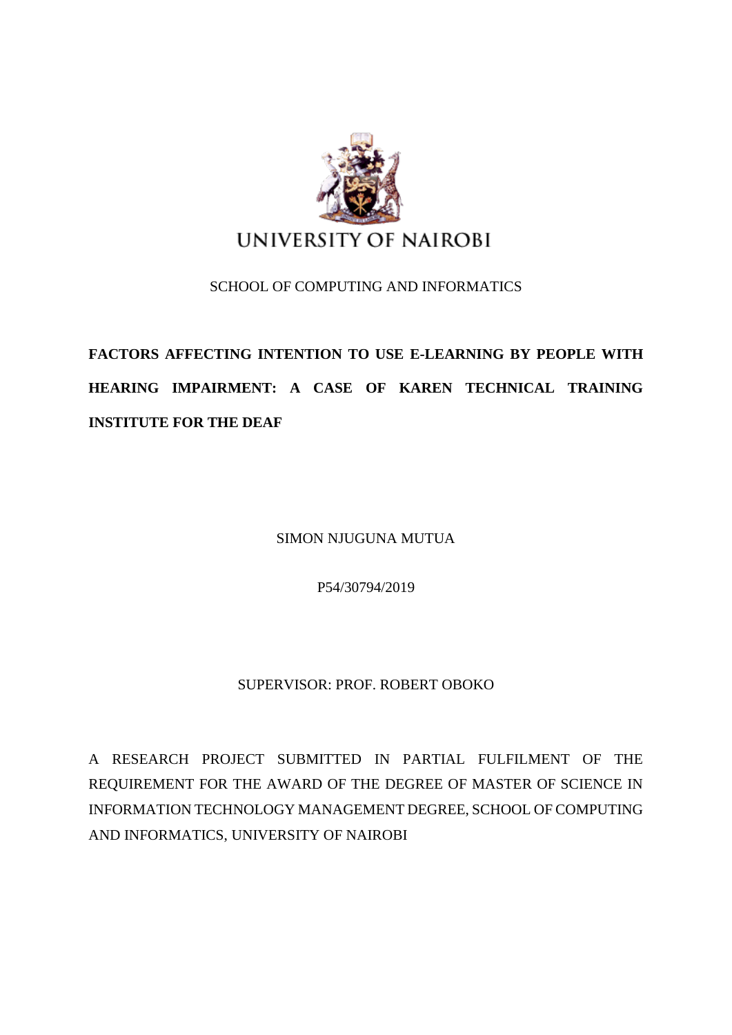UNIVERSITY OF NAIROBI

SCHOOL OF COMPUTING AND INFORMATICS

# FACTORS AFFECTING INTENTION TO USE E-LEARNING BY PEOPLE WITH HEARING IMPAIRMENT: A CASE OF KAREN TECHNICAL TRAINING INSTITUTE FOR THE DEAF

SIMON NJUGUNA MUTUA

P54/30794/2019

SUPERVISOR: PROF. ROBERT OBOKO

A RESEARCH PROJECT SUBMITTED IN PARTIAL FULFILMENT OF THE REQUIREMENT FOR THE AWARD OF THE DEGREE OF MASTER OF SCIENCE IN INFORMATION TECHNOLOGY MANAGEMENT DEGREE, SCHOOL OF COMPUTING AND INFORMATICS, UNIVERSITY OF NAIROBI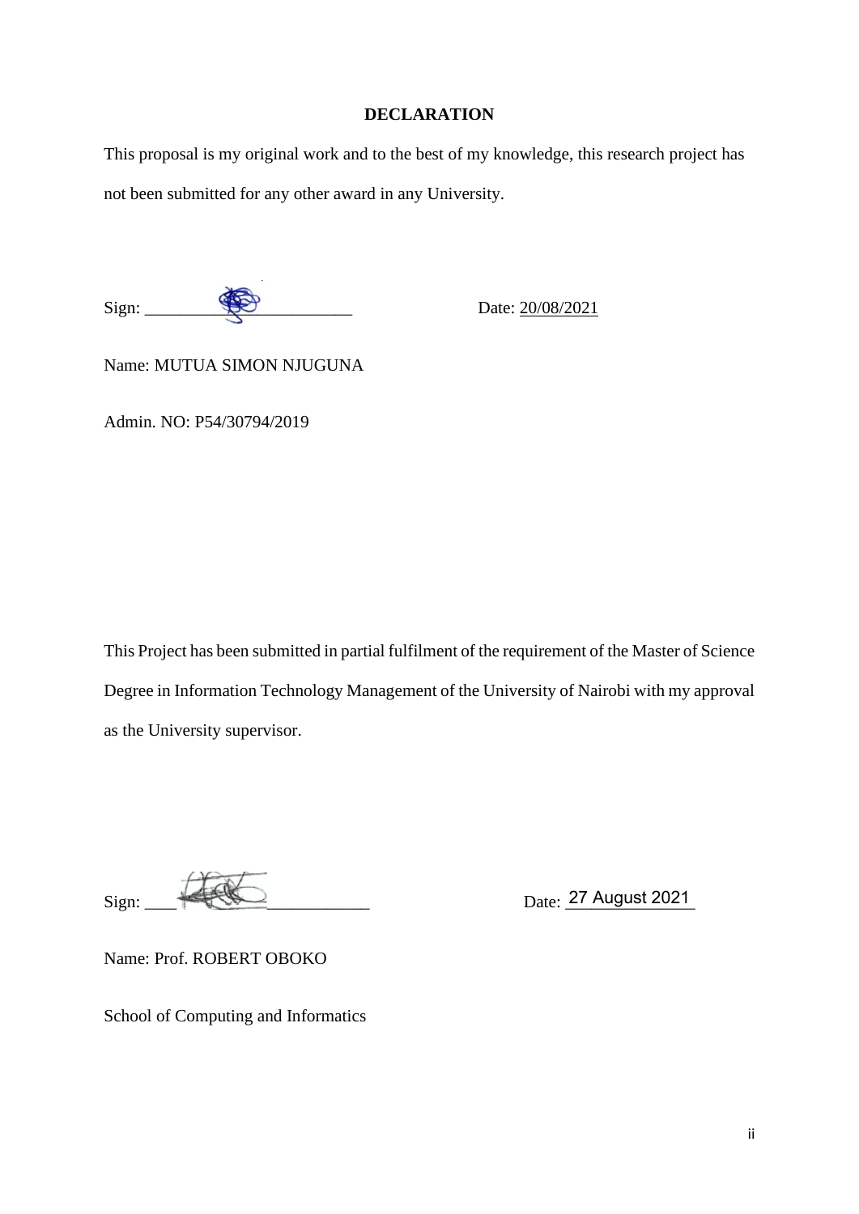## DECLARATION

This proposal is my original work and to the best of my knowledge, this research project has not been submitted for any other award in any University.

Sign: ______________________ Date: 20/08/2021

Name: MUTUA SIMON NJUGUNA

Admin. NO: P54/30794/2019

This Project has been submitted in partial fulfilment of the requirement of the Master of Science Degree in Information Technology Management of the University of Nairobi with my approval as the University supervisor.

Sign: ______________________ Date: 27 August 2021

Name: Prof. ROBERT OBOKO

School of Computing and Informatics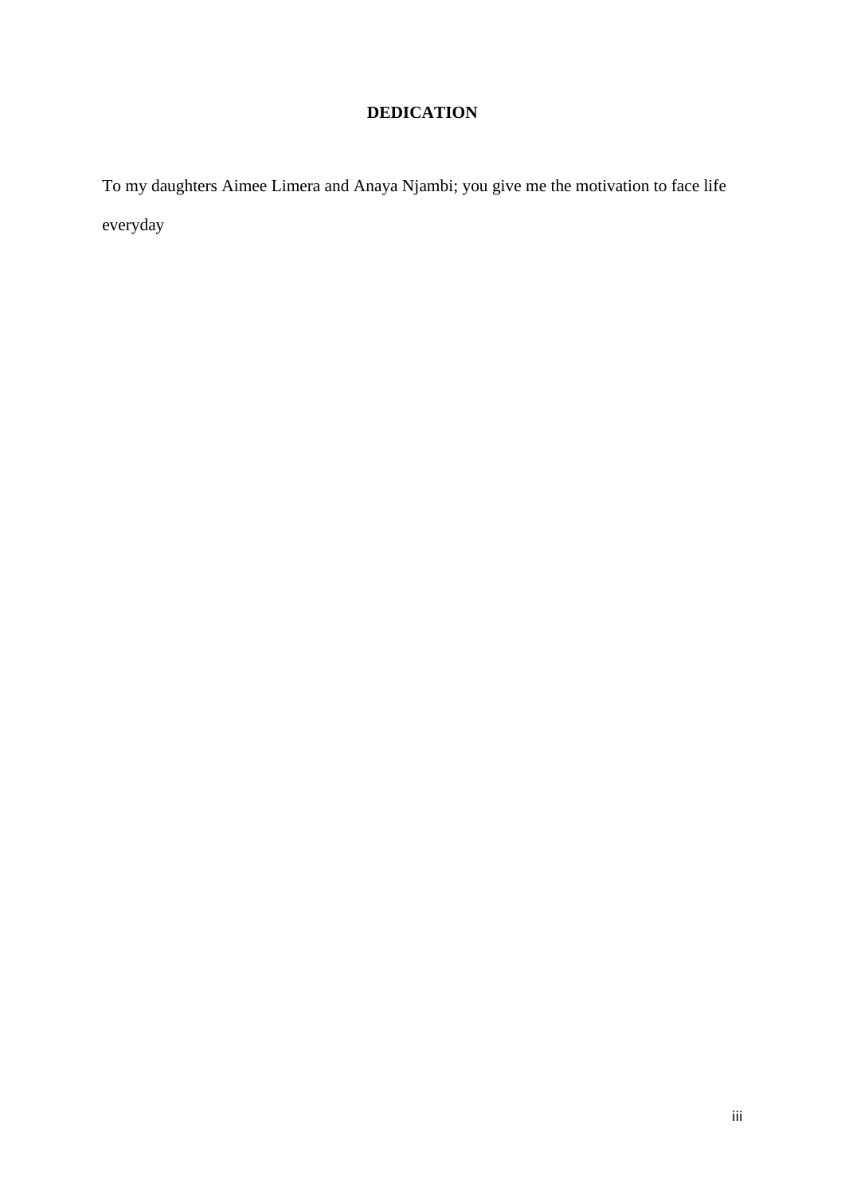## DEDICATION

To my daughters Aimee Limera and Anaya Njambi; you give me the motivation to face life everyday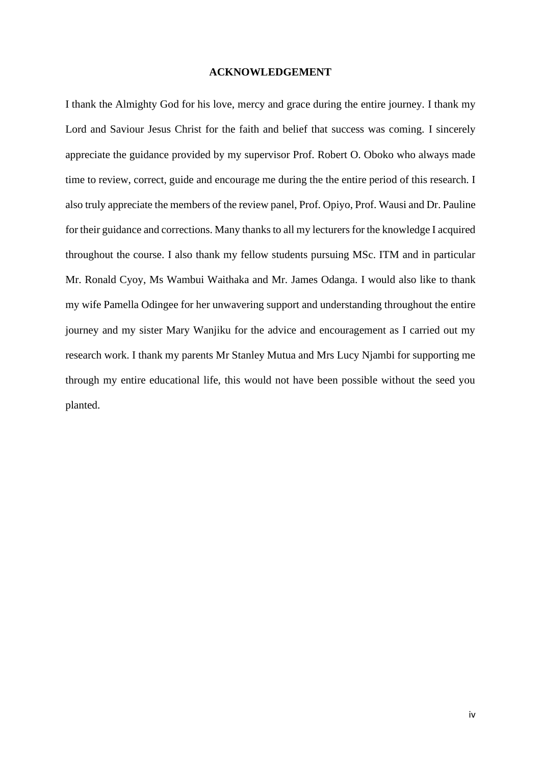# ACKNOWLEDGEMENT

I thank the Almighty God for his love, mercy and grace during the entire journey. I thank my Lord and Saviour Jesus Christ for the faith and belief that success was coming. I sincerely appreciate the guidance provided by my supervisor Prof. Robert O. Oboko who always made time to review, correct, guide and encourage me during the the entire period of this research. I also truly appreciate the members of the review panel, Prof. Opiyo, Prof. Wausi and Dr. Pauline for their guidance and corrections. Many thanks to all my lecturers for the knowledge I acquired throughout the course. I also thank my fellow students pursuing MSc. ITM and in particular Mr. Ronald Cyoy, Ms Wambui Waithaka and Mr. James Odanga. I would also like to thank my wife Pamella Odingee for her unwavering support and understanding throughout the entire journey and my sister Mary Wanjiku for the advice and encouragement as I carried out my research work. I thank my parents Mr Stanley Mutua and Mrs Lucy Njambi for supporting me through my entire educational life, this would not have been possible without the seed you planted.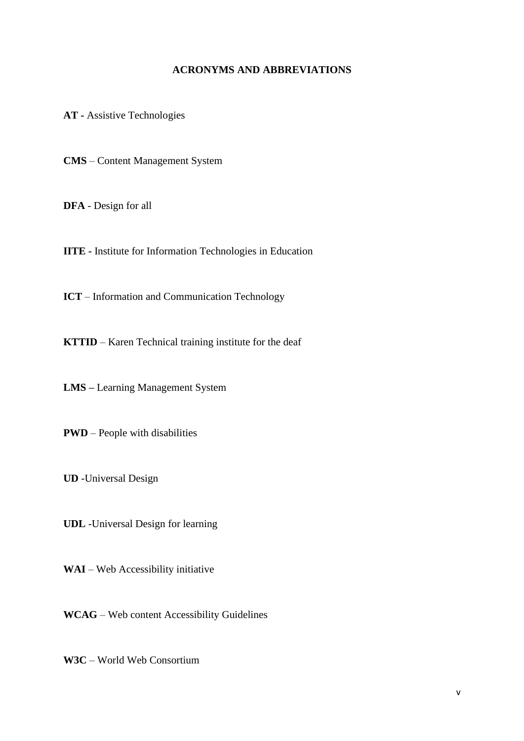# ACRONYMS AND ABBREVIATIONS

**AT -** Assistive Technologies

**CMS** – Content Management System

**DFA** - Design for all

**IITE -** Institute for Information Technologies in Education

**ICT** – Information and Communication Technology

**KTTID** – Karen Technical training institute for the deaf

**LMS –** Learning Management System

**PWD** – People with disabilities

**UD** -Universal Design

**UDL** -Universal Design for learning

**WAI** – Web Accessibility initiative

**WCAG** – Web content Accessibility Guidelines

**W3C** – World Web Consortium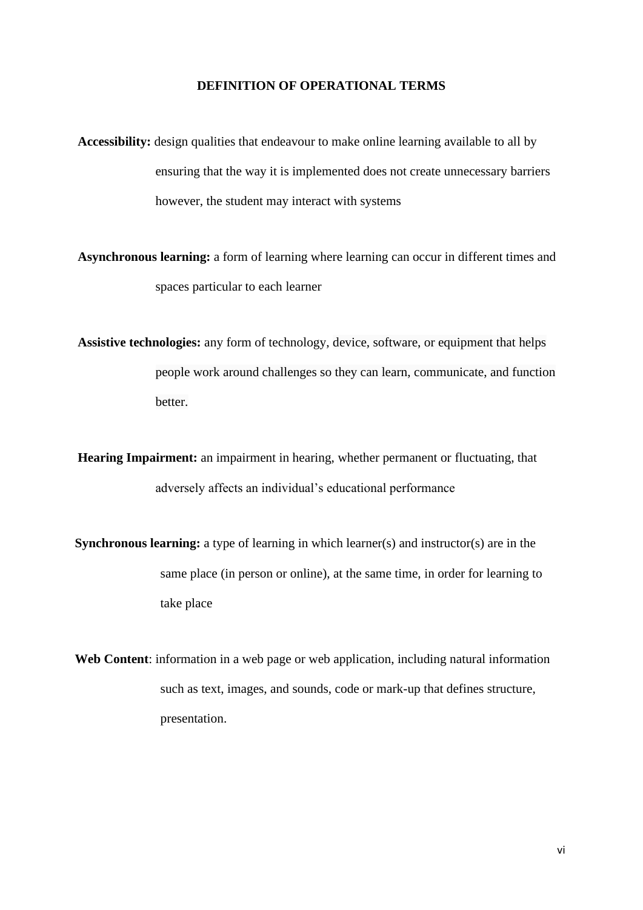## DEFINITION OF OPERATIONAL TERMS

**Accessibility:** design qualities that endeavour to make online learning available to all by ensuring that the way it is implemented does not create unnecessary barriers however, the student may interact with systems

**Asynchronous learning:** a form of learning where learning can occur in different times and spaces particular to each learner

**Assistive technologies:** any form of technology, device, software, or equipment that helps people work around challenges so they can learn, communicate, and function better.

**Hearing Impairment:** an impairment in hearing, whether permanent or fluctuating, that adversely affects an individual's educational performance

**Synchronous learning:** a type of learning in which learner(s) and instructor(s) are in the same place (in person or online), at the same time, in order for learning to take place

**Web Content**: information in a web page or web application, including natural information such as text, images, and sounds, code or mark-up that defines structure, presentation.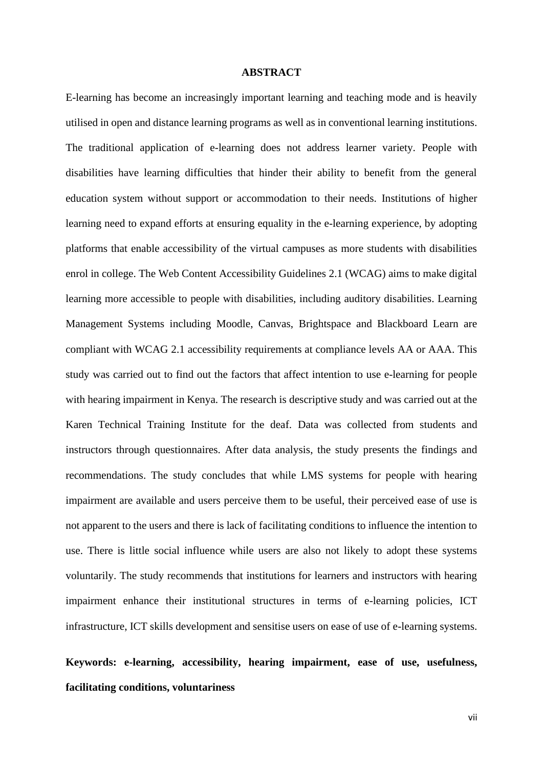# ABSTRACT

E-learning has become an increasingly important learning and teaching mode and is heavily utilised in open and distance learning programs as well as in conventional learning institutions. The traditional application of e-learning does not address learner variety. People with disabilities have learning difficulties that hinder their ability to benefit from the general education system without support or accommodation to their needs. Institutions of higher learning need to expand efforts at ensuring equality in the e-learning experience, by adopting platforms that enable accessibility of the virtual campuses as more students with disabilities enrol in college. The Web Content Accessibility Guidelines 2.1 (WCAG) aims to make digital learning more accessible to people with disabilities, including auditory disabilities. Learning Management Systems including Moodle, Canvas, Brightspace and Blackboard Learn are compliant with WCAG 2.1 accessibility requirements at compliance levels AA or AAA. This study was carried out to find out the factors that affect intention to use e-learning for people with hearing impairment in Kenya. The research is descriptive study and was carried out at the Karen Technical Training Institute for the deaf. Data was collected from students and instructors through questionnaires. After data analysis, the study presents the findings and recommendations. The study concludes that while LMS systems for people with hearing impairment are available and users perceive them to be useful, their perceived ease of use is not apparent to the users and there is lack of facilitating conditions to influence the intention to use. There is little social influence while users are also not likely to adopt these systems voluntarily. The study recommends that institutions for learners and instructors with hearing impairment enhance their institutional structures in terms of e-learning policies, ICT infrastructure, ICT skills development and sensitise users on ease of use of e-learning systems.

**Keywords: e-learning, accessibility, hearing impairment, ease of use, usefulness, facilitating conditions, voluntariness**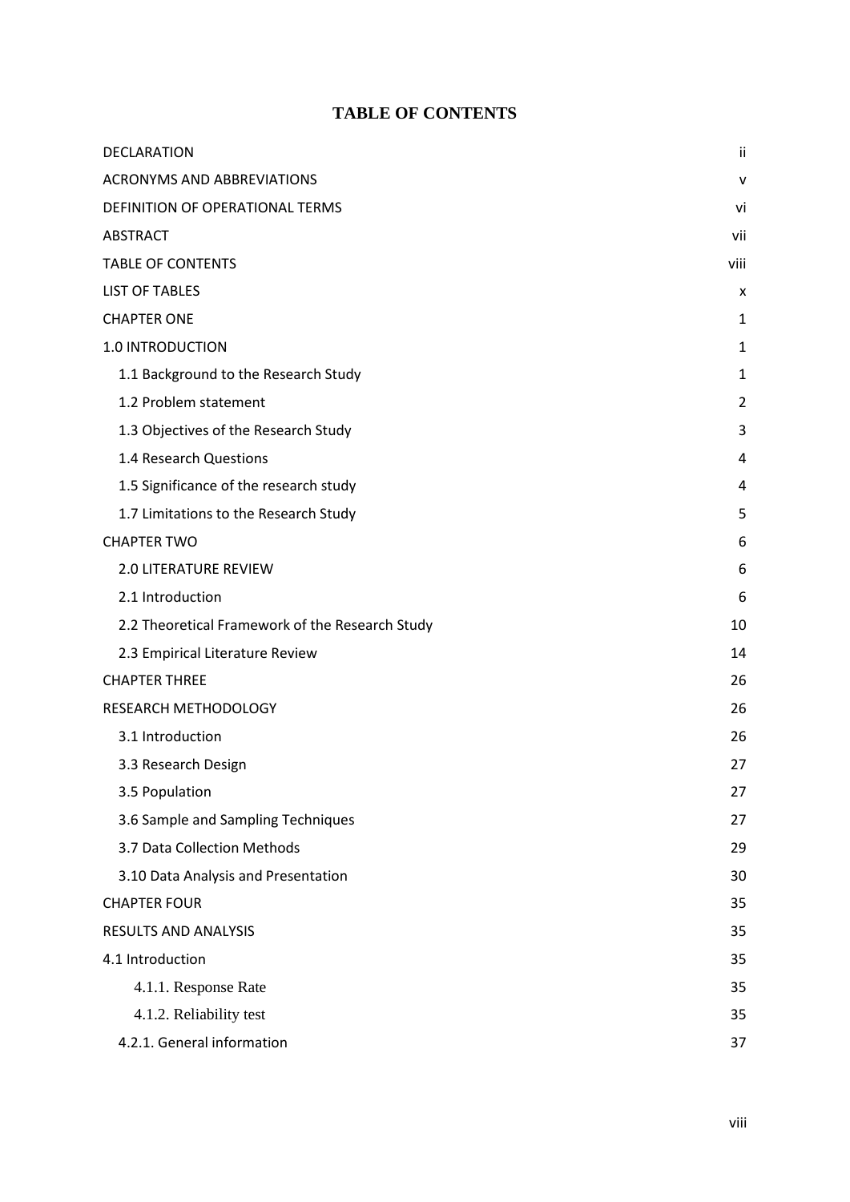# TABLE OF CONTENTS

| | |
|---|---|
| DECLARATION | ii |
| ACRONYMS AND ABBREVIATIONS | v |
| DEFINITION OF OPERATIONAL TERMS | vi |
| ABSTRACT | vii |
| TABLE OF CONTENTS | viii |
| LIST OF TABLES | x |
| CHAPTER ONE | 1 |
| 1.0 INTRODUCTION | 1 |
| 1.1 Background to the Research Study | 1 |
| 1.2 Problem statement | 2 |
| 1.3 Objectives of the Research Study | 3 |
| 1.4 Research Questions | 4 |
| 1.5 Significance of the research study | 4 |
| 1.7 Limitations to the Research Study | 5 |
| CHAPTER TWO | 6 |
| 2.0 LITERATURE REVIEW | 6 |
| 2.1 Introduction | 6 |
| 2.2 Theoretical Framework of the Research Study | 10 |
| 2.3 Empirical Literature Review | 14 |
| CHAPTER THREE | 26 |
| RESEARCH METHODOLOGY | 26 |
| 3.1 Introduction | 26 |
| 3.3 Research Design | 27 |
| 3.5 Population | 27 |
| 3.6 Sample and Sampling Techniques | 27 |
| 3.7 Data Collection Methods | 29 |
| 3.10 Data Analysis and Presentation | 30 |
| CHAPTER FOUR | 35 |
| RESULTS AND ANALYSIS | 35 |
| 4.1 Introduction | 35 |
| 4.1.1. Response Rate | 35 |
| 4.1.2. Reliability test | 35 |
| 4.2.1. General information | 37 |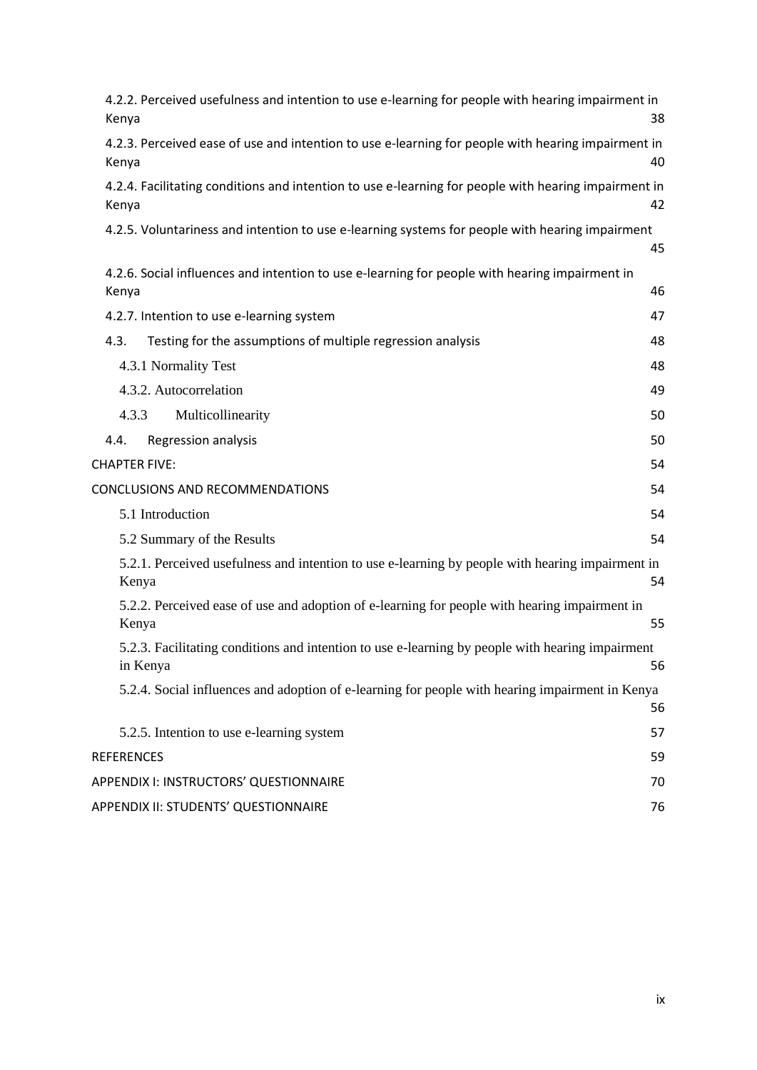4.2.2. Perceived usefulness and intention to use e-learning for people with hearing impairment in Kenya 38

4.2.3. Perceived ease of use and intention to use e-learning for people with hearing impairment in Kenya 40

4.2.4. Facilitating conditions and intention to use e-learning for people with hearing impairment in Kenya 42

4.2.5. Voluntariness and intention to use e-learning systems for people with hearing impairment 45

4.2.6. Social influences and intention to use e-learning for people with hearing impairment in Kenya 46

4.2.7. Intention to use e-learning system 47

4.3. Testing for the assumptions of multiple regression analysis 48

4.3.1 Normality Test 48

4.3.2. Autocorrelation 49

4.3.3 Multicollinearity 50

4.4. Regression analysis 50

CHAPTER FIVE: 54

CONCLUSIONS AND RECOMMENDATIONS 54

5.1 Introduction 54

5.2 Summary of the Results 54

5.2.1. Perceived usefulness and intention to use e-learning by people with hearing impairment in Kenya 54

5.2.2. Perceived ease of use and adoption of e-learning for people with hearing impairment in Kenya 55

5.2.3. Facilitating conditions and intention to use e-learning by people with hearing impairment in Kenya 56

5.2.4. Social influences and adoption of e-learning for people with hearing impairment in Kenya 56

5.2.5. Intention to use e-learning system 57

REFERENCES 59

APPENDIX I: INSTRUCTORS' QUESTIONNAIRE 70

APPENDIX II: STUDENTS' QUESTIONNAIRE 76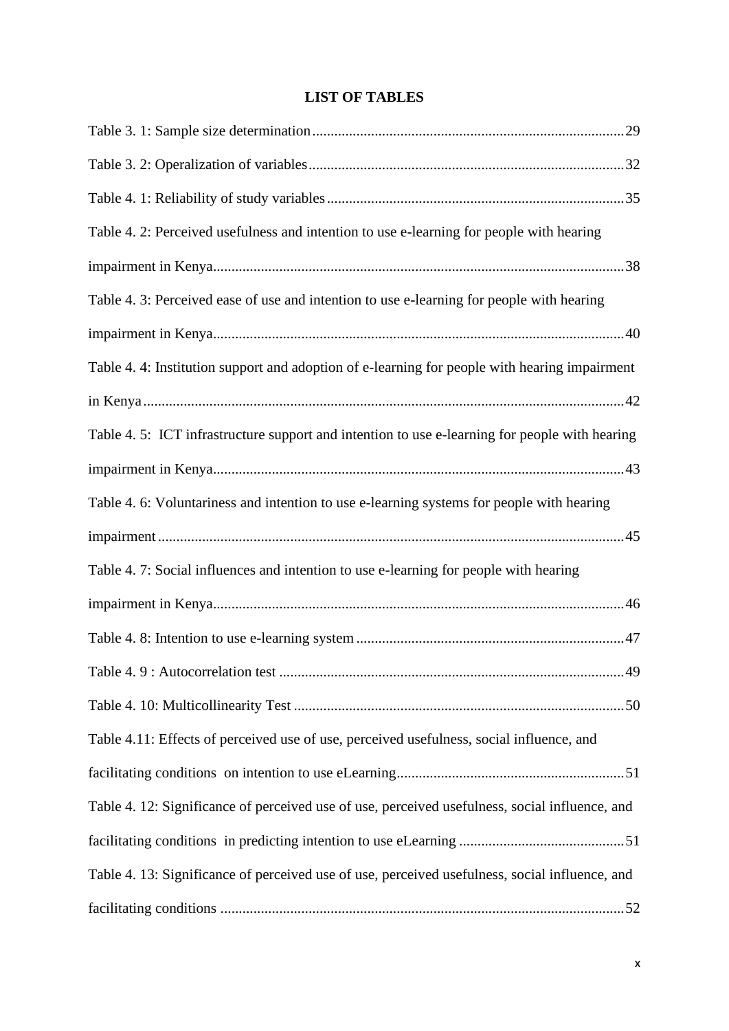# LIST OF TABLES

Table 3. 1: Sample size determination....................................................................................29

Table 3. 2: Operalization of variables....................................................................................32

Table 4. 1: Reliability of study variables................................................................................35

Table 4. 2: Perceived usefulness and intention to use e-learning for people with hearing impairment in Kenya...............................................................................................................38

Table 4. 3: Perceived ease of use and intention to use e-learning for people with hearing impairment in Kenya...............................................................................................................40

Table 4. 4: Institution support and adoption of e-learning for people with hearing impairment in Kenya ..................................................................................................................................42

Table 4. 5: ICT infrastructure support and intention to use e-learning for people with hearing impairment in Kenya...............................................................................................................43

Table 4. 6: Voluntariness and intention to use e-learning systems for people with hearing impairment.............................................................................................................................45

Table 4. 7: Social influences and intention to use e-learning for people with hearing impairment in Kenya...............................................................................................................46

Table 4. 8: Intention to use e-learning system ........................................................................47

Table 4. 9 : Autocorrelation test ............................................................................................49

Table 4. 10: Multicollinearity Test .........................................................................................50

Table 4.11: Effects of perceived use of use, perceived usefulness, social influence, and facilitating conditions on intention to use eLearning.............................................................51

Table 4. 12: Significance of perceived use of use, perceived usefulness, social influence, and facilitating conditions in predicting intention to use eLearning ............................................51

Table 4. 13: Significance of perceived use of use, perceived usefulness, social influence, and facilitating conditions ............................................................................................................52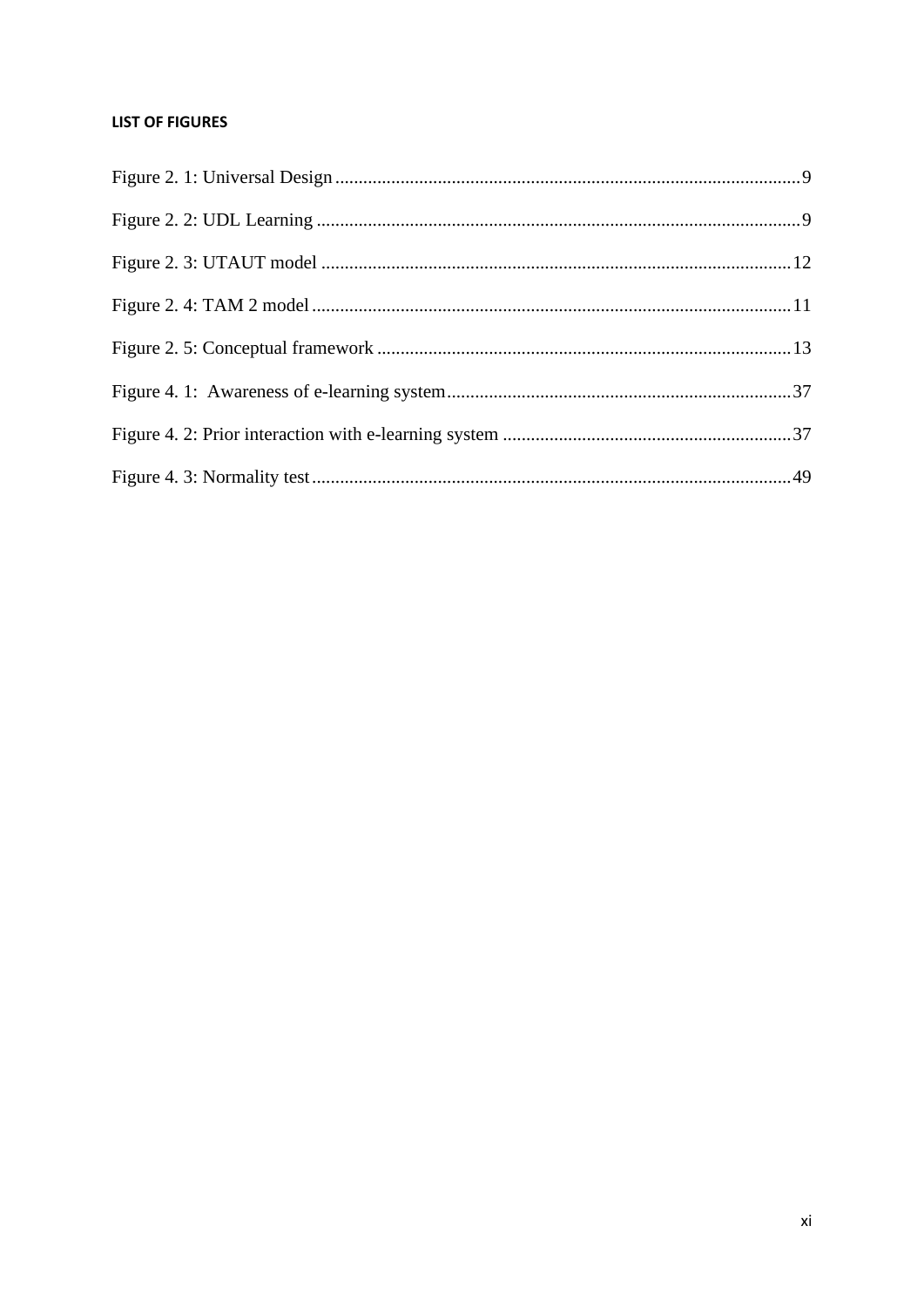#### LIST OF FIGURES

Figure 2. 1: Universal Design ....................................................................................................9

Figure 2. 2: UDL Learning ........................................................................................................9

Figure 2. 3: UTAUT model .....................................................................................................12

Figure 2. 4: TAM 2 model .......................................................................................................11

Figure 2. 5: Conceptual framework .........................................................................................13

Figure 4. 1:  Awareness of e-learning system..........................................................................37

Figure 4. 2: Prior interaction with e-learning system ..............................................................37

Figure 4. 3: Normality test.......................................................................................................49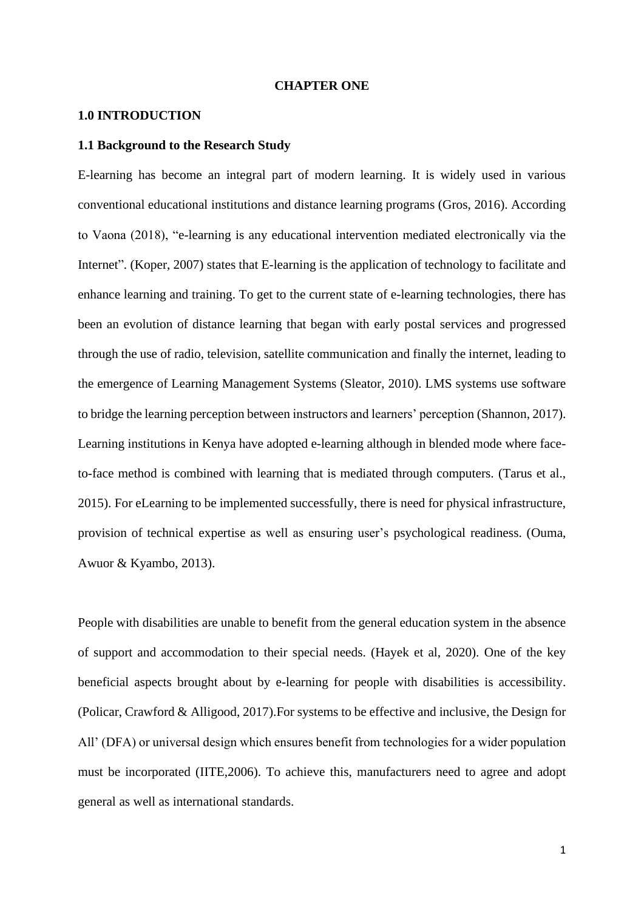# CHAPTER ONE

## 1.0 INTRODUCTION

### 1.1 Background to the Research Study

E-learning has become an integral part of modern learning. It is widely used in various conventional educational institutions and distance learning programs (Gros, 2016). According to Vaona (2018), “e-learning is any educational intervention mediated electronically via the Internet”. (Koper, 2007) states that E-learning is the application of technology to facilitate and enhance learning and training. To get to the current state of e-learning technologies, there has been an evolution of distance learning that began with early postal services and progressed through the use of radio, television, satellite communication and finally the internet, leading to the emergence of Learning Management Systems (Sleator, 2010). LMS systems use software to bridge the learning perception between instructors and learners’ perception (Shannon, 2017). Learning institutions in Kenya have adopted e-learning although in blended mode where face-to-face method is combined with learning that is mediated through computers. (Tarus et al., 2015). For eLearning to be implemented successfully, there is need for physical infrastructure, provision of technical expertise as well as ensuring user’s psychological readiness. (Ouma, Awuor & Kyambo, 2013).

People with disabilities are unable to benefit from the general education system in the absence of support and accommodation to their special needs. (Hayek et al, 2020). One of the key beneficial aspects brought about by e-learning for people with disabilities is accessibility. (Policar, Crawford & Alligood, 2017).For systems to be effective and inclusive, the Design for All’ (DFA) or universal design which ensures benefit from technologies for a wider population must be incorporated (IITE,2006). To achieve this, manufacturers need to agree and adopt general as well as international standards.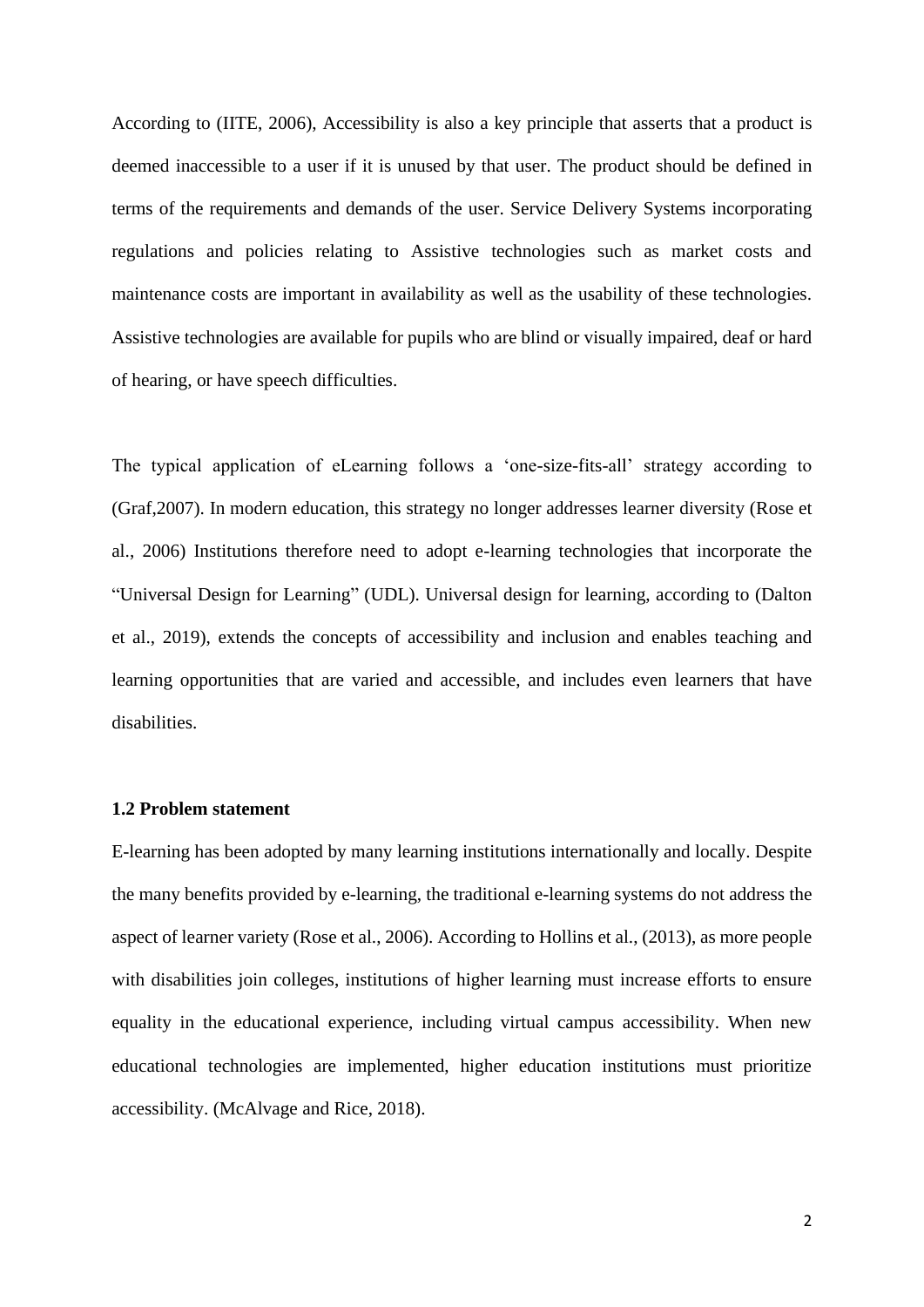According to (IITE, 2006), Accessibility is also a key principle that asserts that a product is deemed inaccessible to a user if it is unused by that user. The product should be defined in terms of the requirements and demands of the user. Service Delivery Systems incorporating regulations and policies relating to Assistive technologies such as market costs and maintenance costs are important in availability as well as the usability of these technologies. Assistive technologies are available for pupils who are blind or visually impaired, deaf or hard of hearing, or have speech difficulties.

The typical application of eLearning follows a 'one-size-fits-all' strategy according to (Graf,2007). In modern education, this strategy no longer addresses learner diversity (Rose et al., 2006) Institutions therefore need to adopt e-learning technologies that incorporate the "Universal Design for Learning" (UDL). Universal design for learning, according to (Dalton et al., 2019), extends the concepts of accessibility and inclusion and enables teaching and learning opportunities that are varied and accessible, and includes even learners that have disabilities.

### 1.2 Problem statement

E-learning has been adopted by many learning institutions internationally and locally. Despite the many benefits provided by e-learning, the traditional e-learning systems do not address the aspect of learner variety (Rose et al., 2006). According to Hollins et al., (2013), as more people with disabilities join colleges, institutions of higher learning must increase efforts to ensure equality in the educational experience, including virtual campus accessibility. When new educational technologies are implemented, higher education institutions must prioritize accessibility. (McAlvage and Rice, 2018).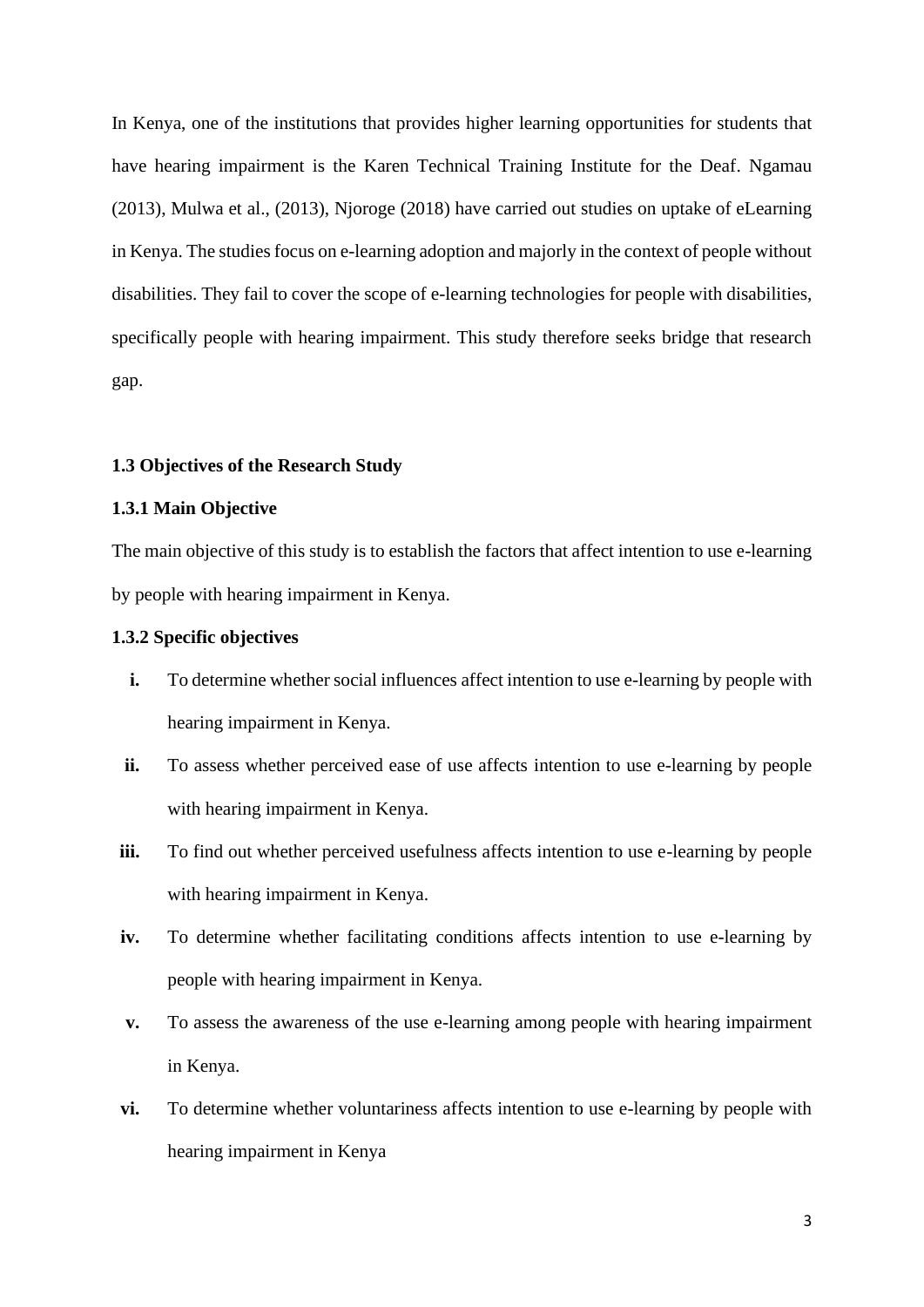In Kenya, one of the institutions that provides higher learning opportunities for students that have hearing impairment is the Karen Technical Training Institute for the Deaf. Ngamau (2013), Mulwa et al., (2013), Njoroge (2018) have carried out studies on uptake of eLearning in Kenya. The studies focus on e-learning adoption and majorly in the context of people without disabilities. They fail to cover the scope of e-learning technologies for people with disabilities, specifically people with hearing impairment. This study therefore seeks bridge that research gap.

### 1.3 Objectives of the Research Study

#### 1.3.1 Main Objective

The main objective of this study is to establish the factors that affect intention to use e-learning by people with hearing impairment in Kenya.

#### 1.3.2 Specific objectives

- **i.** To determine whether social influences affect intention to use e-learning by people with hearing impairment in Kenya.
- **ii.** To assess whether perceived ease of use affects intention to use e-learning by people with hearing impairment in Kenya.
- **iii.** To find out whether perceived usefulness affects intention to use e-learning by people with hearing impairment in Kenya.
- **iv.** To determine whether facilitating conditions affects intention to use e-learning by people with hearing impairment in Kenya.
- **v.** To assess the awareness of the use e-learning among people with hearing impairment in Kenya.
- **vi.** To determine whether voluntariness affects intention to use e-learning by people with hearing impairment in Kenya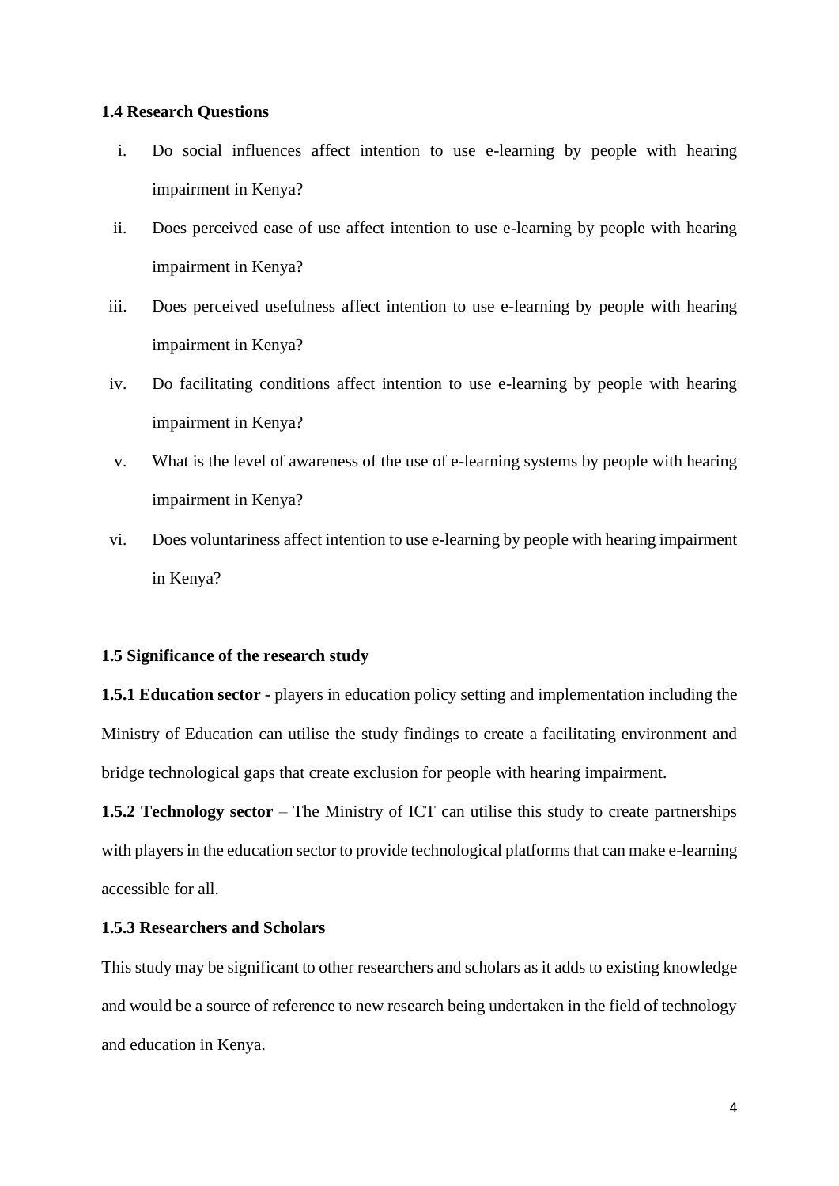### 1.4 Research Questions

i. Do social influences affect intention to use e-learning by people with hearing impairment in Kenya?

ii. Does perceived ease of use affect intention to use e-learning by people with hearing impairment in Kenya?

iii. Does perceived usefulness affect intention to use e-learning by people with hearing impairment in Kenya?

iv. Do facilitating conditions affect intention to use e-learning by people with hearing impairment in Kenya?

v. What is the level of awareness of the use of e-learning systems by people with hearing impairment in Kenya?

vi. Does voluntariness affect intention to use e-learning by people with hearing impairment in Kenya?

### 1.5 Significance of the research study

**1.5.1 Education sector** - players in education policy setting and implementation including the Ministry of Education can utilise the study findings to create a facilitating environment and bridge technological gaps that create exclusion for people with hearing impairment.

**1.5.2 Technology sector** – The Ministry of ICT can utilise this study to create partnerships with players in the education sector to provide technological platforms that can make e-learning accessible for all.

#### 1.5.3 Researchers and Scholars

This study may be significant to other researchers and scholars as it adds to existing knowledge and would be a source of reference to new research being undertaken in the field of technology and education in Kenya.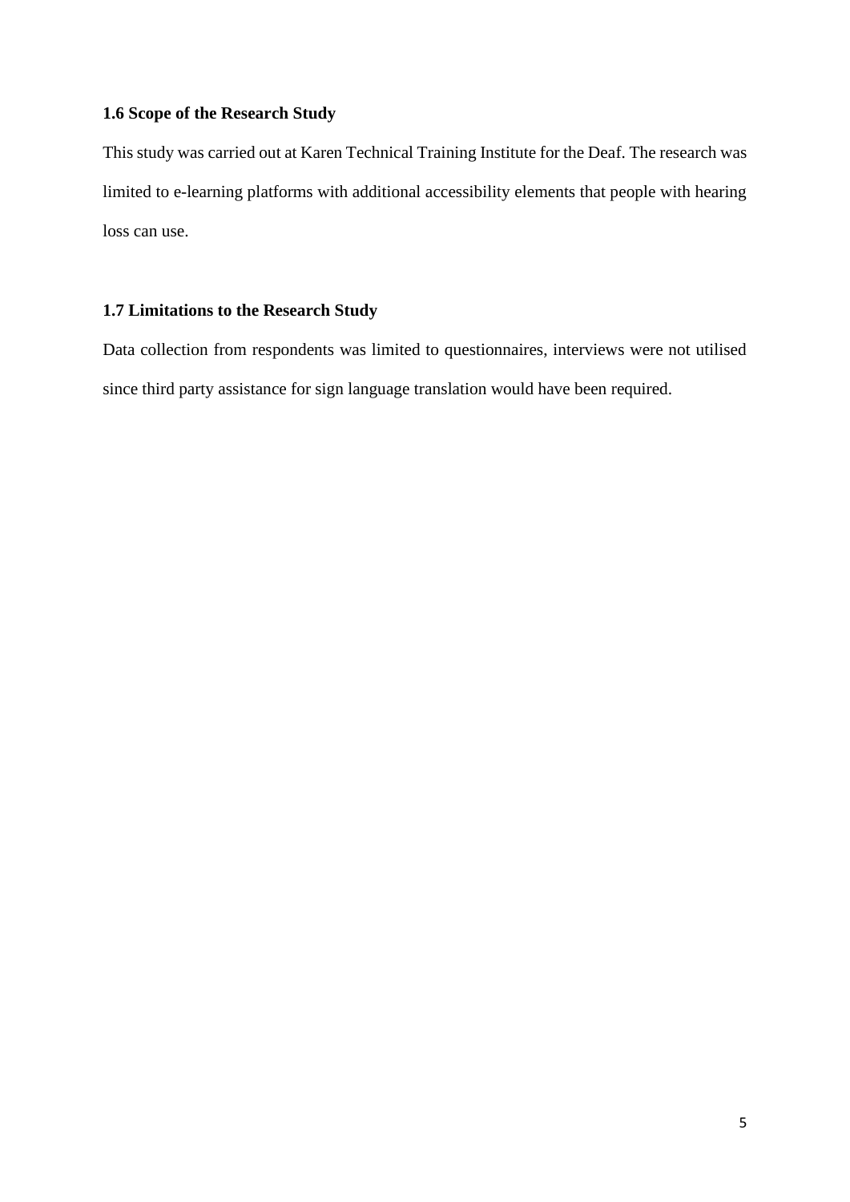### 1.6 Scope of the Research Study

This study was carried out at Karen Technical Training Institute for the Deaf. The research was limited to e-learning platforms with additional accessibility elements that people with hearing loss can use.

### 1.7 Limitations to the Research Study

Data collection from respondents was limited to questionnaires, interviews were not utilised since third party assistance for sign language translation would have been required.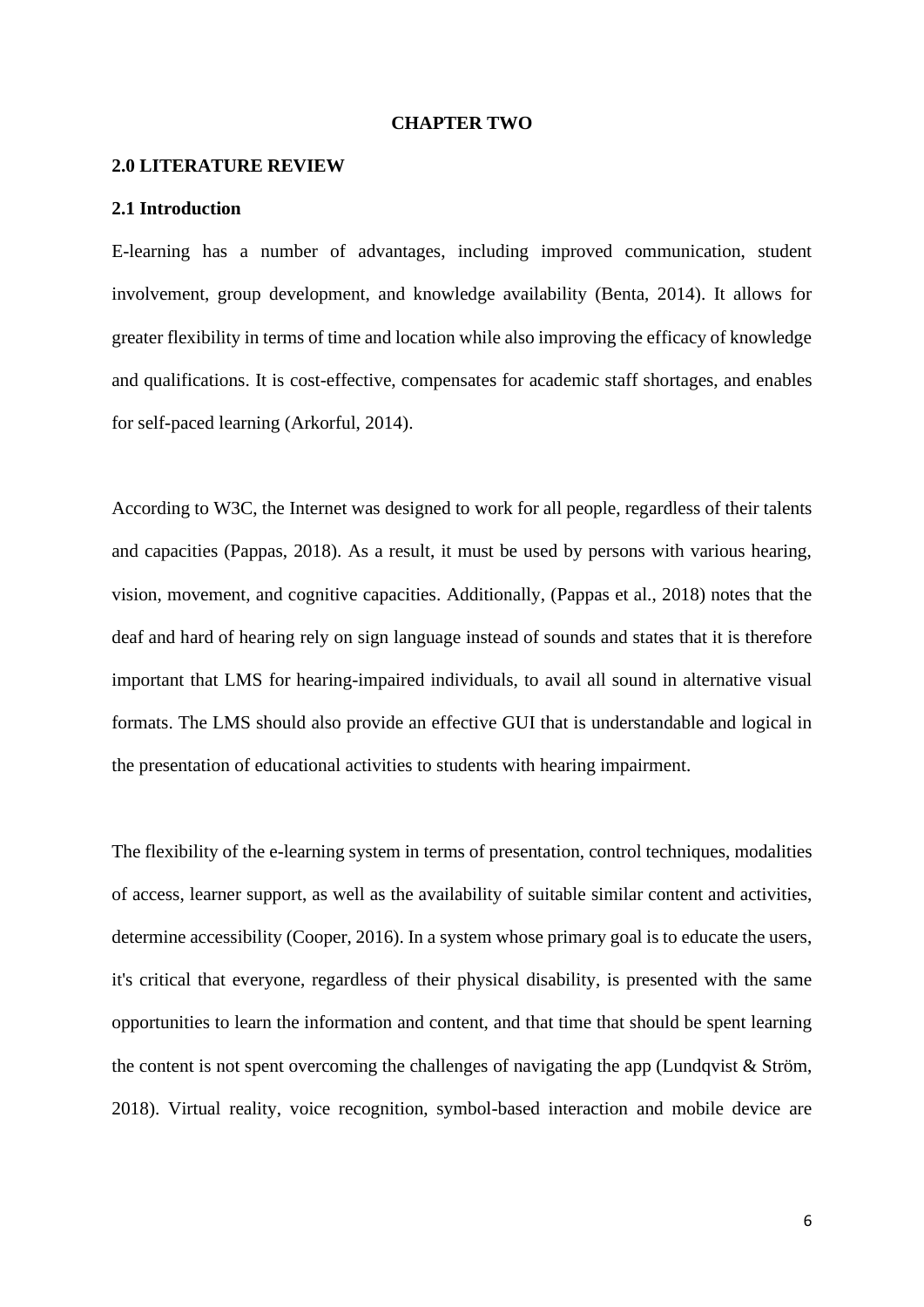# CHAPTER TWO

## 2.0 LITERATURE REVIEW

### 2.1 Introduction

E-learning has a number of advantages, including improved communication, student involvement, group development, and knowledge availability (Benta, 2014). It allows for greater flexibility in terms of time and location while also improving the efficacy of knowledge and qualifications. It is cost-effective, compensates for academic staff shortages, and enables for self-paced learning (Arkorful, 2014).

According to W3C, the Internet was designed to work for all people, regardless of their talents and capacities (Pappas, 2018). As a result, it must be used by persons with various hearing, vision, movement, and cognitive capacities. Additionally, (Pappas et al., 2018) notes that the deaf and hard of hearing rely on sign language instead of sounds and states that it is therefore important that LMS for hearing-impaired individuals, to avail all sound in alternative visual formats. The LMS should also provide an effective GUI that is understandable and logical in the presentation of educational activities to students with hearing impairment.

The flexibility of the e-learning system in terms of presentation, control techniques, modalities of access, learner support, as well as the availability of suitable similar content and activities, determine accessibility (Cooper, 2016). In a system whose primary goal is to educate the users, it's critical that everyone, regardless of their physical disability, is presented with the same opportunities to learn the information and content, and that time that should be spent learning the content is not spent overcoming the challenges of navigating the app (Lundqvist & Ström, 2018). Virtual reality, voice recognition, symbol-based interaction and mobile device are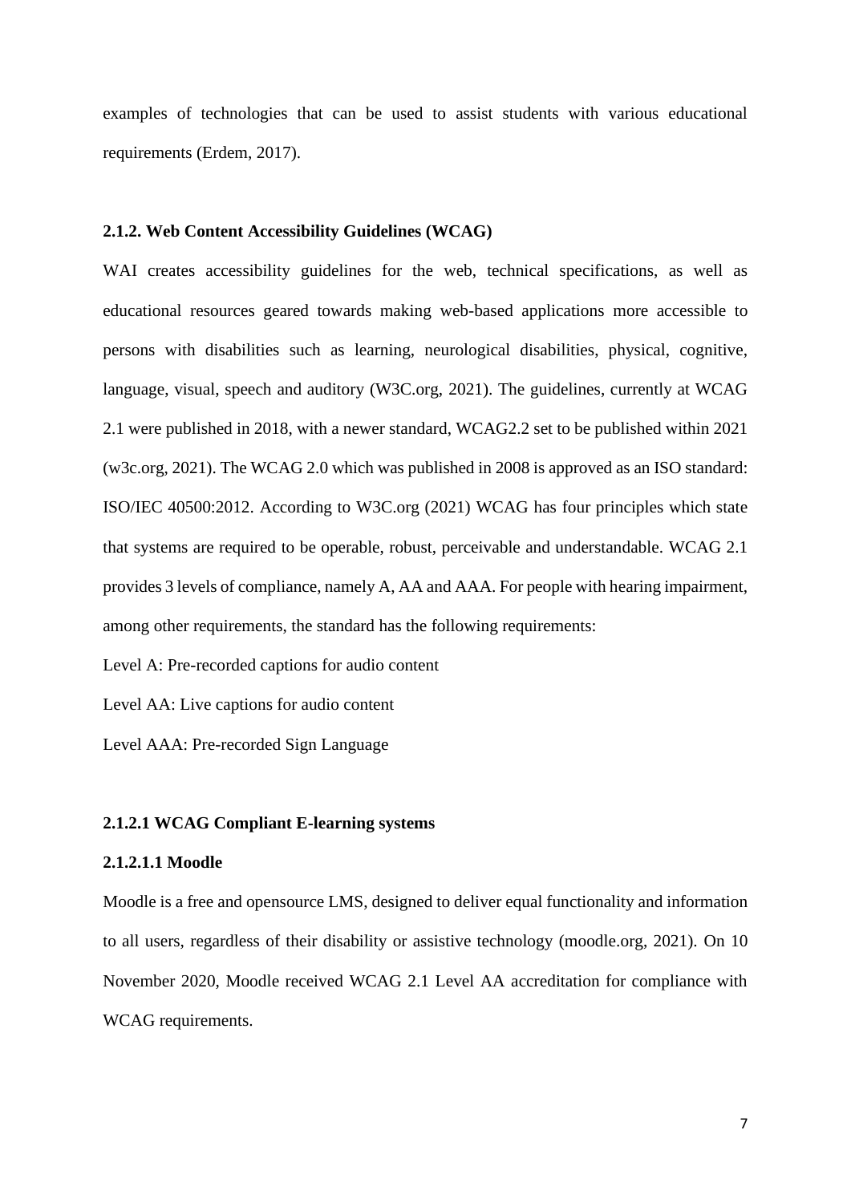examples of technologies that can be used to assist students with various educational requirements (Erdem, 2017).

### 2.1.2. Web Content Accessibility Guidelines (WCAG)

WAI creates accessibility guidelines for the web, technical specifications, as well as educational resources geared towards making web-based applications more accessible to persons with disabilities such as learning, neurological disabilities, physical, cognitive, language, visual, speech and auditory (W3C.org, 2021). The guidelines, currently at WCAG 2.1 were published in 2018, with a newer standard, WCAG2.2 set to be published within 2021 (w3c.org, 2021). The WCAG 2.0 which was published in 2008 is approved as an ISO standard: ISO/IEC 40500:2012. According to W3C.org (2021) WCAG has four principles which state that systems are required to be operable, robust, perceivable and understandable. WCAG 2.1 provides 3 levels of compliance, namely A, AA and AAA. For people with hearing impairment, among other requirements, the standard has the following requirements:

Level A: Pre-recorded captions for audio content

Level AA: Live captions for audio content

Level AAA: Pre-recorded Sign Language

#### 2.1.2.1 WCAG Compliant E-learning systems

##### 2.1.2.1.1 Moodle

Moodle is a free and opensource LMS, designed to deliver equal functionality and information to all users, regardless of their disability or assistive technology (moodle.org, 2021). On 10 November 2020, Moodle received WCAG 2.1 Level AA accreditation for compliance with WCAG requirements.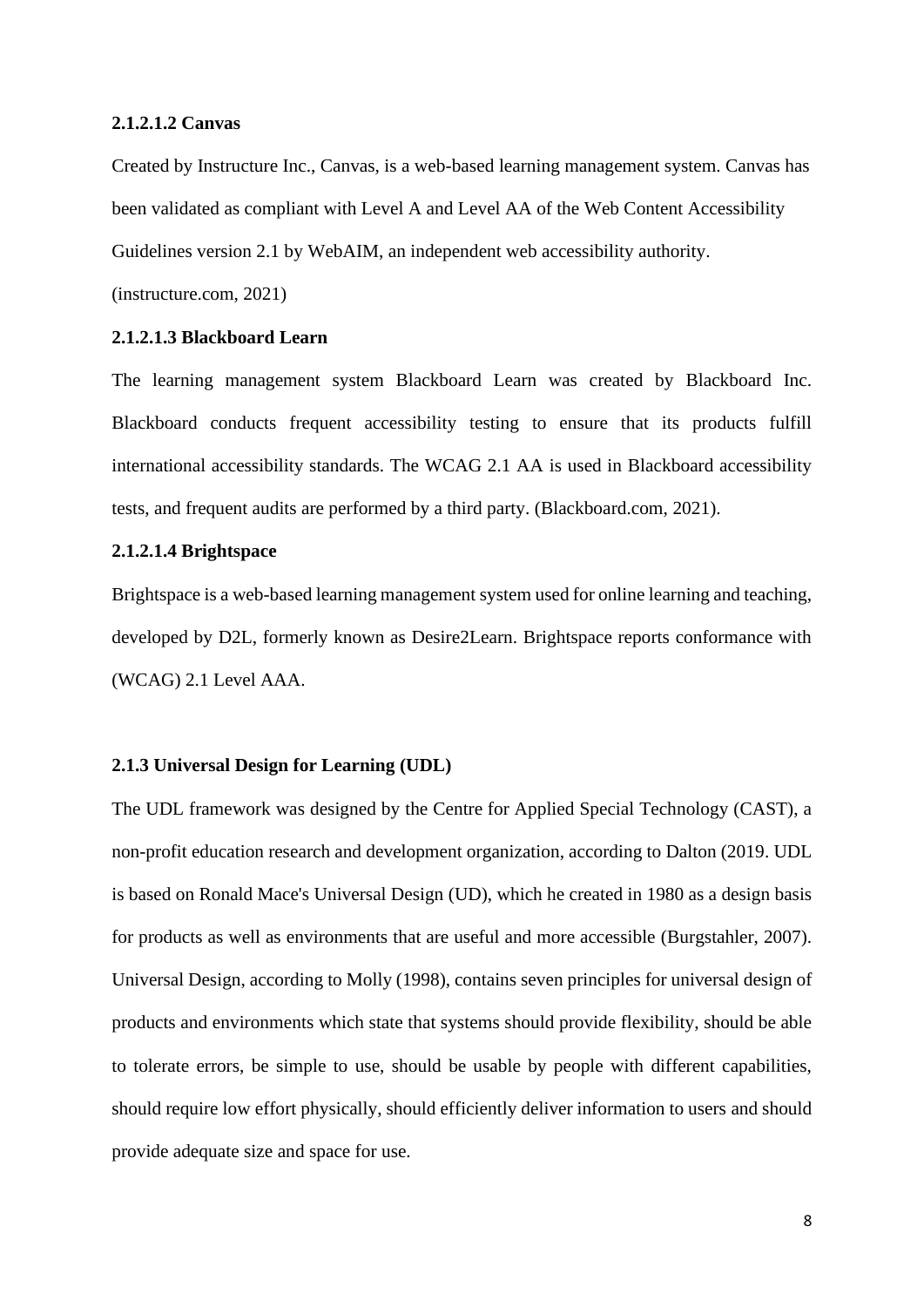#### 2.1.2.1.2 Canvas

Created by Instructure Inc., Canvas, is a web-based learning management system. Canvas has been validated as compliant with Level A and Level AA of the Web Content Accessibility Guidelines version 2.1 by WebAIM, an independent web accessibility authority. (instructure.com, 2021)

#### 2.1.2.1.3 Blackboard Learn

The learning management system Blackboard Learn was created by Blackboard Inc. Blackboard conducts frequent accessibility testing to ensure that its products fulfill international accessibility standards. The WCAG 2.1 AA is used in Blackboard accessibility tests, and frequent audits are performed by a third party. (Blackboard.com, 2021).

#### 2.1.2.1.4 Brightspace

Brightspace is a web-based learning management system used for online learning and teaching, developed by D2L, formerly known as Desire2Learn. Brightspace reports conformance with (WCAG) 2.1 Level AAA.

### 2.1.3 Universal Design for Learning (UDL)

The UDL framework was designed by the Centre for Applied Special Technology (CAST), a non-profit education research and development organization, according to Dalton (2019. UDL is based on Ronald Mace's Universal Design (UD), which he created in 1980 as a design basis for products as well as environments that are useful and more accessible (Burgstahler, 2007). Universal Design, according to Molly (1998), contains seven principles for universal design of products and environments which state that systems should provide flexibility, should be able to tolerate errors, be simple to use, should be usable by people with different capabilities, should require low effort physically, should efficiently deliver information to users and should provide adequate size and space for use.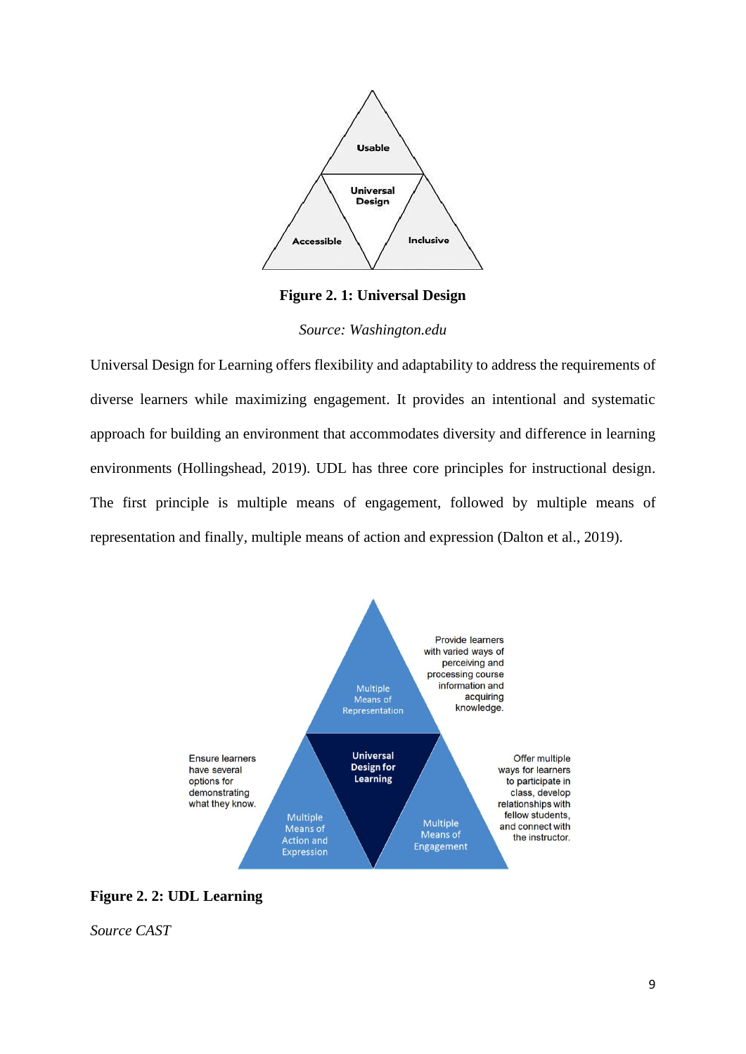**Figure 2. 1: Universal Design**

*Source: Washington.edu*

Universal Design for Learning offers flexibility and adaptability to address the requirements of diverse learners while maximizing engagement. It provides an intentional and systematic approach for building an environment that accommodates diversity and difference in learning environments (Hollingshead, 2019). UDL has three core principles for instructional design. The first principle is multiple means of engagement, followed by multiple means of representation and finally, multiple means of action and expression (Dalton et al., 2019).

**Figure 2. 2: UDL Learning**

*Source CAST*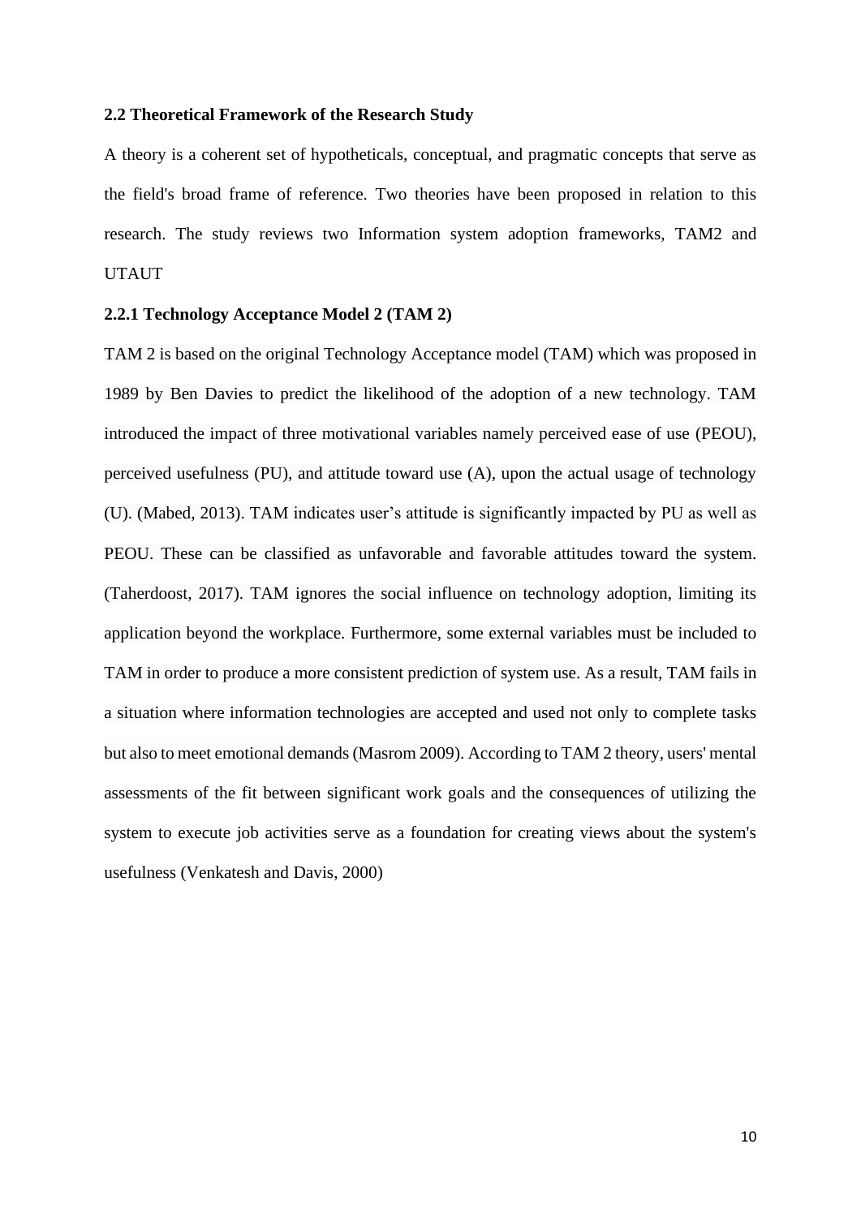### 2.2 Theoretical Framework of the Research Study

A theory is a coherent set of hypotheticals, conceptual, and pragmatic concepts that serve as the field's broad frame of reference. Two theories have been proposed in relation to this research. The study reviews two Information system adoption frameworks, TAM2 and UTAUT

#### 2.2.1 Technology Acceptance Model 2 (TAM 2)

TAM 2 is based on the original Technology Acceptance model (TAM) which was proposed in 1989 by Ben Davies to predict the likelihood of the adoption of a new technology. TAM introduced the impact of three motivational variables namely perceived ease of use (PEOU), perceived usefulness (PU), and attitude toward use (A), upon the actual usage of technology (U). (Mabed, 2013). TAM indicates user's attitude is significantly impacted by PU as well as PEOU. These can be classified as unfavorable and favorable attitudes toward the system. (Taherdoost, 2017). TAM ignores the social influence on technology adoption, limiting its application beyond the workplace. Furthermore, some external variables must be included to TAM in order to produce a more consistent prediction of system use. As a result, TAM fails in a situation where information technologies are accepted and used not only to complete tasks but also to meet emotional demands (Masrom 2009). According to TAM 2 theory, users' mental assessments of the fit between significant work goals and the consequences of utilizing the system to execute job activities serve as a foundation for creating views about the system's usefulness (Venkatesh and Davis, 2000)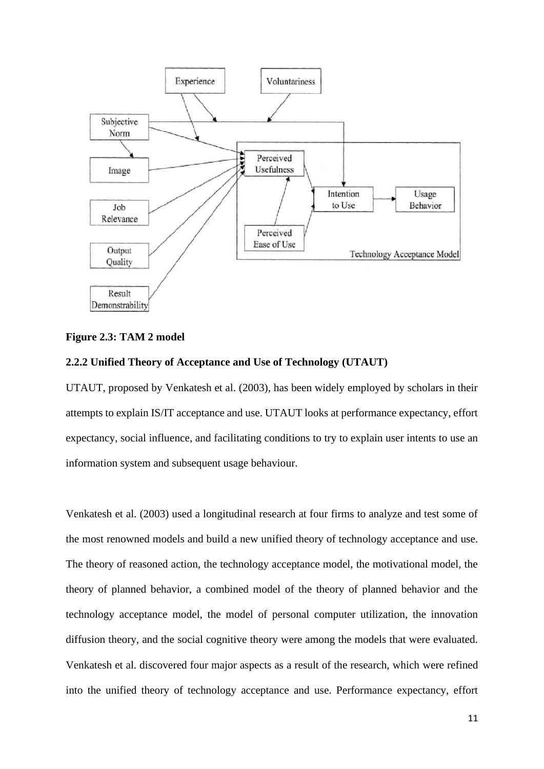**Figure 2.3: TAM 2 model**

### 2.2.2 Unified Theory of Acceptance and Use of Technology (UTAUT)

UTAUT, proposed by Venkatesh et al. (2003), has been widely employed by scholars in their attempts to explain IS/IT acceptance and use. UTAUT looks at performance expectancy, effort expectancy, social influence, and facilitating conditions to try to explain user intents to use an information system and subsequent usage behaviour.

Venkatesh et al. (2003) used a longitudinal research at four firms to analyze and test some of the most renowned models and build a new unified theory of technology acceptance and use. The theory of reasoned action, the technology acceptance model, the motivational model, the theory of planned behavior, a combined model of the theory of planned behavior and the technology acceptance model, the model of personal computer utilization, the innovation diffusion theory, and the social cognitive theory were among the models that were evaluated. Venkatesh et al. discovered four major aspects as a result of the research, which were refined into the unified theory of technology acceptance and use. Performance expectancy, effort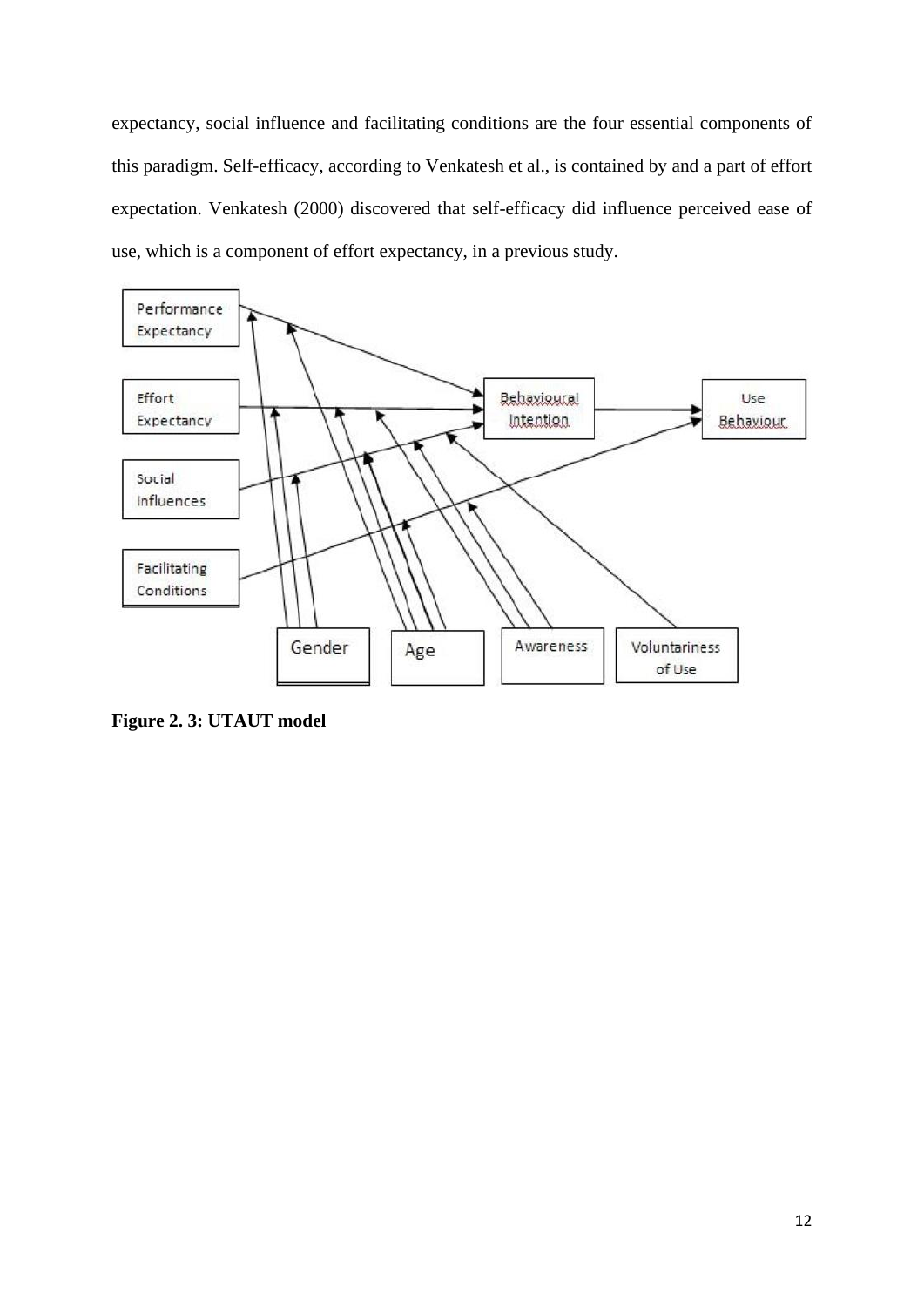expectancy, social influence and facilitating conditions are the four essential components of this paradigm. Self-efficacy, according to Venkatesh et al., is contained by and a part of effort expectation. Venkatesh (2000) discovered that self-efficacy did influence perceived ease of use, which is a component of effort expectancy, in a previous study.

**Figure 2. 3: UTAUT model**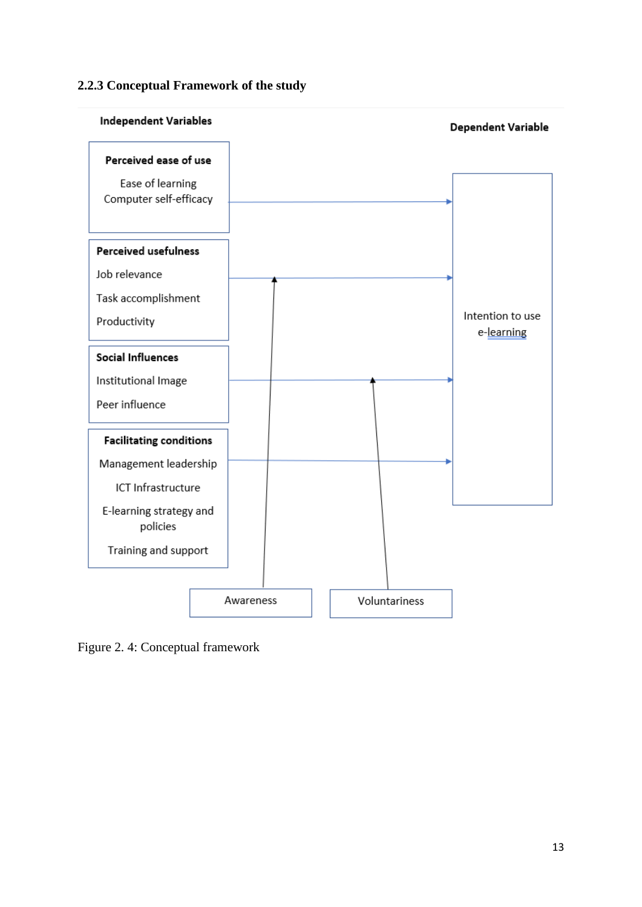### 2.2.3 Conceptual Framework of the study

**Independent Variables**

**Dependent Variable**

**Perceived ease of use**

Ease of learning

Computer self-efficacy

**Perceived usefulness**

Job relevance

Task accomplishment

Productivity

**Social Influences**

Institutional Image

Peer influence

**Facilitating conditions**

Management leadership

ICT Infrastructure

E-learning strategy and policies

Training and support

Intention to use e-learning

Awareness

Voluntariness

Figure 2. 4: Conceptual framework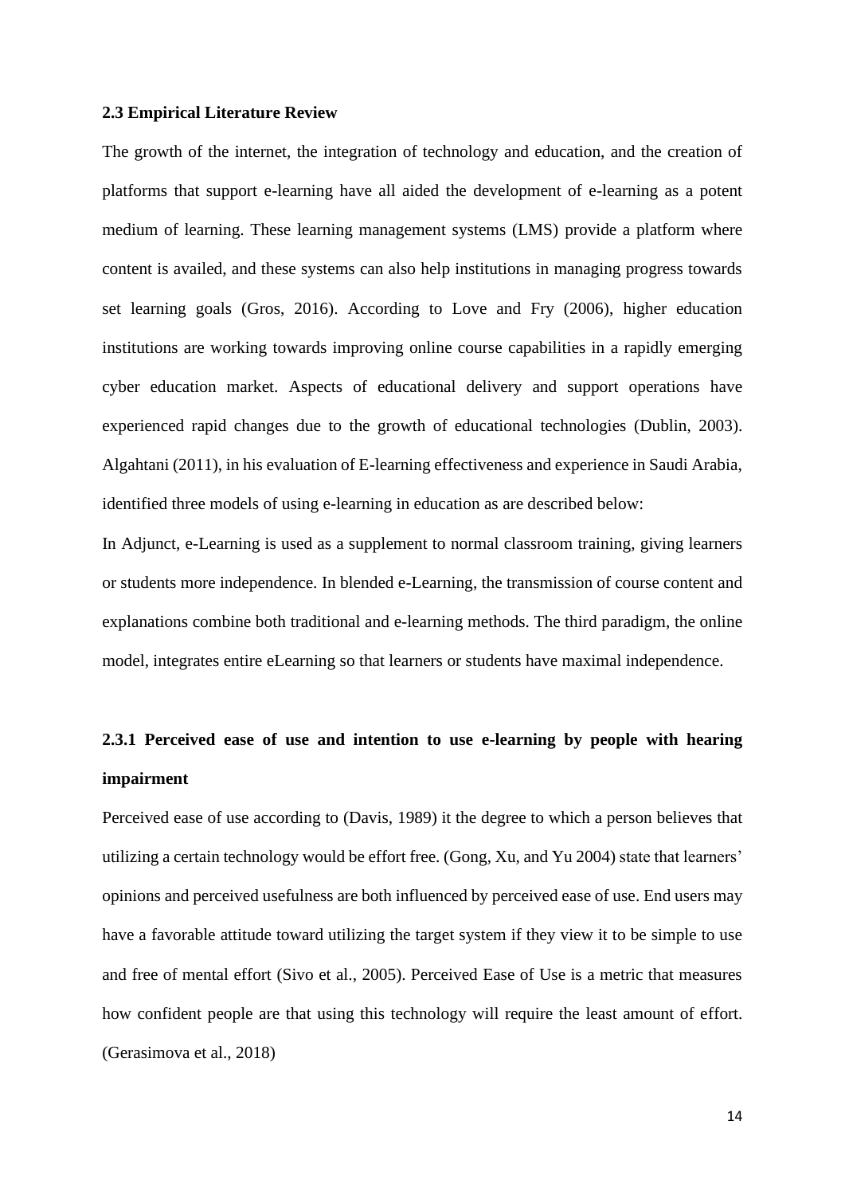### 2.3 Empirical Literature Review

The growth of the internet, the integration of technology and education, and the creation of platforms that support e-learning have all aided the development of e-learning as a potent medium of learning. These learning management systems (LMS) provide a platform where content is availed, and these systems can also help institutions in managing progress towards set learning goals (Gros, 2016). According to Love and Fry (2006), higher education institutions are working towards improving online course capabilities in a rapidly emerging cyber education market. Aspects of educational delivery and support operations have experienced rapid changes due to the growth of educational technologies (Dublin, 2003). Algahtani (2011), in his evaluation of E-learning effectiveness and experience in Saudi Arabia, identified three models of using e-learning in education as are described below:

In Adjunct, e-Learning is used as a supplement to normal classroom training, giving learners or students more independence. In blended e-Learning, the transmission of course content and explanations combine both traditional and e-learning methods. The third paradigm, the online model, integrates entire eLearning so that learners or students have maximal independence.

#### 2.3.1 Perceived ease of use and intention to use e-learning by people with hearing impairment

Perceived ease of use according to (Davis, 1989) it the degree to which a person believes that utilizing a certain technology would be effort free. (Gong, Xu, and Yu 2004) state that learners' opinions and perceived usefulness are both influenced by perceived ease of use. End users may have a favorable attitude toward utilizing the target system if they view it to be simple to use and free of mental effort (Sivo et al., 2005). Perceived Ease of Use is a metric that measures how confident people are that using this technology will require the least amount of effort. (Gerasimova et al., 2018)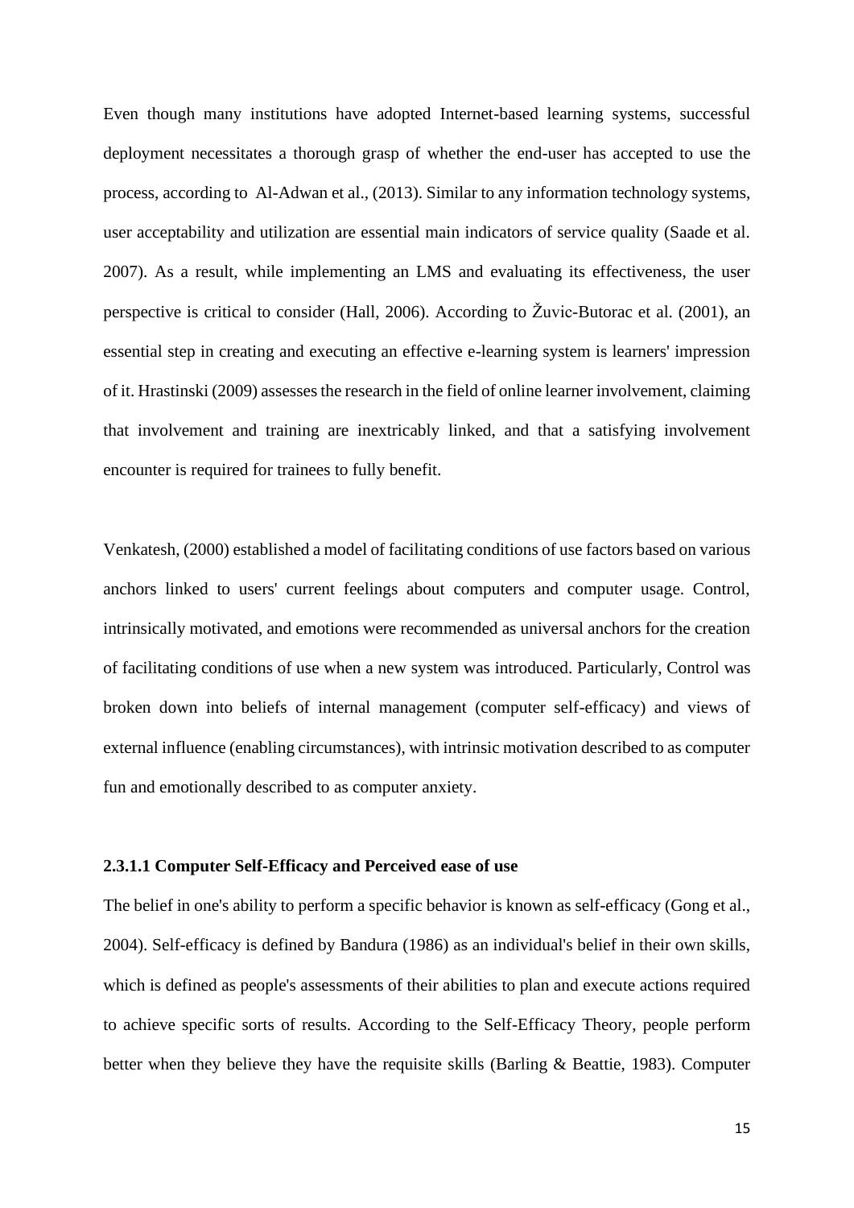Even though many institutions have adopted Internet-based learning systems, successful deployment necessitates a thorough grasp of whether the end-user has accepted to use the process, according to Al-Adwan et al., (2013). Similar to any information technology systems, user acceptability and utilization are essential main indicators of service quality (Saade et al. 2007). As a result, while implementing an LMS and evaluating its effectiveness, the user perspective is critical to consider (Hall, 2006). According to Žuvic-Butorac et al. (2001), an essential step in creating and executing an effective e-learning system is learners' impression of it. Hrastinski (2009) assesses the research in the field of online learner involvement, claiming that involvement and training are inextricably linked, and that a satisfying involvement encounter is required for trainees to fully benefit.

Venkatesh, (2000) established a model of facilitating conditions of use factors based on various anchors linked to users' current feelings about computers and computer usage. Control, intrinsically motivated, and emotions were recommended as universal anchors for the creation of facilitating conditions of use when a new system was introduced. Particularly, Control was broken down into beliefs of internal management (computer self-efficacy) and views of external influence (enabling circumstances), with intrinsic motivation described to as computer fun and emotionally described to as computer anxiety.

#### 2.3.1.1 Computer Self-Efficacy and Perceived ease of use

The belief in one's ability to perform a specific behavior is known as self-efficacy (Gong et al., 2004). Self-efficacy is defined by Bandura (1986) as an individual's belief in their own skills, which is defined as people's assessments of their abilities to plan and execute actions required to achieve specific sorts of results. According to the Self-Efficacy Theory, people perform better when they believe they have the requisite skills (Barling & Beattie, 1983). Computer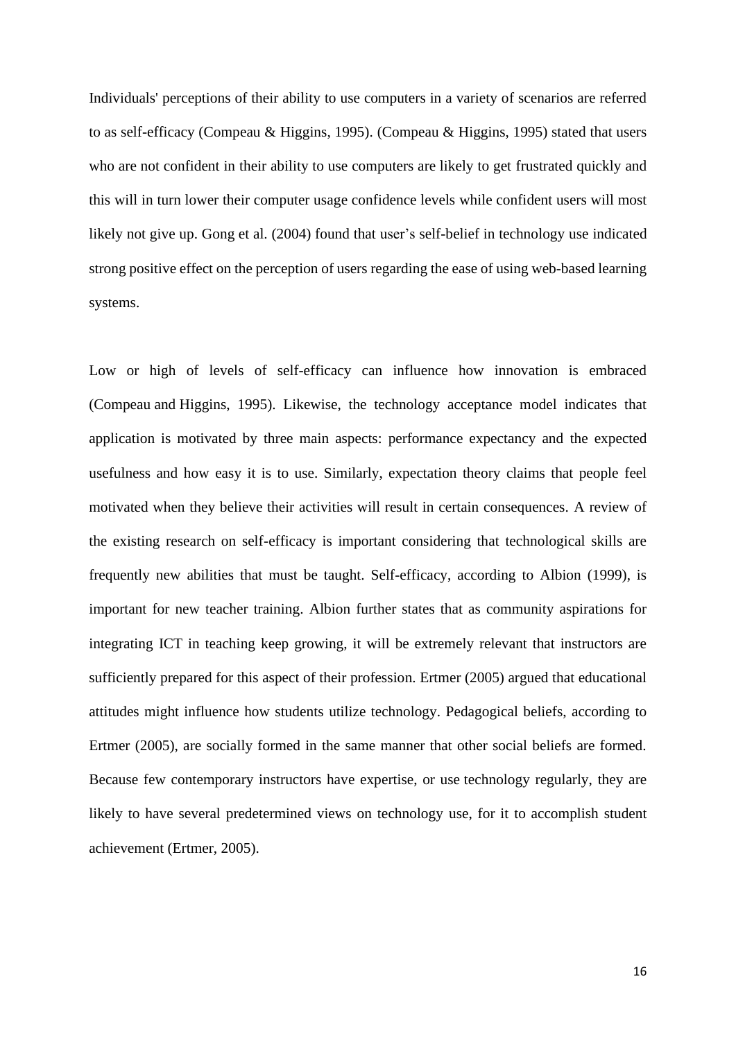Individuals' perceptions of their ability to use computers in a variety of scenarios are referred to as self-efficacy (Compeau & Higgins, 1995). (Compeau & Higgins, 1995) stated that users who are not confident in their ability to use computers are likely to get frustrated quickly and this will in turn lower their computer usage confidence levels while confident users will most likely not give up. Gong et al. (2004) found that user's self-belief in technology use indicated strong positive effect on the perception of users regarding the ease of using web-based learning systems.

Low or high of levels of self-efficacy can influence how innovation is embraced (Compeau and Higgins, 1995). Likewise, the technology acceptance model indicates that application is motivated by three main aspects: performance expectancy and the expected usefulness and how easy it is to use. Similarly, expectation theory claims that people feel motivated when they believe their activities will result in certain consequences. A review of the existing research on self-efficacy is important considering that technological skills are frequently new abilities that must be taught. Self-efficacy, according to Albion (1999), is important for new teacher training. Albion further states that as community aspirations for integrating ICT in teaching keep growing, it will be extremely relevant that instructors are sufficiently prepared for this aspect of their profession. Ertmer (2005) argued that educational attitudes might influence how students utilize technology. Pedagogical beliefs, according to Ertmer (2005), are socially formed in the same manner that other social beliefs are formed. Because few contemporary instructors have expertise, or use technology regularly, they are likely to have several predetermined views on technology use, for it to accomplish student achievement (Ertmer, 2005).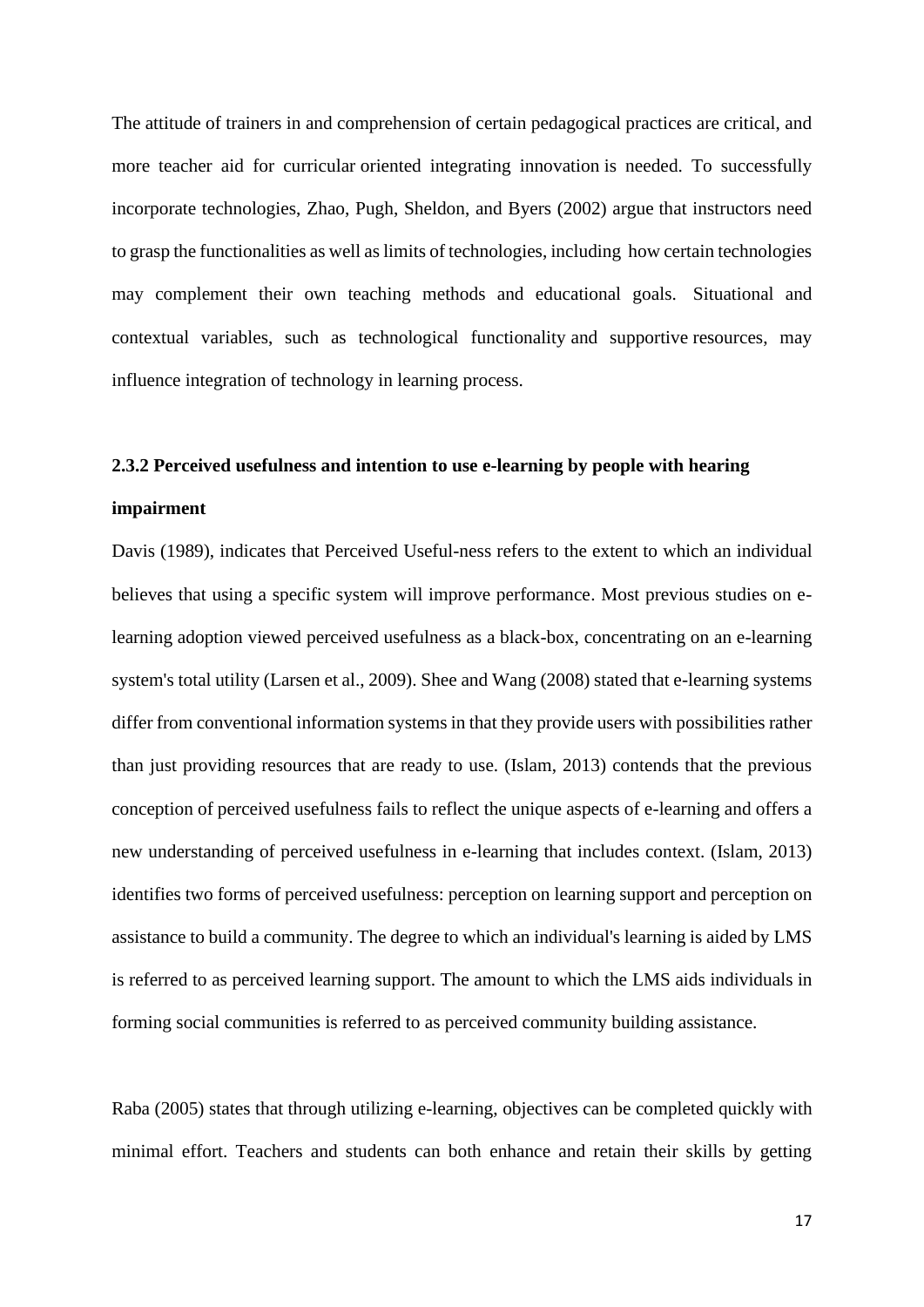The attitude of trainers in and comprehension of certain pedagogical practices are critical, and more teacher aid for curricular oriented integrating innovation is needed. To successfully incorporate technologies, Zhao, Pugh, Sheldon, and Byers (2002) argue that instructors need to grasp the functionalities as well as limits of technologies, including how certain technologies may complement their own teaching methods and educational goals. Situational and contextual variables, such as technological functionality and supportive resources, may influence integration of technology in learning process.

### 2.3.2 Perceived usefulness and intention to use e-learning by people with hearing impairment

Davis (1989), indicates that Perceived Useful-ness refers to the extent to which an individual believes that using a specific system will improve performance. Most previous studies on e-learning adoption viewed perceived usefulness as a black-box, concentrating on an e-learning system's total utility (Larsen et al., 2009). Shee and Wang (2008) stated that e-learning systems differ from conventional information systems in that they provide users with possibilities rather than just providing resources that are ready to use. (Islam, 2013) contends that the previous conception of perceived usefulness fails to reflect the unique aspects of e-learning and offers a new understanding of perceived usefulness in e-learning that includes context. (Islam, 2013) identifies two forms of perceived usefulness: perception on learning support and perception on assistance to build a community. The degree to which an individual's learning is aided by LMS is referred to as perceived learning support. The amount to which the LMS aids individuals in forming social communities is referred to as perceived community building assistance.

Raba (2005) states that through utilizing e-learning, objectives can be completed quickly with minimal effort. Teachers and students can both enhance and retain their skills by getting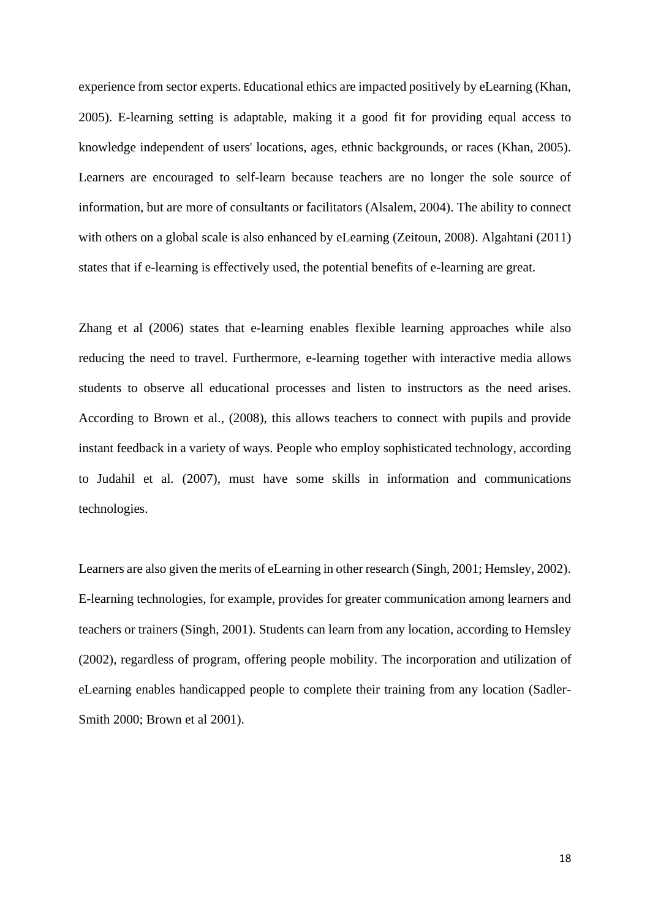experience from sector experts. Educational ethics are impacted positively by eLearning (Khan, 2005). E-learning setting is adaptable, making it a good fit for providing equal access to knowledge independent of users' locations, ages, ethnic backgrounds, or races (Khan, 2005). Learners are encouraged to self-learn because teachers are no longer the sole source of information, but are more of consultants or facilitators (Alsalem, 2004). The ability to connect with others on a global scale is also enhanced by eLearning (Zeitoun, 2008). Algahtani (2011) states that if e-learning is effectively used, the potential benefits of e-learning are great.

Zhang et al (2006) states that e-learning enables flexible learning approaches while also reducing the need to travel. Furthermore, e-learning together with interactive media allows students to observe all educational processes and listen to instructors as the need arises. According to Brown et al., (2008), this allows teachers to connect with pupils and provide instant feedback in a variety of ways. People who employ sophisticated technology, according to Judahil et al. (2007), must have some skills in information and communications technologies.

Learners are also given the merits of eLearning in other research (Singh, 2001; Hemsley, 2002). E-learning technologies, for example, provides for greater communication among learners and teachers or trainers (Singh, 2001). Students can learn from any location, according to Hemsley (2002), regardless of program, offering people mobility. The incorporation and utilization of eLearning enables handicapped people to complete their training from any location (Sadler-Smith 2000; Brown et al 2001).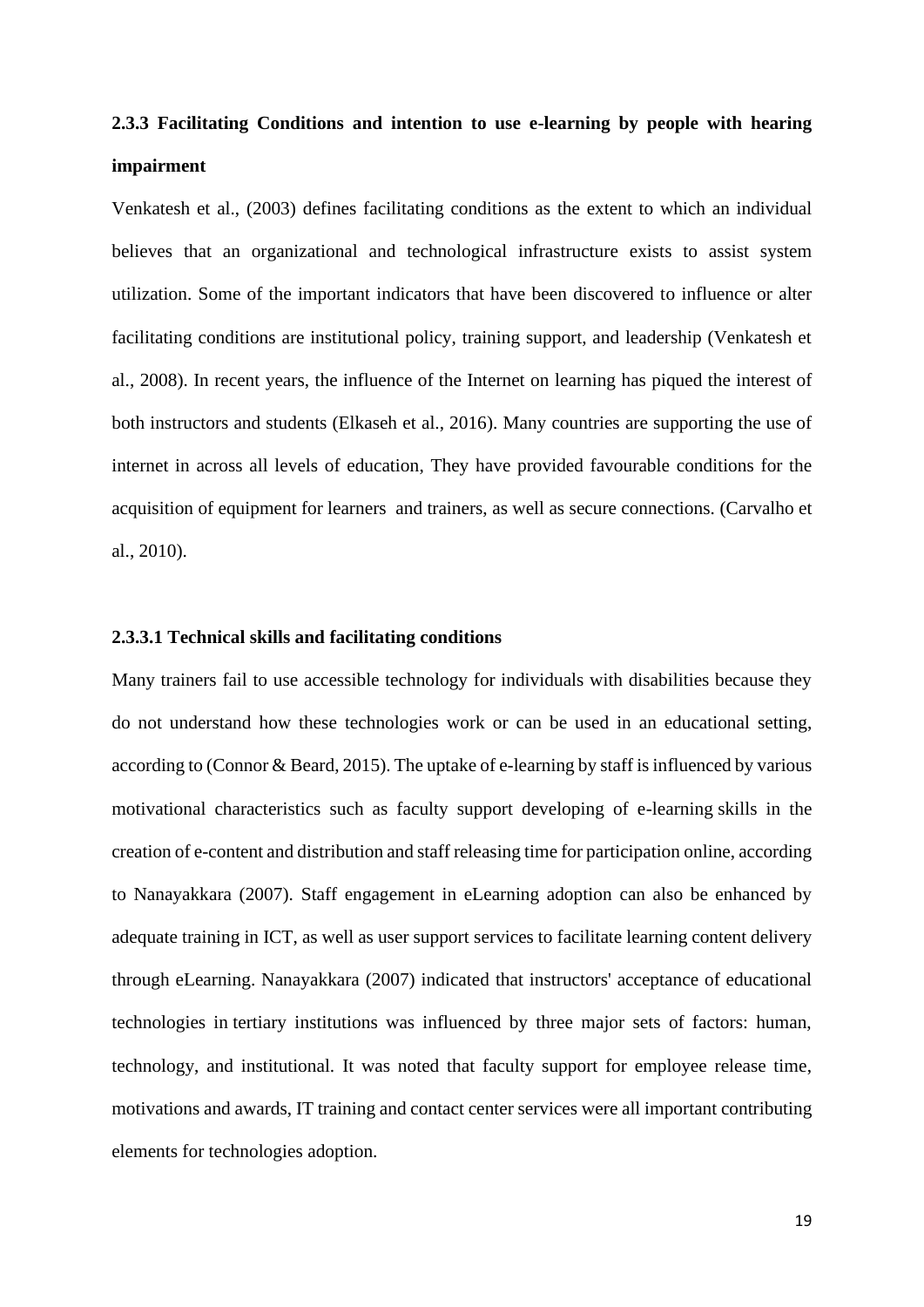### 2.3.3 Facilitating Conditions and intention to use e-learning by people with hearing impairment

Venkatesh et al., (2003) defines facilitating conditions as the extent to which an individual believes that an organizational and technological infrastructure exists to assist system utilization. Some of the important indicators that have been discovered to influence or alter facilitating conditions are institutional policy, training support, and leadership (Venkatesh et al., 2008). In recent years, the influence of the Internet on learning has piqued the interest of both instructors and students (Elkaseh et al., 2016). Many countries are supporting the use of internet in across all levels of education, They have provided favourable conditions for the acquisition of equipment for learners and trainers, as well as secure connections. (Carvalho et al., 2010).

#### 2.3.3.1 Technical skills and facilitating conditions

Many trainers fail to use accessible technology for individuals with disabilities because they do not understand how these technologies work or can be used in an educational setting, according to (Connor & Beard, 2015). The uptake of e-learning by staff is influenced by various motivational characteristics such as faculty support developing of e-learning skills in the creation of e-content and distribution and staff releasing time for participation online, according to Nanayakkara (2007). Staff engagement in eLearning adoption can also be enhanced by adequate training in ICT, as well as user support services to facilitate learning content delivery through eLearning. Nanayakkara (2007) indicated that instructors' acceptance of educational technologies in tertiary institutions was influenced by three major sets of factors: human, technology, and institutional. It was noted that faculty support for employee release time, motivations and awards, IT training and contact center services were all important contributing elements for technologies adoption.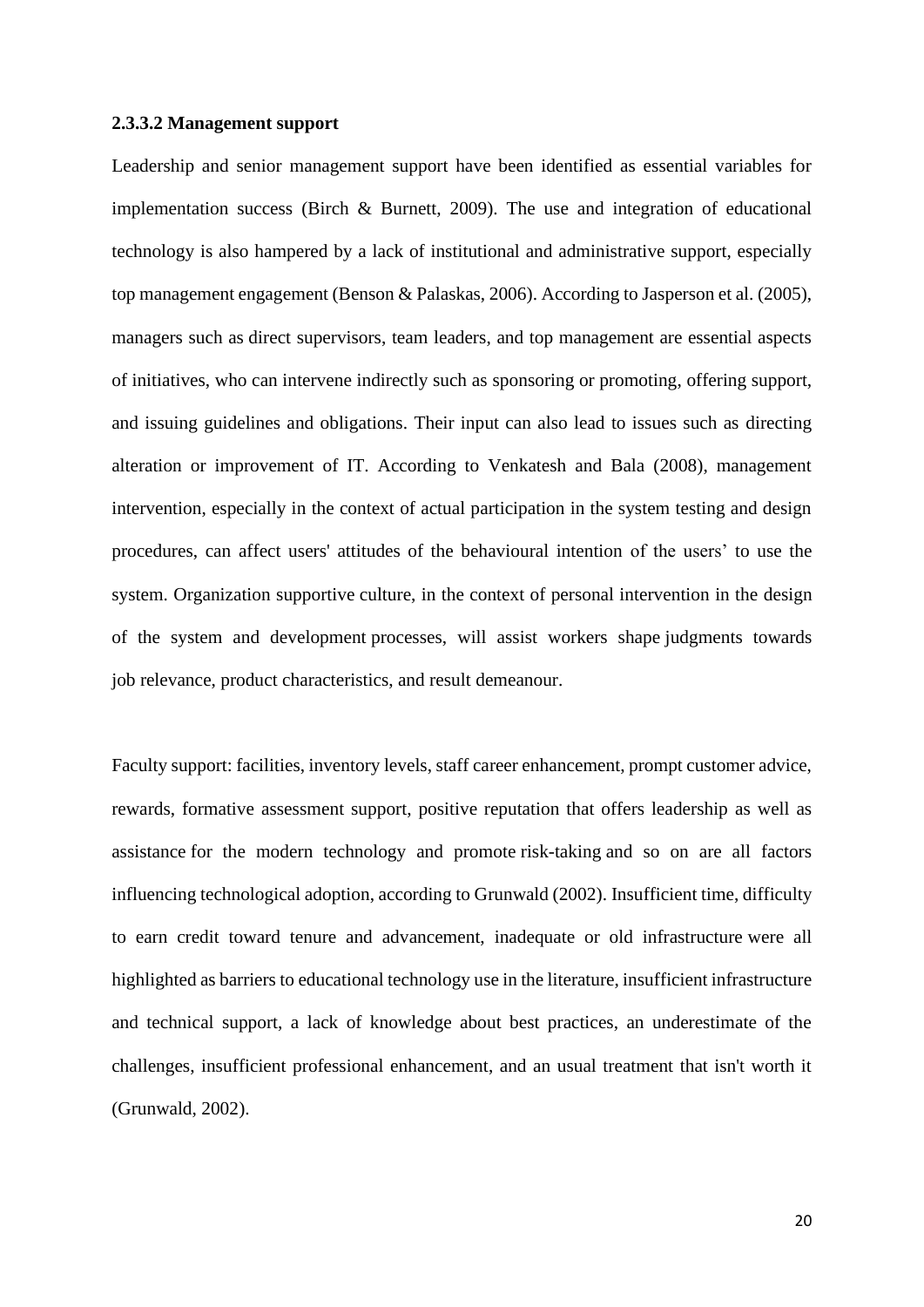#### 2.3.3.2 Management support

Leadership and senior management support have been identified as essential variables for implementation success (Birch & Burnett, 2009). The use and integration of educational technology is also hampered by a lack of institutional and administrative support, especially top management engagement (Benson & Palaskas, 2006). According to Jasperson et al. (2005), managers such as direct supervisors, team leaders, and top management are essential aspects of initiatives, who can intervene indirectly such as sponsoring or promoting, offering support, and issuing guidelines and obligations. Their input can also lead to issues such as directing alteration or improvement of IT. According to Venkatesh and Bala (2008), management intervention, especially in the context of actual participation in the system testing and design procedures, can affect users' attitudes of the behavioural intention of the users' to use the system. Organization supportive culture, in the context of personal intervention in the design of the system and development processes, will assist workers shape judgments towards job relevance, product characteristics, and result demeanour.

Faculty support: facilities, inventory levels, staff career enhancement, prompt customer advice, rewards, formative assessment support, positive reputation that offers leadership as well as assistance for the modern technology and promote risk-taking and so on are all factors influencing technological adoption, according to Grunwald (2002). Insufficient time, difficulty to earn credit toward tenure and advancement, inadequate or old infrastructure were all highlighted as barriers to educational technology use in the literature, insufficient infrastructure and technical support, a lack of knowledge about best practices, an underestimate of the challenges, insufficient professional enhancement, and an usual treatment that isn't worth it (Grunwald, 2002).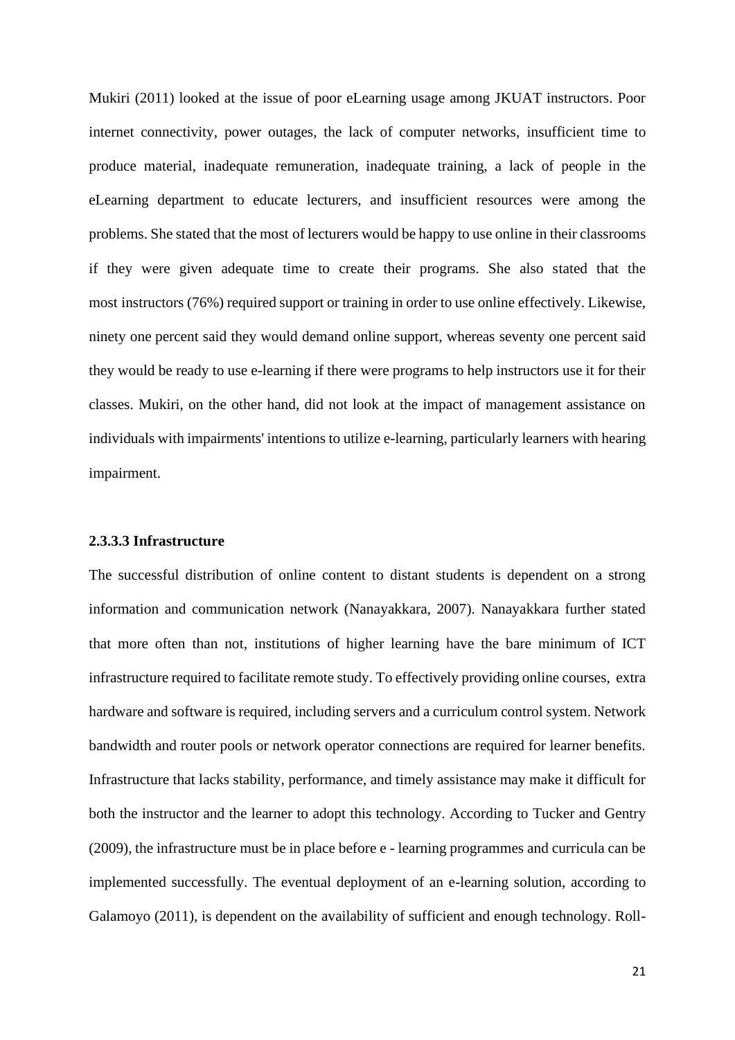Mukiri (2011) looked at the issue of poor eLearning usage among JKUAT instructors. Poor internet connectivity, power outages, the lack of computer networks, insufficient time to produce material, inadequate remuneration, inadequate training, a lack of people in the eLearning department to educate lecturers, and insufficient resources were among the problems. She stated that the most of lecturers would be happy to use online in their classrooms if they were given adequate time to create their programs. She also stated that the most instructors (76%) required support or training in order to use online effectively. Likewise, ninety one percent said they would demand online support, whereas seventy one percent said they would be ready to use e-learning if there were programs to help instructors use it for their classes. Mukiri, on the other hand, did not look at the impact of management assistance on individuals with impairments' intentions to utilize e-learning, particularly learners with hearing impairment.

#### 2.3.3.3 Infrastructure

The successful distribution of online content to distant students is dependent on a strong information and communication network (Nanayakkara, 2007). Nanayakkara further stated that more often than not, institutions of higher learning have the bare minimum of ICT infrastructure required to facilitate remote study. To effectively providing online courses, extra hardware and software is required, including servers and a curriculum control system. Network bandwidth and router pools or network operator connections are required for learner benefits. Infrastructure that lacks stability, performance, and timely assistance may make it difficult for both the instructor and the learner to adopt this technology. According to Tucker and Gentry (2009), the infrastructure must be in place before e - learning programmes and curricula can be implemented successfully. The eventual deployment of an e-learning solution, according to Galamoyo (2011), is dependent on the availability of sufficient and enough technology. Roll-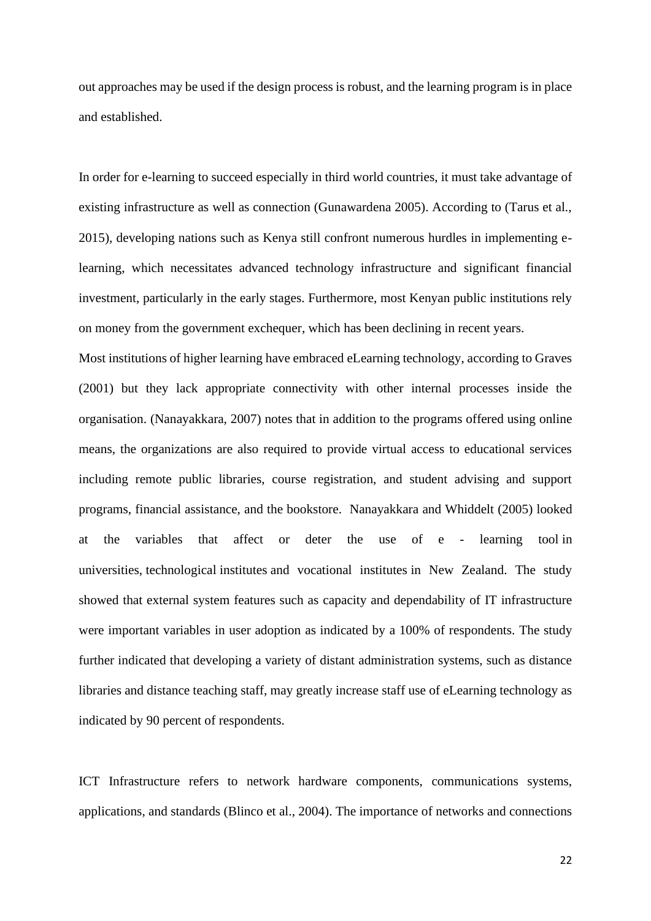out approaches may be used if the design process is robust, and the learning program is in place and established.

In order for e-learning to succeed especially in third world countries, it must take advantage of existing infrastructure as well as connection (Gunawardena 2005). According to (Tarus et al., 2015), developing nations such as Kenya still confront numerous hurdles in implementing e-learning, which necessitates advanced technology infrastructure and significant financial investment, particularly in the early stages. Furthermore, most Kenyan public institutions rely on money from the government exchequer, which has been declining in recent years.

Most institutions of higher learning have embraced eLearning technology, according to Graves (2001) but they lack appropriate connectivity with other internal processes inside the organisation. (Nanayakkara, 2007) notes that in addition to the programs offered using online means, the organizations are also required to provide virtual access to educational services including remote public libraries, course registration, and student advising and support programs, financial assistance, and the bookstore. Nanayakkara and Whiddelt (2005) looked at the variables that affect or deter the use of e - learning tool in universities, technological institutes and vocational institutes in New Zealand. The study showed that external system features such as capacity and dependability of IT infrastructure were important variables in user adoption as indicated by a 100% of respondents. The study further indicated that developing a variety of distant administration systems, such as distance libraries and distance teaching staff, may greatly increase staff use of eLearning technology as indicated by 90 percent of respondents.

ICT Infrastructure refers to network hardware components, communications systems, applications, and standards (Blinco et al., 2004). The importance of networks and connections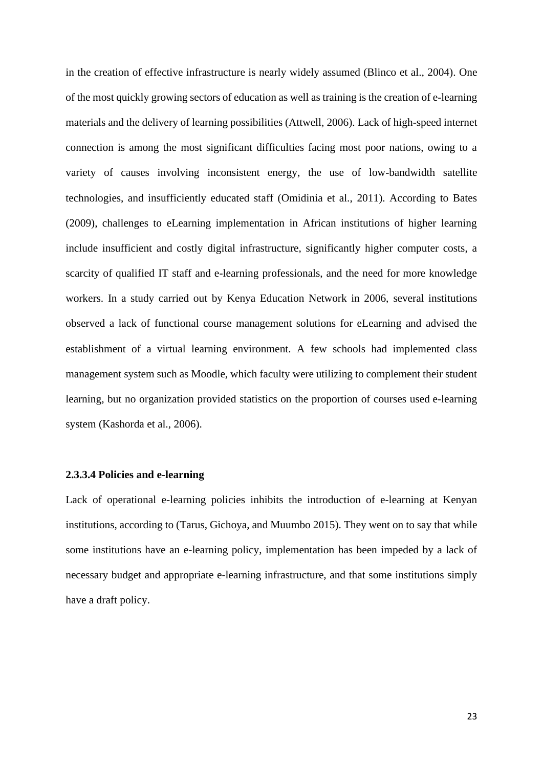in the creation of effective infrastructure is nearly widely assumed (Blinco et al., 2004). One of the most quickly growing sectors of education as well as training is the creation of e-learning materials and the delivery of learning possibilities (Attwell, 2006). Lack of high-speed internet connection is among the most significant difficulties facing most poor nations, owing to a variety of causes involving inconsistent energy, the use of low-bandwidth satellite technologies, and insufficiently educated staff (Omidinia et al., 2011). According to Bates (2009), challenges to eLearning implementation in African institutions of higher learning include insufficient and costly digital infrastructure, significantly higher computer costs, a scarcity of qualified IT staff and e-learning professionals, and the need for more knowledge workers. In a study carried out by Kenya Education Network in 2006, several institutions observed a lack of functional course management solutions for eLearning and advised the establishment of a virtual learning environment. A few schools had implemented class management system such as Moodle, which faculty were utilizing to complement their student learning, but no organization provided statistics on the proportion of courses used e-learning system (Kashorda et al., 2006).

#### 2.3.3.4 Policies and e-learning

Lack of operational e-learning policies inhibits the introduction of e-learning at Kenyan institutions, according to (Tarus, Gichoya, and Muumbo 2015). They went on to say that while some institutions have an e-learning policy, implementation has been impeded by a lack of necessary budget and appropriate e-learning infrastructure, and that some institutions simply have a draft policy.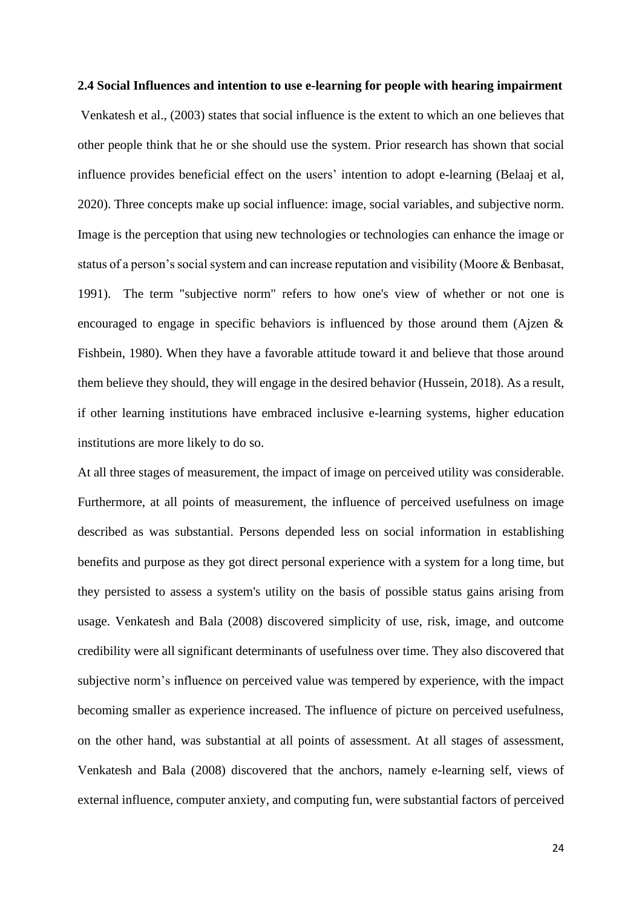**2.4 Social Influences and intention to use e-learning for people with hearing impairment**

Venkatesh et al., (2003) states that social influence is the extent to which an one believes that other people think that he or she should use the system. Prior research has shown that social influence provides beneficial effect on the users' intention to adopt e-learning (Belaaj et al, 2020). Three concepts make up social influence: image, social variables, and subjective norm. Image is the perception that using new technologies or technologies can enhance the image or status of a person's social system and can increase reputation and visibility (Moore & Benbasat, 1991). The term "subjective norm" refers to how one's view of whether or not one is encouraged to engage in specific behaviors is influenced by those around them (Ajzen & Fishbein, 1980). When they have a favorable attitude toward it and believe that those around them believe they should, they will engage in the desired behavior (Hussein, 2018). As a result, if other learning institutions have embraced inclusive e-learning systems, higher education institutions are more likely to do so.

At all three stages of measurement, the impact of image on perceived utility was considerable. Furthermore, at all points of measurement, the influence of perceived usefulness on image described as was substantial. Persons depended less on social information in establishing benefits and purpose as they got direct personal experience with a system for a long time, but they persisted to assess a system's utility on the basis of possible status gains arising from usage. Venkatesh and Bala (2008) discovered simplicity of use, risk, image, and outcome credibility were all significant determinants of usefulness over time. They also discovered that subjective norm's influence on perceived value was tempered by experience, with the impact becoming smaller as experience increased. The influence of picture on perceived usefulness, on the other hand, was substantial at all points of assessment. At all stages of assessment, Venkatesh and Bala (2008) discovered that the anchors, namely e-learning self, views of external influence, computer anxiety, and computing fun, were substantial factors of perceived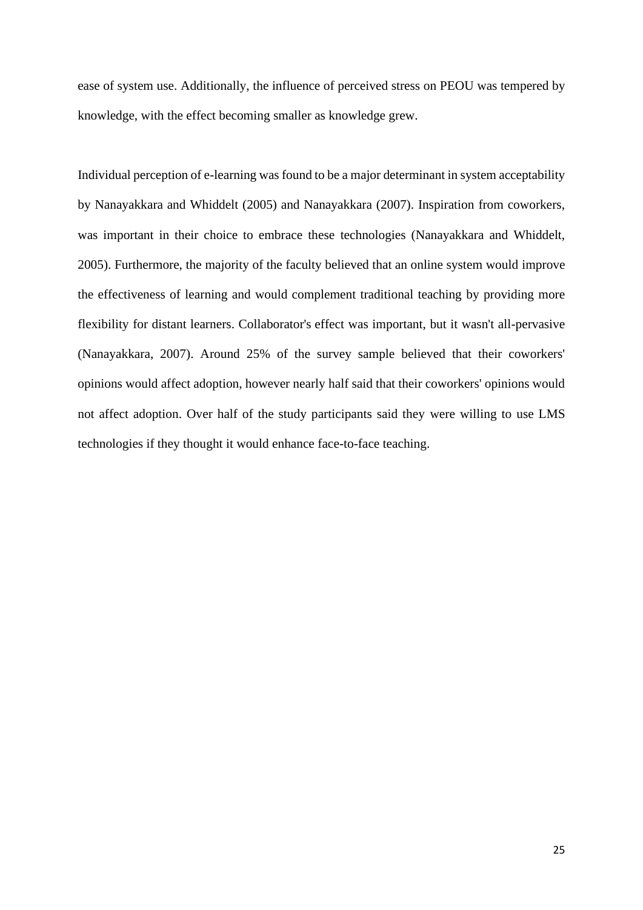ease of system use. Additionally, the influence of perceived stress on PEOU was tempered by knowledge, with the effect becoming smaller as knowledge grew.

Individual perception of e-learning was found to be a major determinant in system acceptability by Nanayakkara and Whiddelt (2005) and Nanayakkara (2007). Inspiration from coworkers, was important in their choice to embrace these technologies (Nanayakkara and Whiddelt, 2005). Furthermore, the majority of the faculty believed that an online system would improve the effectiveness of learning and would complement traditional teaching by providing more flexibility for distant learners. Collaborator's effect was important, but it wasn't all-pervasive (Nanayakkara, 2007). Around 25% of the survey sample believed that their coworkers' opinions would affect adoption, however nearly half said that their coworkers' opinions would not affect adoption. Over half of the study participants said they were willing to use LMS technologies if they thought it would enhance face-to-face teaching.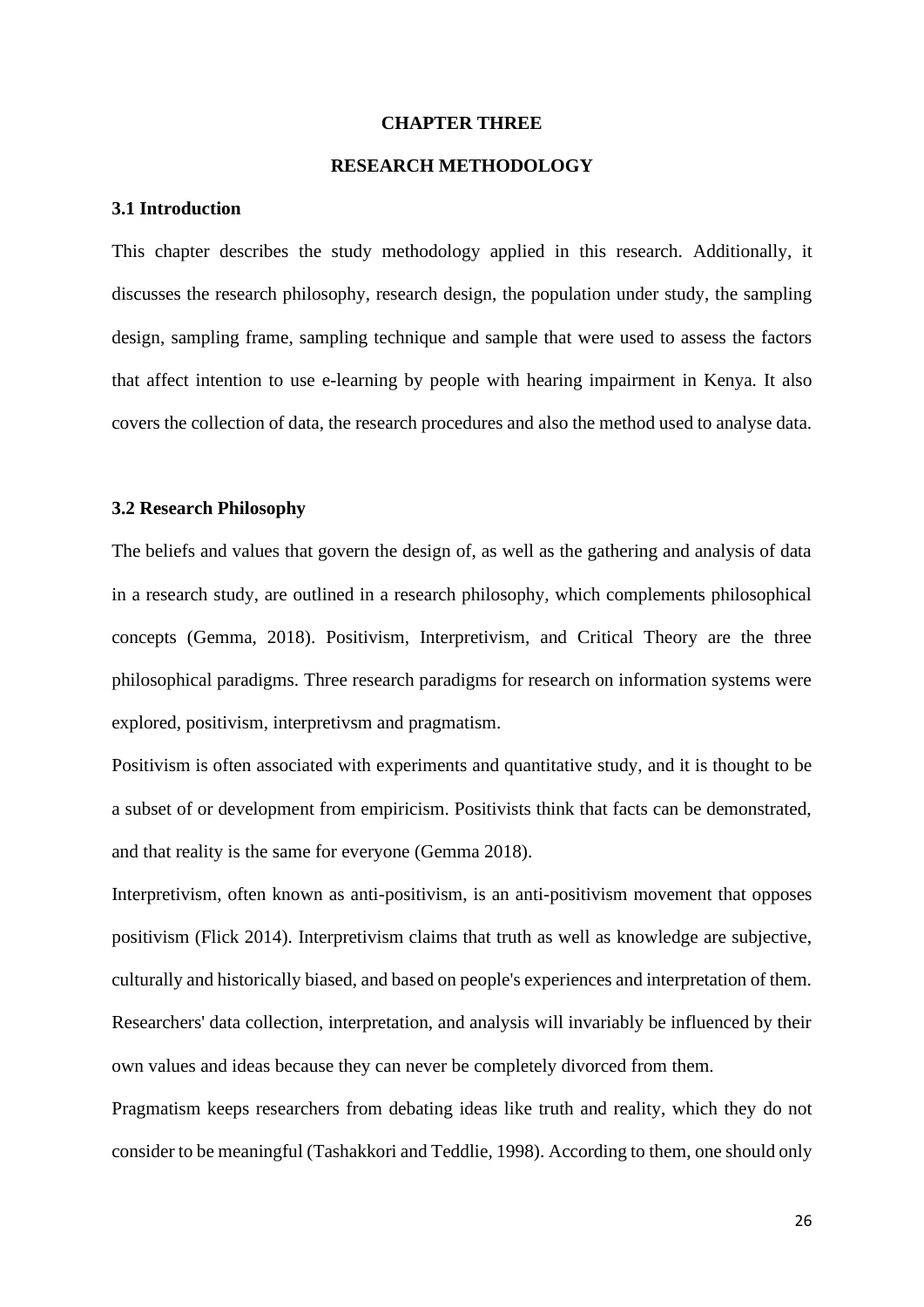# CHAPTER THREE

# RESEARCH METHODOLOGY

## 3.1 Introduction

This chapter describes the study methodology applied in this research. Additionally, it discusses the research philosophy, research design, the population under study, the sampling design, sampling frame, sampling technique and sample that were used to assess the factors that affect intention to use e-learning by people with hearing impairment in Kenya. It also covers the collection of data, the research procedures and also the method used to analyse data.

## 3.2 Research Philosophy

The beliefs and values that govern the design of, as well as the gathering and analysis of data in a research study, are outlined in a research philosophy, which complements philosophical concepts (Gemma, 2018). Positivism, Interpretivism, and Critical Theory are the three philosophical paradigms. Three research paradigms for research on information systems were explored, positivism, interpretivsm and pragmatism.

Positivism is often associated with experiments and quantitative study, and it is thought to be a subset of or development from empiricism. Positivists think that facts can be demonstrated, and that reality is the same for everyone (Gemma 2018).

Interpretivism, often known as anti-positivism, is an anti-positivism movement that opposes positivism (Flick 2014). Interpretivism claims that truth as well as knowledge are subjective, culturally and historically biased, and based on people's experiences and interpretation of them. Researchers' data collection, interpretation, and analysis will invariably be influenced by their own values and ideas because they can never be completely divorced from them.

Pragmatism keeps researchers from debating ideas like truth and reality, which they do not consider to be meaningful (Tashakkori and Teddlie, 1998). According to them, one should only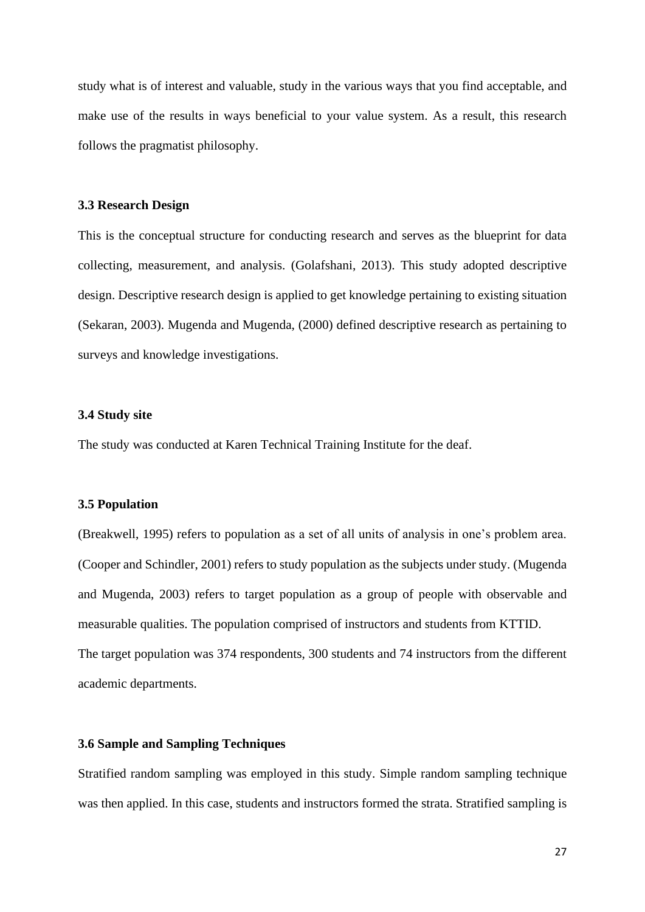study what is of interest and valuable, study in the various ways that you find acceptable, and make use of the results in ways beneficial to your value system. As a result, this research follows the pragmatist philosophy.

### 3.3 Research Design

This is the conceptual structure for conducting research and serves as the blueprint for data collecting, measurement, and analysis. (Golafshani, 2013). This study adopted descriptive design. Descriptive research design is applied to get knowledge pertaining to existing situation (Sekaran, 2003). Mugenda and Mugenda, (2000) defined descriptive research as pertaining to surveys and knowledge investigations.

### 3.4 Study site

The study was conducted at Karen Technical Training Institute for the deaf.

### 3.5 Population

(Breakwell, 1995) refers to population as a set of all units of analysis in one's problem area. (Cooper and Schindler, 2001) refers to study population as the subjects under study. (Mugenda and Mugenda, 2003) refers to target population as a group of people with observable and measurable qualities. The population comprised of instructors and students from KTTID.
The target population was 374 respondents, 300 students and 74 instructors from the different academic departments.

### 3.6 Sample and Sampling Techniques

Stratified random sampling was employed in this study. Simple random sampling technique was then applied. In this case, students and instructors formed the strata. Stratified sampling is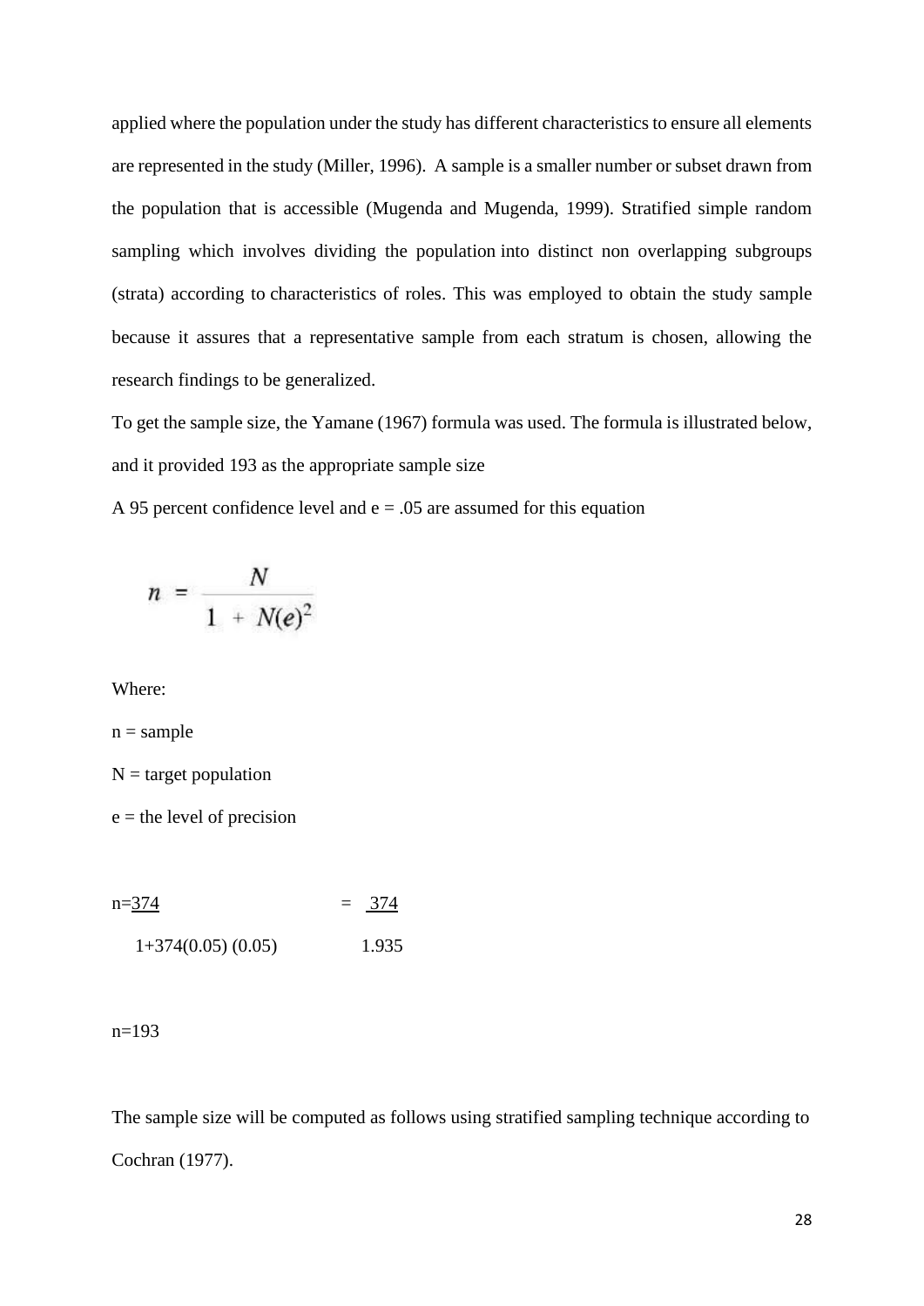applied where the population under the study has different characteristics to ensure all elements are represented in the study (Miller, 1996). A sample is a smaller number or subset drawn from the population that is accessible (Mugenda and Mugenda, 1999). Stratified simple random sampling which involves dividing the population into distinct non overlapping subgroups (strata) according to characteristics of roles. This was employed to obtain the study sample because it assures that a representative sample from each stratum is chosen, allowing the research findings to be generalized.

To get the sample size, the Yamane (1967) formula was used. The formula is illustrated below, and it provided 193 as the appropriate sample size

A 95 percent confidence level and e = .05 are assumed for this equation

$$n = \frac{N}{1 + N(e)^2}$$

Where:

n = sample

N = target population

e = the level of precision

$$n = \frac{374}{1+374(0.05)(0.05)} = \frac{374}{1.935}$$

n=193

The sample size will be computed as follows using stratified sampling technique according to Cochran (1977).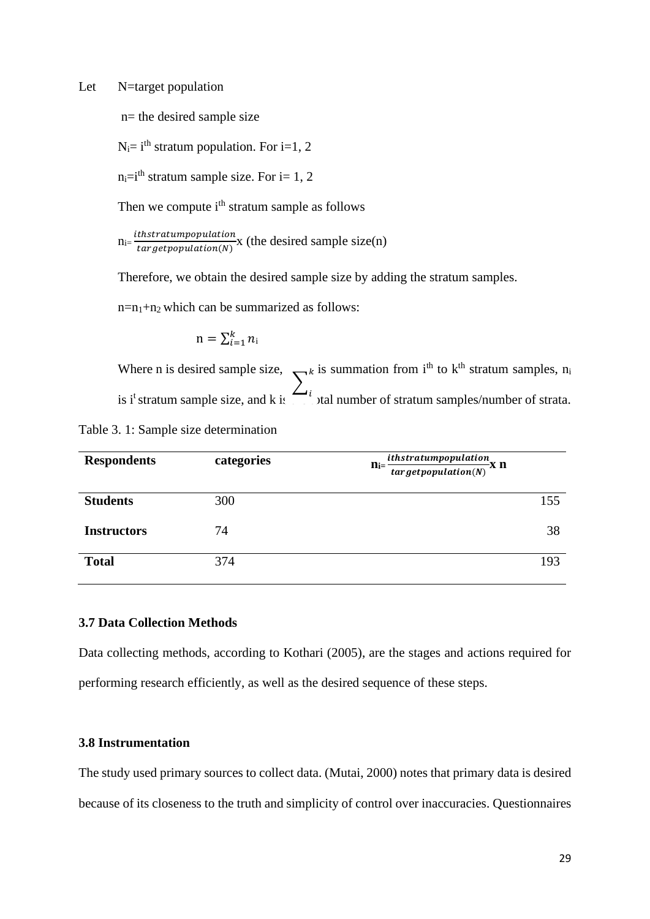Let N=target population

n= the desired sample size

$N_i$= $i^{th}$ stratum population. For i=1, 2

$n_i$=$i^{th}$ stratum sample size. For i= 1, 2

Then we compute $i^{th}$ stratum sample as follows

$n_i = \frac{ithstratumpopulation}{targetpopulation(N)}$x (the desired sample size(n)

Therefore, we obtain the desired sample size by adding the stratum samples.

$n=n_1+n_2$ which can be summarized as follows:

$$n = \sum_{i=1}^{k} n_i$$

Where n is desired sample size, $\sum_{i}^{k}$ is summation from $i^{th}$ to $k^{th}$ stratum samples, $n_i$ is $i^{t}$ stratum sample size, and k is total number of stratum samples/number of strata.

Table 3. 1: Sample size determination

| **Respondents** | **categories** | $\mathbf{n_i} = \frac{ithstratumpopulation}{targetpopulation(N)}$ **x n** |
|---|---|---|
| **Students** | 300 | 155 |
| **Instructors** | 74 | 38 |
| **Total** | 374 | 193 |

### 3.7 Data Collection Methods

Data collecting methods, according to Kothari (2005), are the stages and actions required for performing research efficiently, as well as the desired sequence of these steps.

### 3.8 Instrumentation

The study used primary sources to collect data. (Mutai, 2000) notes that primary data is desired because of its closeness to the truth and simplicity of control over inaccuracies. Questionnaires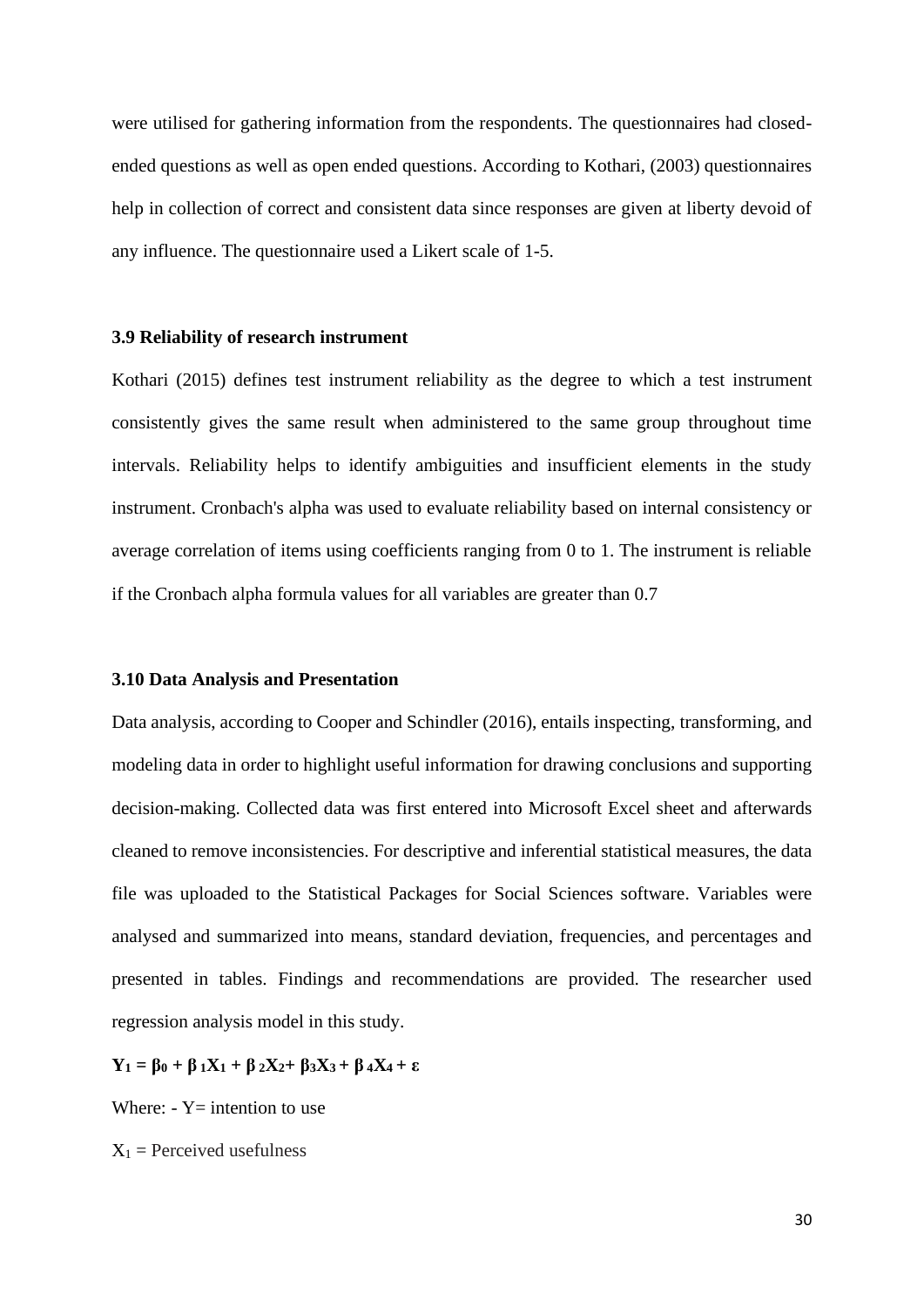were utilised for gathering information from the respondents. The questionnaires had closed-ended questions as well as open ended questions. According to Kothari, (2003) questionnaires help in collection of correct and consistent data since responses are given at liberty devoid of any influence. The questionnaire used a Likert scale of 1-5.

### 3.9 Reliability of research instrument

Kothari (2015) defines test instrument reliability as the degree to which a test instrument consistently gives the same result when administered to the same group throughout time intervals. Reliability helps to identify ambiguities and insufficient elements in the study instrument. Cronbach's alpha was used to evaluate reliability based on internal consistency or average correlation of items using coefficients ranging from 0 to 1. The instrument is reliable if the Cronbach alpha formula values for all variables are greater than 0.7

### 3.10 Data Analysis and Presentation

Data analysis, according to Cooper and Schindler (2016), entails inspecting, transforming, and modeling data in order to highlight useful information for drawing conclusions and supporting decision-making. Collected data was first entered into Microsoft Excel sheet and afterwards cleaned to remove inconsistencies. For descriptive and inferential statistical measures, the data file was uploaded to the Statistical Packages for Social Sciences software. Variables were analysed and summarized into means, standard deviation, frequencies, and percentages and presented in tables. Findings and recommendations are provided. The researcher used regression analysis model in this study.

$$\mathbf{Y_1 = \beta_0 + \beta_1 X_1 + \beta_2 X_2 + \beta_3 X_3 + \beta_4 X_4 + \varepsilon}$$

Where: - Y= intention to use

$X_1$ = Perceived usefulness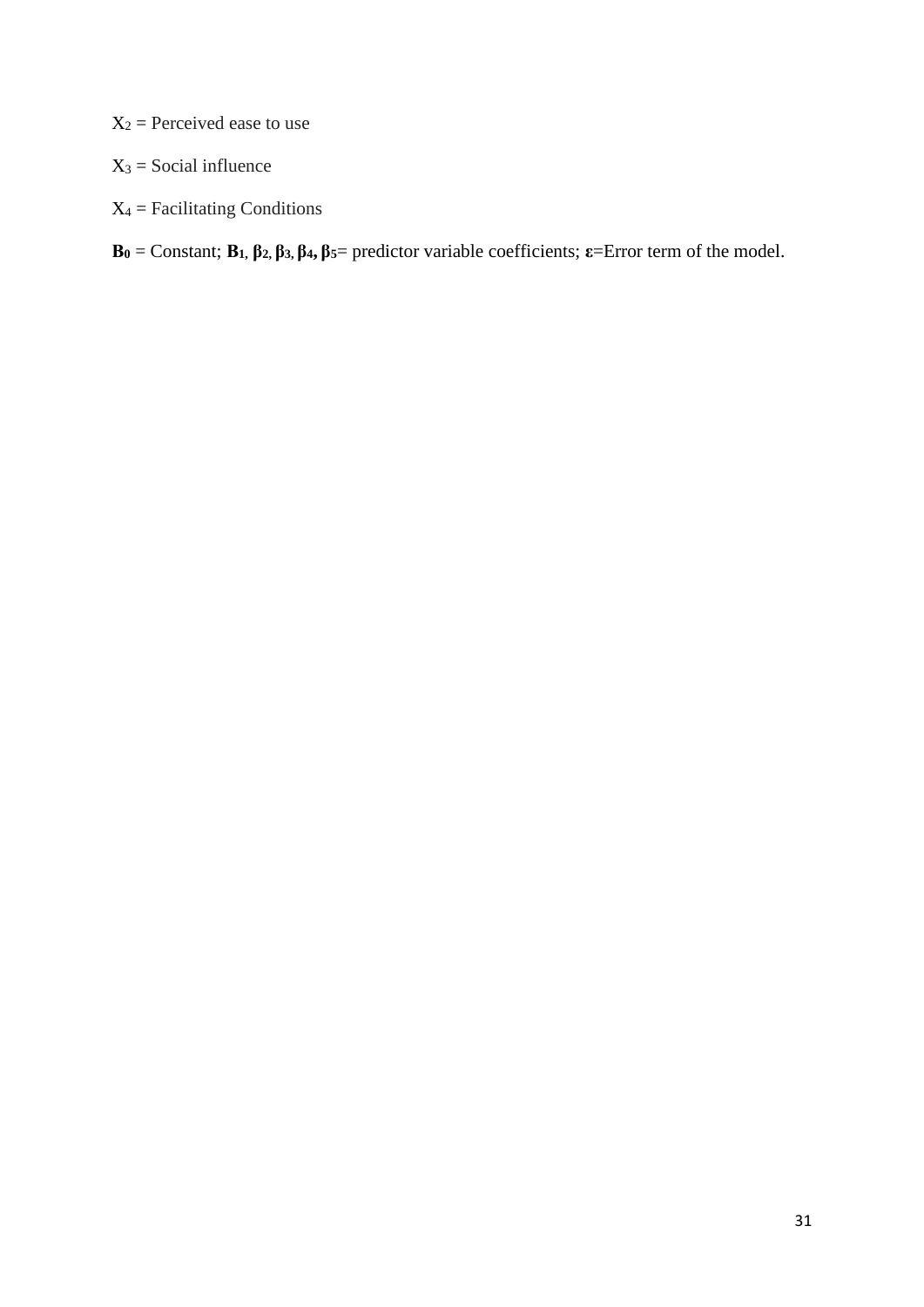$X_2$ = Perceived ease to use

$X_3$ = Social influence

$X_4$ = Facilitating Conditions

$\mathbf{B_0}$ = Constant; $\mathbf{B_1}$, $\boldsymbol{\beta_2}$, $\boldsymbol{\beta_3}$, $\boldsymbol{\beta_4}$, $\boldsymbol{\beta_5}$= predictor variable coefficients; $\boldsymbol{\varepsilon}$=Error term of the model.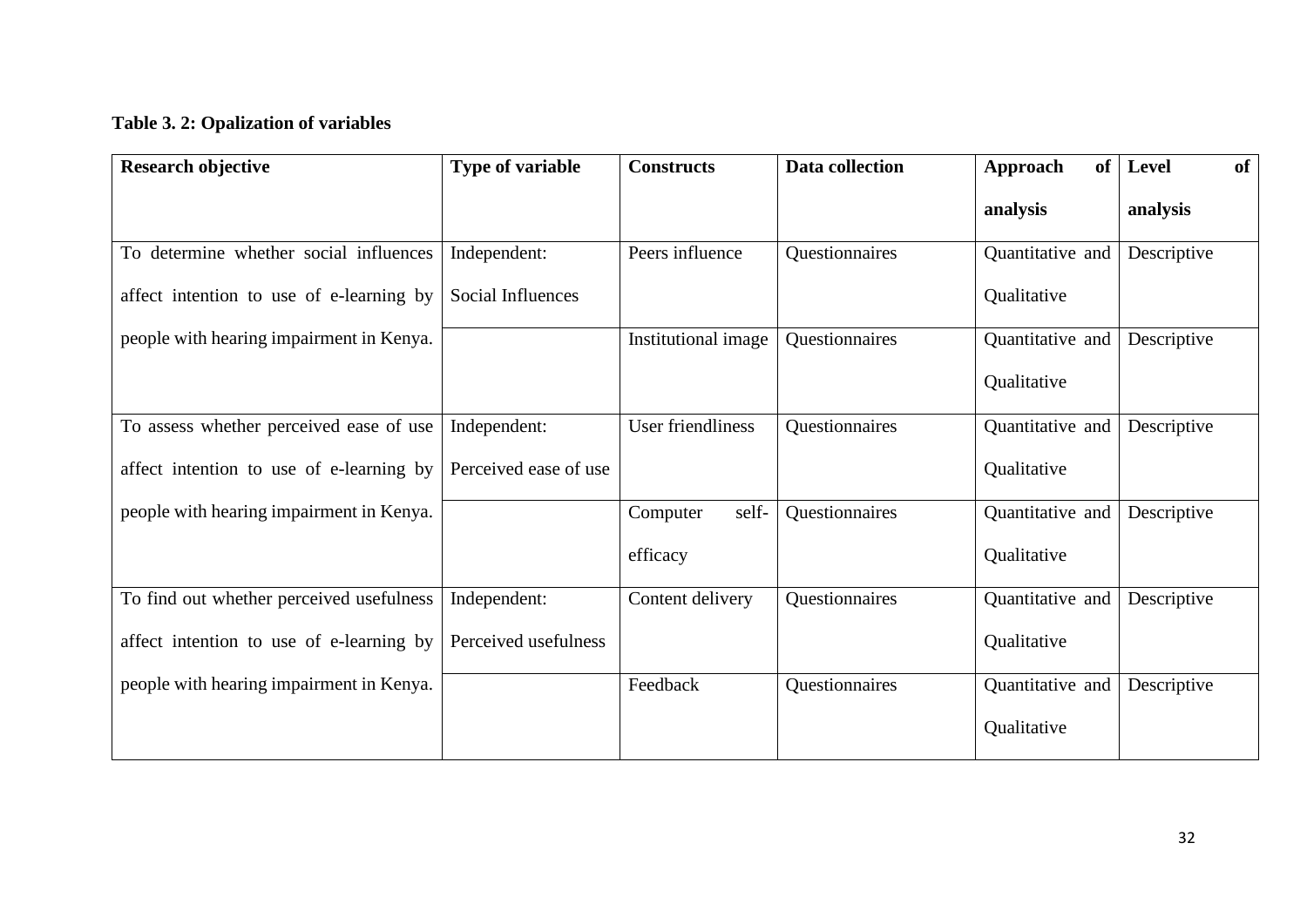**Table 3. 2: Opalization of variables**

| Research objective | Type of variable | Constructs | Data collection | Approach of analysis | Level of analysis |
|---|---|---|---|---|---|
| To determine whether social influences affect intention to use of e-learning by people with hearing impairment in Kenya. | Independent: Social Influences | Peers influence | Questionnaires | Quantitative and Qualitative | Descriptive |
| | | Institutional image | Questionnaires | Quantitative and Qualitative | Descriptive |
| To assess whether perceived ease of use affect intention to use of e-learning by people with hearing impairment in Kenya. | Independent: Perceived ease of use | User friendliness | Questionnaires | Quantitative and Qualitative | Descriptive |
| | | Computer self-efficacy | Questionnaires | Quantitative and Qualitative | Descriptive |
| To find out whether perceived usefulness affect intention to use of e-learning by people with hearing impairment in Kenya. | Independent: Perceived usefulness | Content delivery | Questionnaires | Quantitative and Qualitative | Descriptive |
| | | Feedback | Questionnaires | Quantitative and Qualitative | Descriptive |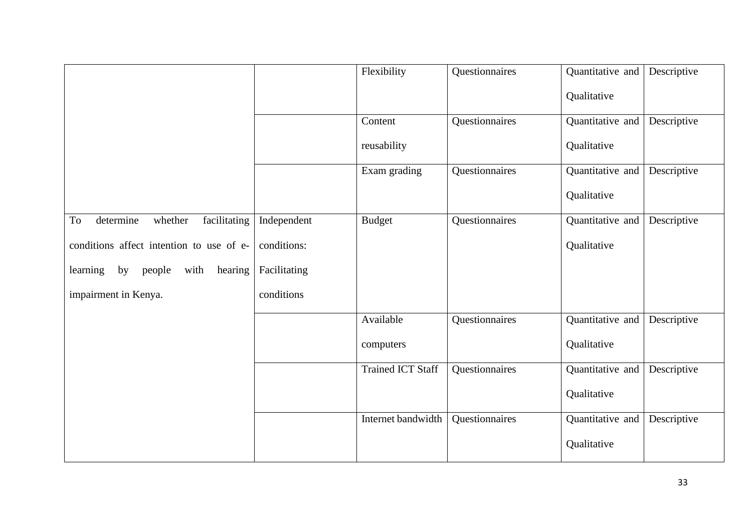| | | | | | |
|---|---|---|---|---|---|
| | | Flexibility | Questionnaires | Quantitative and Qualitative | Descriptive |
| | | Content reusability | Questionnaires | Quantitative and Qualitative | Descriptive |
| | | Exam grading | Questionnaires | Quantitative and Qualitative | Descriptive |
| To determine whether facilitating conditions affect intention to use of e-learning by people with hearing impairment in Kenya. | Independent conditions: Facilitating conditions | Budget | Questionnaires | Quantitative and Qualitative | Descriptive |
| | | Available computers | Questionnaires | Quantitative and Qualitative | Descriptive |
| | | Trained ICT Staff | Questionnaires | Quantitative and Qualitative | Descriptive |
| | | Internet bandwidth | Questionnaires | Quantitative and Qualitative | Descriptive |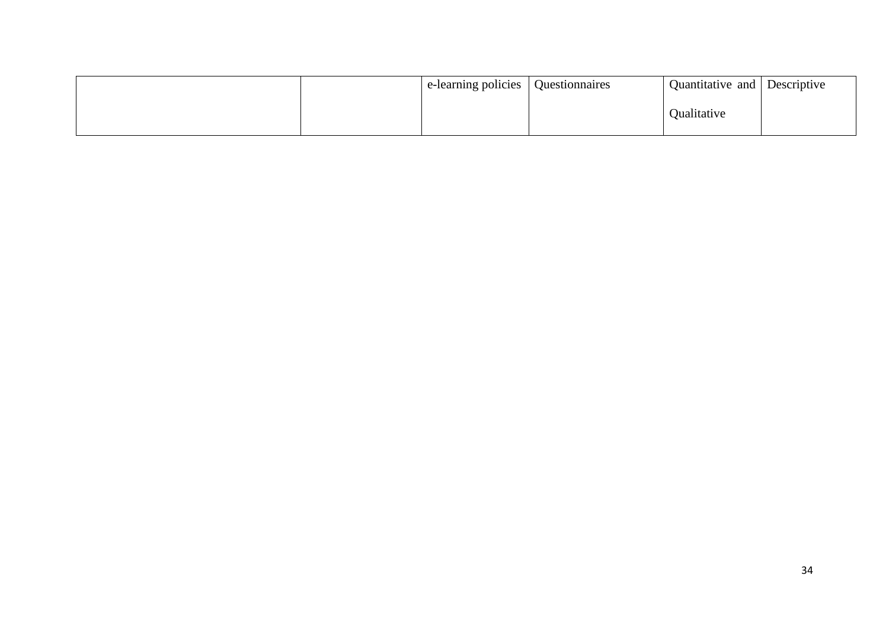| | | | | | |
|---|---|---|---|---|---|
| | | e-learning policies | Questionnaires | Quantitative and Qualitative | Descriptive |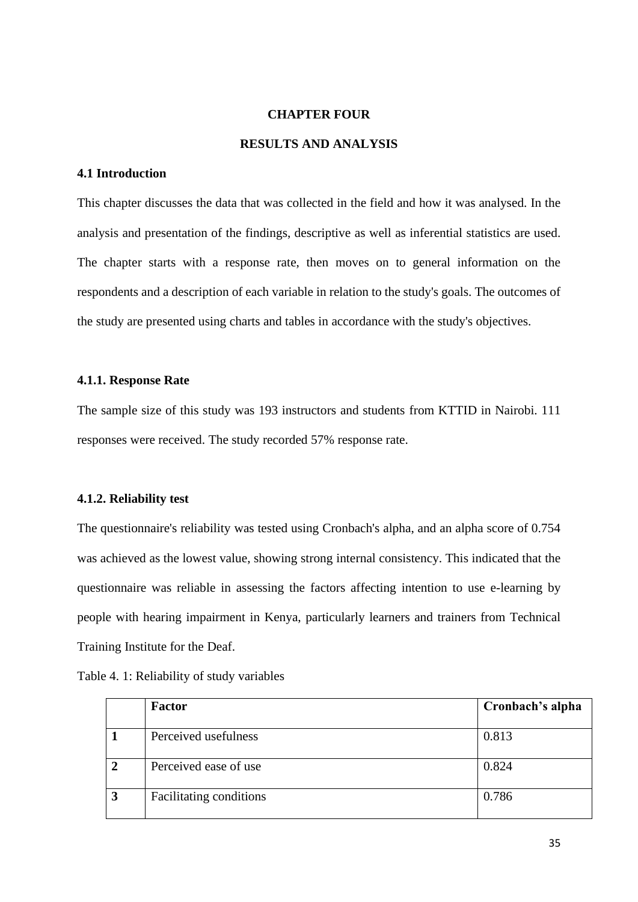# CHAPTER FOUR

# RESULTS AND ANALYSIS

## 4.1 Introduction

This chapter discusses the data that was collected in the field and how it was analysed. In the analysis and presentation of the findings, descriptive as well as inferential statistics are used. The chapter starts with a response rate, then moves on to general information on the respondents and a description of each variable in relation to the study's goals. The outcomes of the study are presented using charts and tables in accordance with the study's objectives.

### 4.1.1. Response Rate

The sample size of this study was 193 instructors and students from KTTID in Nairobi. 111 responses were received. The study recorded 57% response rate.

### 4.1.2. Reliability test

The questionnaire's reliability was tested using Cronbach's alpha, and an alpha score of 0.754 was achieved as the lowest value, showing strong internal consistency. This indicated that the questionnaire was reliable in assessing the factors affecting intention to use e-learning by people with hearing impairment in Kenya, particularly learners and trainers from Technical Training Institute for the Deaf.

Table 4. 1: Reliability of study variables

| | **Factor** | **Cronbach's alpha** |
|---|---|---|
| **1** | Perceived usefulness | 0.813 |
| **2** | Perceived ease of use | 0.824 |
| **3** | Facilitating conditions | 0.786 |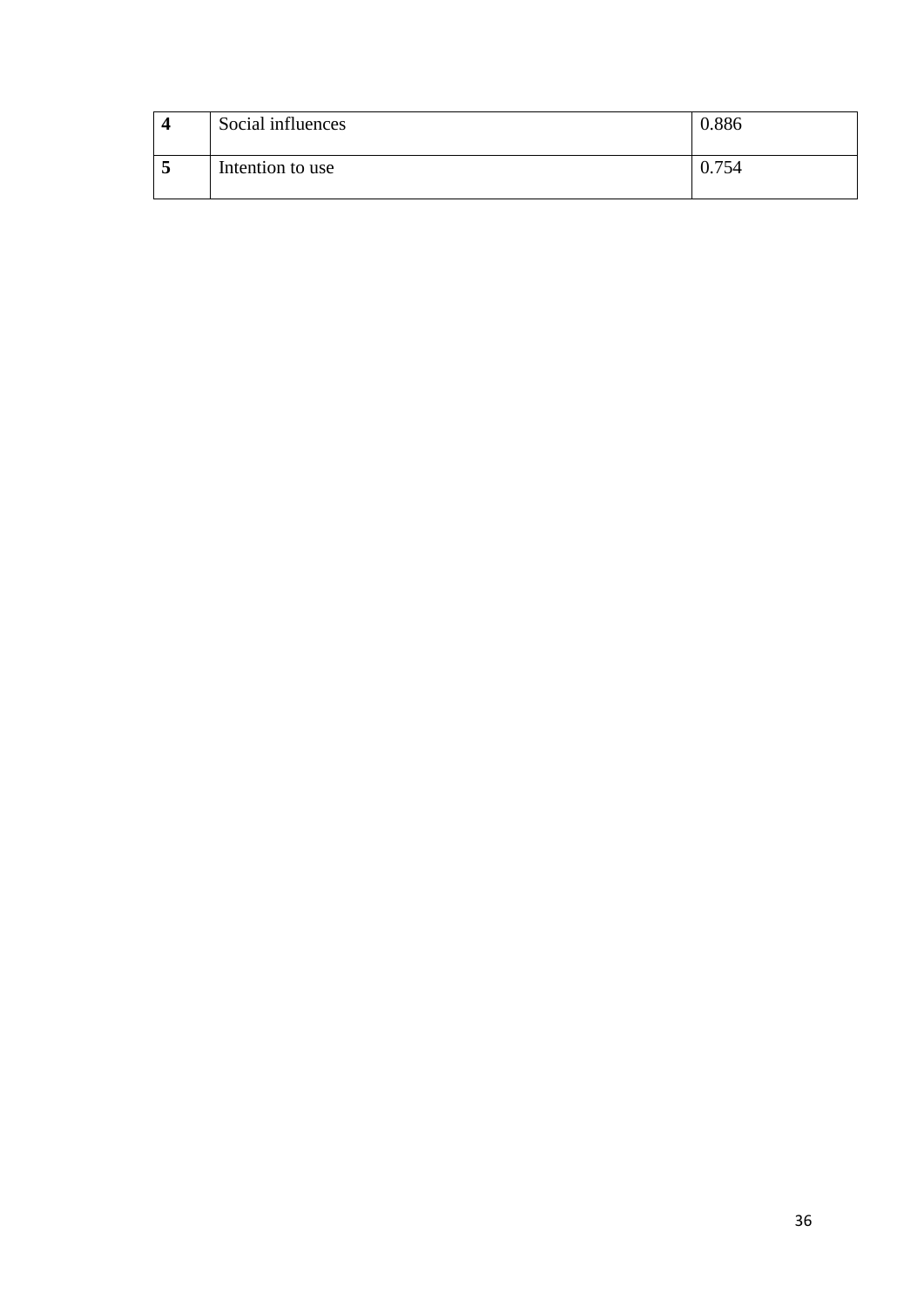| | | |
|---|---|---|
| **4** | Social influences | 0.886 |
| **5** | Intention to use | 0.754 |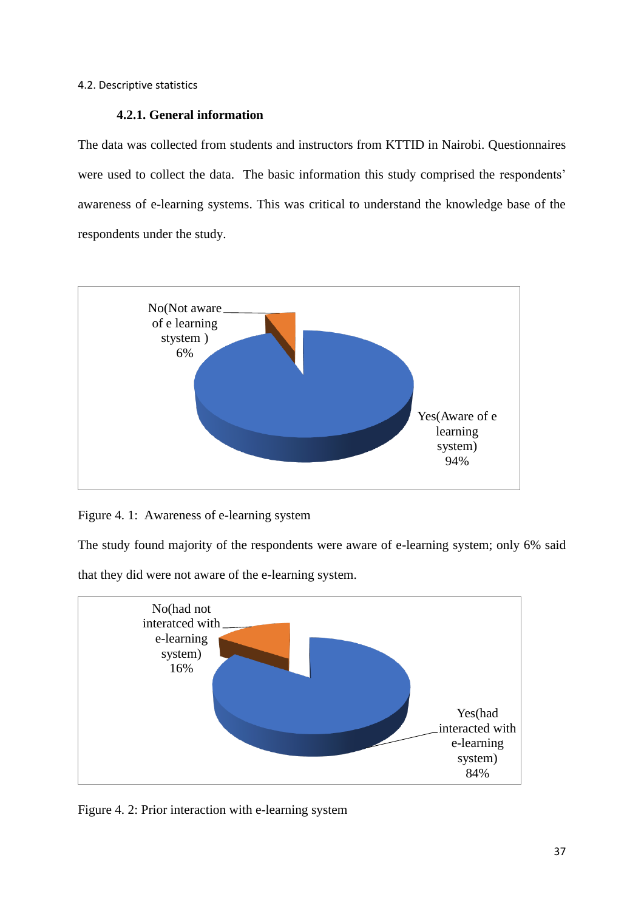4.2. Descriptive statistics

### 4.2.1. General information

The data was collected from students and instructors from KTTID in Nairobi. Questionnaires were used to collect the data. The basic information this study comprised the respondents' awareness of e-learning systems. This was critical to understand the knowledge base of the respondents under the study.

No(Not aware of e learning stystem ) 6%

Yes(Aware of e learning system) 94%

Figure 4. 1: Awareness of e-learning system

The study found majority of the respondents were aware of e-learning system; only 6% said that they did were not aware of the e-learning system.

No(had not interatced with e-learning system) 16%

Yes(had interacted with e-learning system) 84%

Figure 4. 2: Prior interaction with e-learning system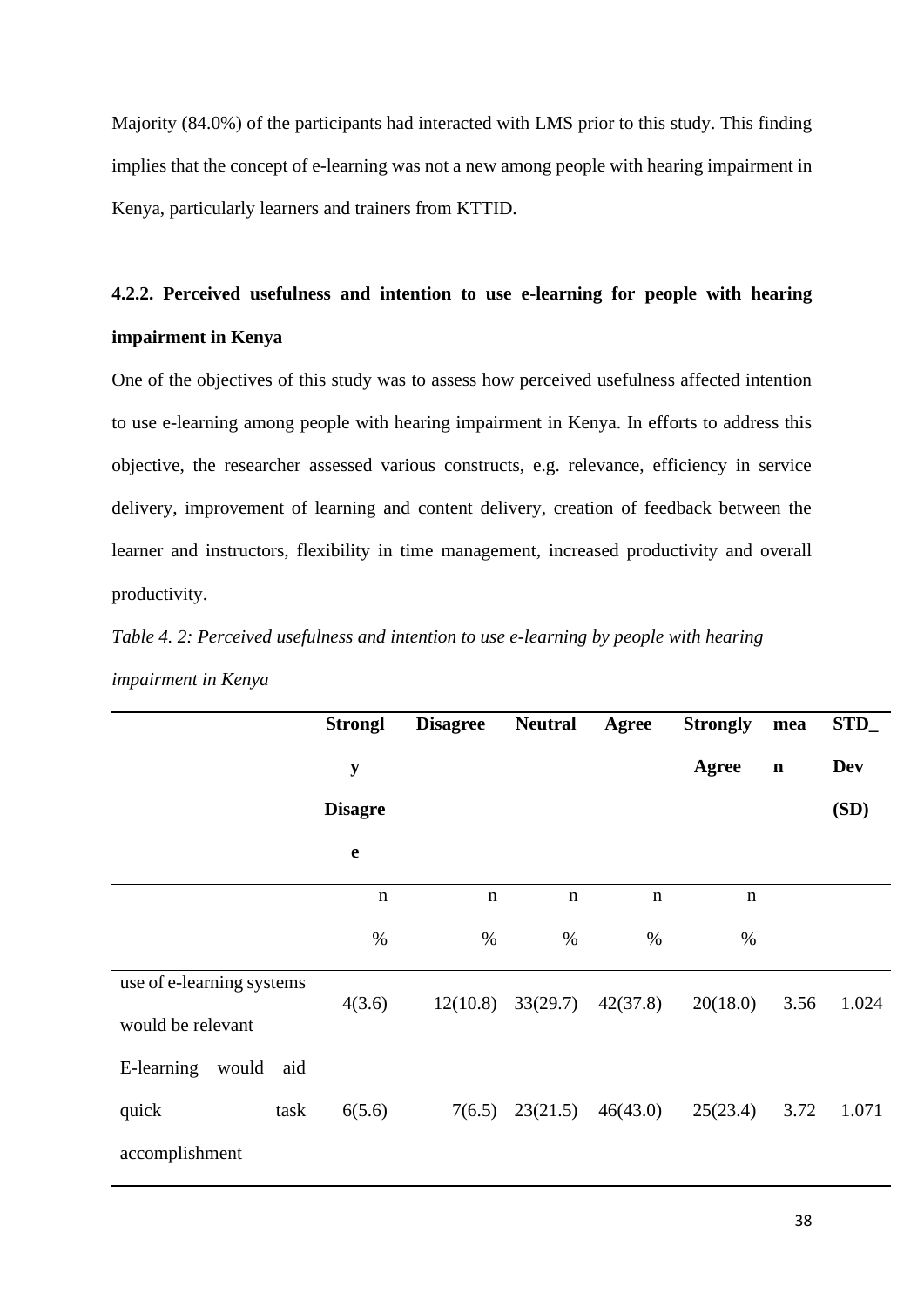Majority (84.0%) of the participants had interacted with LMS prior to this study. This finding implies that the concept of e-learning was not a new among people with hearing impairment in Kenya, particularly learners and trainers from KTTID.

### 4.2.2. Perceived usefulness and intention to use e-learning for people with hearing impairment in Kenya

One of the objectives of this study was to assess how perceived usefulness affected intention to use e-learning among people with hearing impairment in Kenya. In efforts to address this objective, the researcher assessed various constructs, e.g. relevance, efficiency in service delivery, improvement of learning and content delivery, creation of feedback between the learner and instructors, flexibility in time management, increased productivity and overall productivity.

*Table 4. 2: Perceived usefulness and intention to use e-learning by people with hearing impairment in Kenya*

| | Strongly Disagree | Disagree | Neutral | Agree | Strongly Agree | mean | STD_Dev (SD) |
|---|---|---|---|---|---|---|---|
| | n % | n % | n % | n % | n % | | |
| use of e-learning systems would be relevant | 4(3.6) | 12(10.8) | 33(29.7) | 42(37.8) | 20(18.0) | 3.56 | 1.024 |
| E-learning would aid quick task accomplishment | 6(5.6) | 7(6.5) | 23(21.5) | 46(43.0) | 25(23.4) | 3.72 | 1.071 |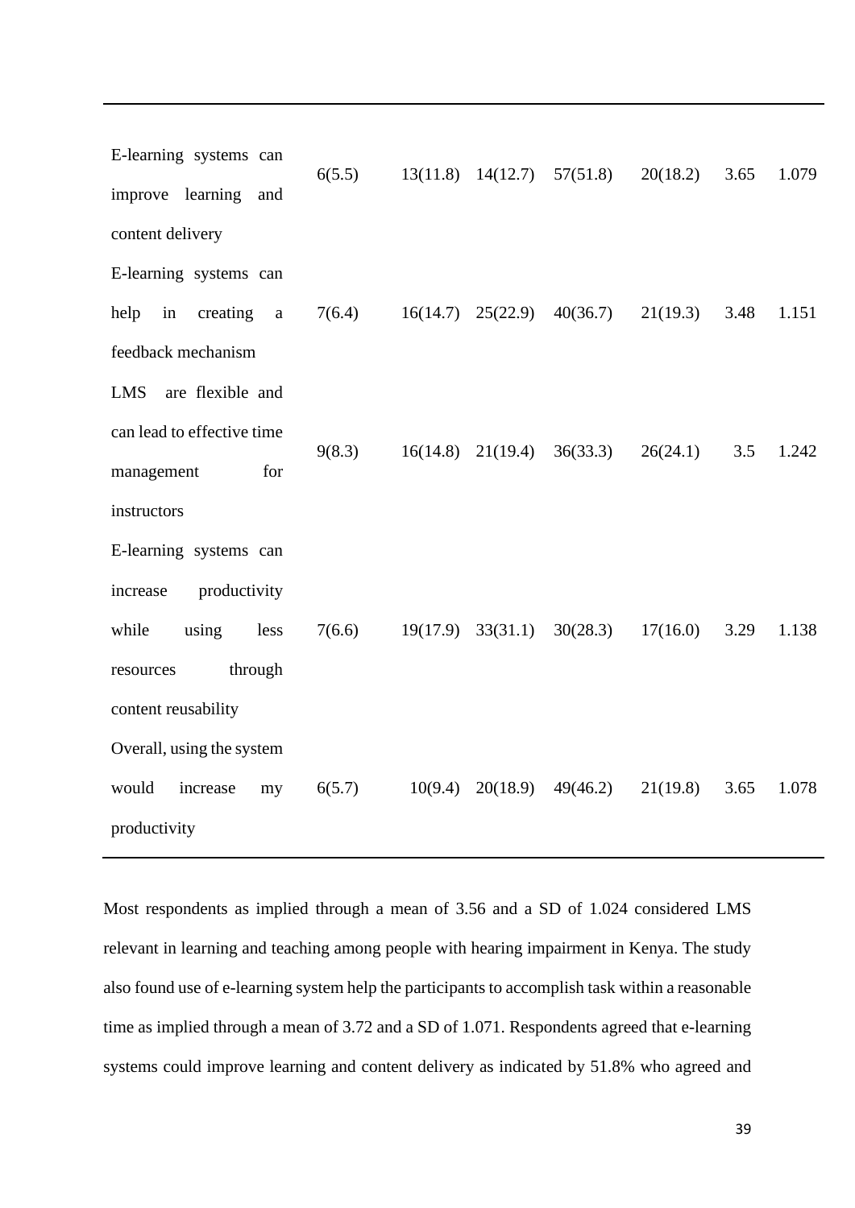| | | | | | | | |
|---|---|---|---|---|---|---|---|
| E-learning systems can improve learning and content delivery | 6(5.5) | 13(11.8) | 14(12.7) | 57(51.8) | 20(18.2) | 3.65 | 1.079 |
| E-learning systems can help in creating a feedback mechanism | 7(6.4) | 16(14.7) | 25(22.9) | 40(36.7) | 21(19.3) | 3.48 | 1.151 |
| LMS are flexible and can lead to effective time management for instructors | 9(8.3) | 16(14.8) | 21(19.4) | 36(33.3) | 26(24.1) | 3.5 | 1.242 |
| E-learning systems can increase productivity while using less resources through content reusability | 7(6.6) | 19(17.9) | 33(31.1) | 30(28.3) | 17(16.0) | 3.29 | 1.138 |
| Overall, using the system would increase my productivity | 6(5.7) | 10(9.4) | 20(18.9) | 49(46.2) | 21(19.8) | 3.65 | 1.078 |

Most respondents as implied through a mean of 3.56 and a SD of 1.024 considered LMS relevant in learning and teaching among people with hearing impairment in Kenya. The study also found use of e-learning system help the participants to accomplish task within a reasonable time as implied through a mean of 3.72 and a SD of 1.071. Respondents agreed that e-learning systems could improve learning and content delivery as indicated by 51.8% who agreed and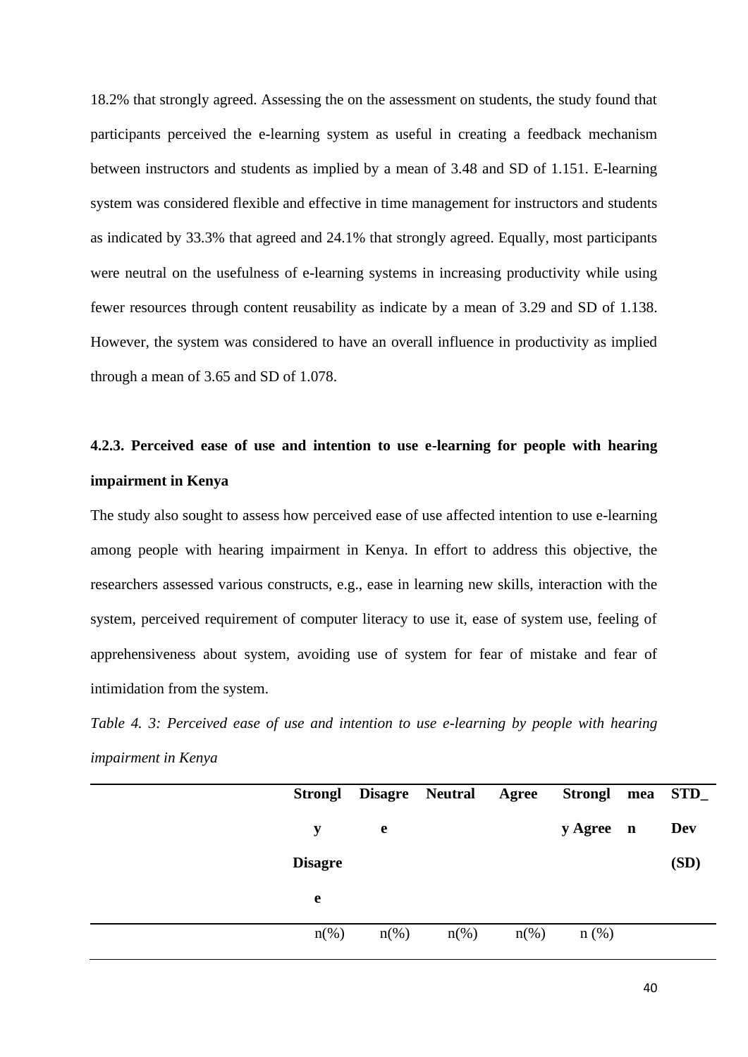18.2% that strongly agreed. Assessing the on the assessment on students, the study found that participants perceived the e-learning system as useful in creating a feedback mechanism between instructors and students as implied by a mean of 3.48 and SD of 1.151. E-learning system was considered flexible and effective in time management for instructors and students as indicated by 33.3% that agreed and 24.1% that strongly agreed. Equally, most participants were neutral on the usefulness of e-learning systems in increasing productivity while using fewer resources through content reusability as indicate by a mean of 3.29 and SD of 1.138. However, the system was considered to have an overall influence in productivity as implied through a mean of 3.65 and SD of 1.078.

### 4.2.3. Perceived ease of use and intention to use e-learning for people with hearing impairment in Kenya

The study also sought to assess how perceived ease of use affected intention to use e-learning among people with hearing impairment in Kenya. In effort to address this objective, the researchers assessed various constructs, e.g., ease in learning new skills, interaction with the system, perceived requirement of computer literacy to use it, ease of system use, feeling of apprehensiveness about system, avoiding use of system for fear of mistake and fear of intimidation from the system.

*Table 4. 3: Perceived ease of use and intention to use e-learning by people with hearing impairment in Kenya*

| | Strongly Disagree | Disagree | Neutral | Agree | Strongly Agree | mean | STD_Dev (SD) |
|---|---|---|---|---|---|---|---|
| | n(%) | n(%) | n(%) | n(%) | n (%) | | |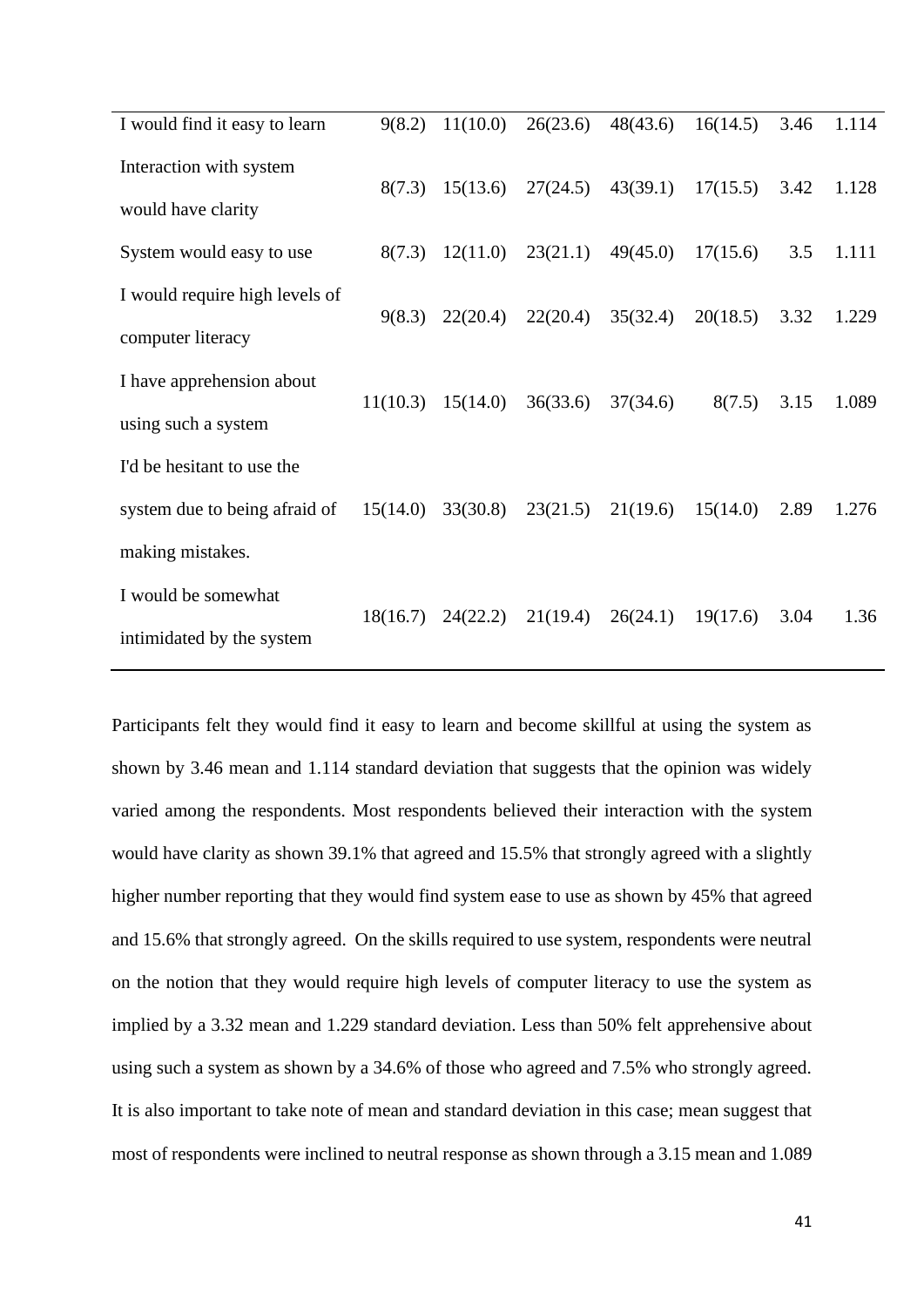| | | | | | | | |
|---|---|---|---|---|---|---|---|
| I would find it easy to learn | 9(8.2) | 11(10.0) | 26(23.6) | 48(43.6) | 16(14.5) | 3.46 | 1.114 |
| Interaction with system would have clarity | 8(7.3) | 15(13.6) | 27(24.5) | 43(39.1) | 17(15.5) | 3.42 | 1.128 |
| System would easy to use | 8(7.3) | 12(11.0) | 23(21.1) | 49(45.0) | 17(15.6) | 3.5 | 1.111 |
| I would require high levels of computer literacy | 9(8.3) | 22(20.4) | 22(20.4) | 35(32.4) | 20(18.5) | 3.32 | 1.229 |
| I have apprehension about using such a system | 11(10.3) | 15(14.0) | 36(33.6) | 37(34.6) | 8(7.5) | 3.15 | 1.089 |
| I'd be hesitant to use the system due to being afraid of making mistakes. | 15(14.0) | 33(30.8) | 23(21.5) | 21(19.6) | 15(14.0) | 2.89 | 1.276 |
| I would be somewhat intimidated by the system | 18(16.7) | 24(22.2) | 21(19.4) | 26(24.1) | 19(17.6) | 3.04 | 1.36 |

Participants felt they would find it easy to learn and become skillful at using the system as shown by 3.46 mean and 1.114 standard deviation that suggests that the opinion was widely varied among the respondents. Most respondents believed their interaction with the system would have clarity as shown 39.1% that agreed and 15.5% that strongly agreed with a slightly higher number reporting that they would find system ease to use as shown by 45% that agreed and 15.6% that strongly agreed. On the skills required to use system, respondents were neutral on the notion that they would require high levels of computer literacy to use the system as implied by a 3.32 mean and 1.229 standard deviation. Less than 50% felt apprehensive about using such a system as shown by a 34.6% of those who agreed and 7.5% who strongly agreed. It is also important to take note of mean and standard deviation in this case; mean suggest that most of respondents were inclined to neutral response as shown through a 3.15 mean and 1.089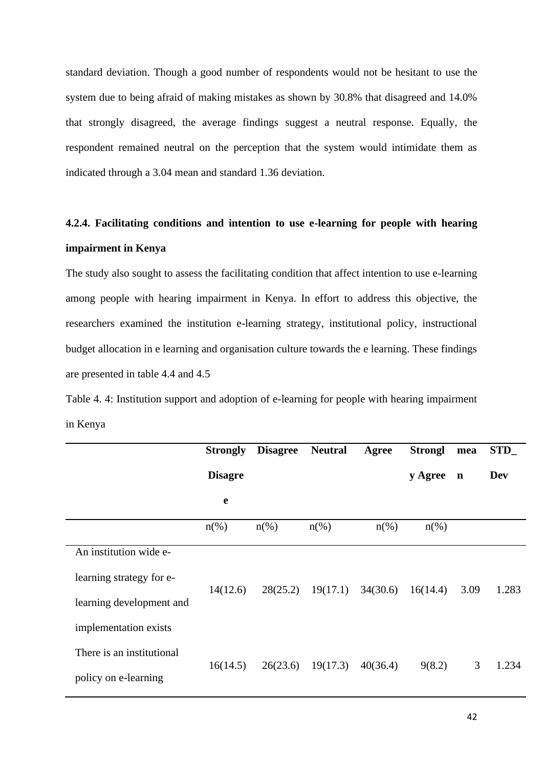standard deviation. Though a good number of respondents would not be hesitant to use the system due to being afraid of making mistakes as shown by 30.8% that disagreed and 14.0% that strongly disagreed, the average findings suggest a neutral response. Equally, the respondent remained neutral on the perception that the system would intimidate them as indicated through a 3.04 mean and standard 1.36 deviation.

### 4.2.4. Facilitating conditions and intention to use e-learning for people with hearing impairment in Kenya

The study also sought to assess the facilitating condition that affect intention to use e-learning among people with hearing impairment in Kenya. In effort to address this objective, the researchers examined the institution e-learning strategy, institutional policy, instructional budget allocation in e learning and organisation culture towards the e learning. These findings are presented in table 4.4 and 4.5

Table 4. 4: Institution support and adoption of e-learning for people with hearing impairment in Kenya

| | Strongly Disagree | Disagree | Neutral | Agree | Strongly Agree | mean | STD_Dev |
|---|---|---|---|---|---|---|---|
| | n(%) | n(%) | n(%) | n(%) | n(%) | | |
| An institution wide e-learning strategy for e-learning development and implementation exists | 14(12.6) | 28(25.2) | 19(17.1) | 34(30.6) | 16(14.4) | 3.09 | 1.283 |
| There is an institutional policy on e-learning | 16(14.5) | 26(23.6) | 19(17.3) | 40(36.4) | 9(8.2) | 3 | 1.234 |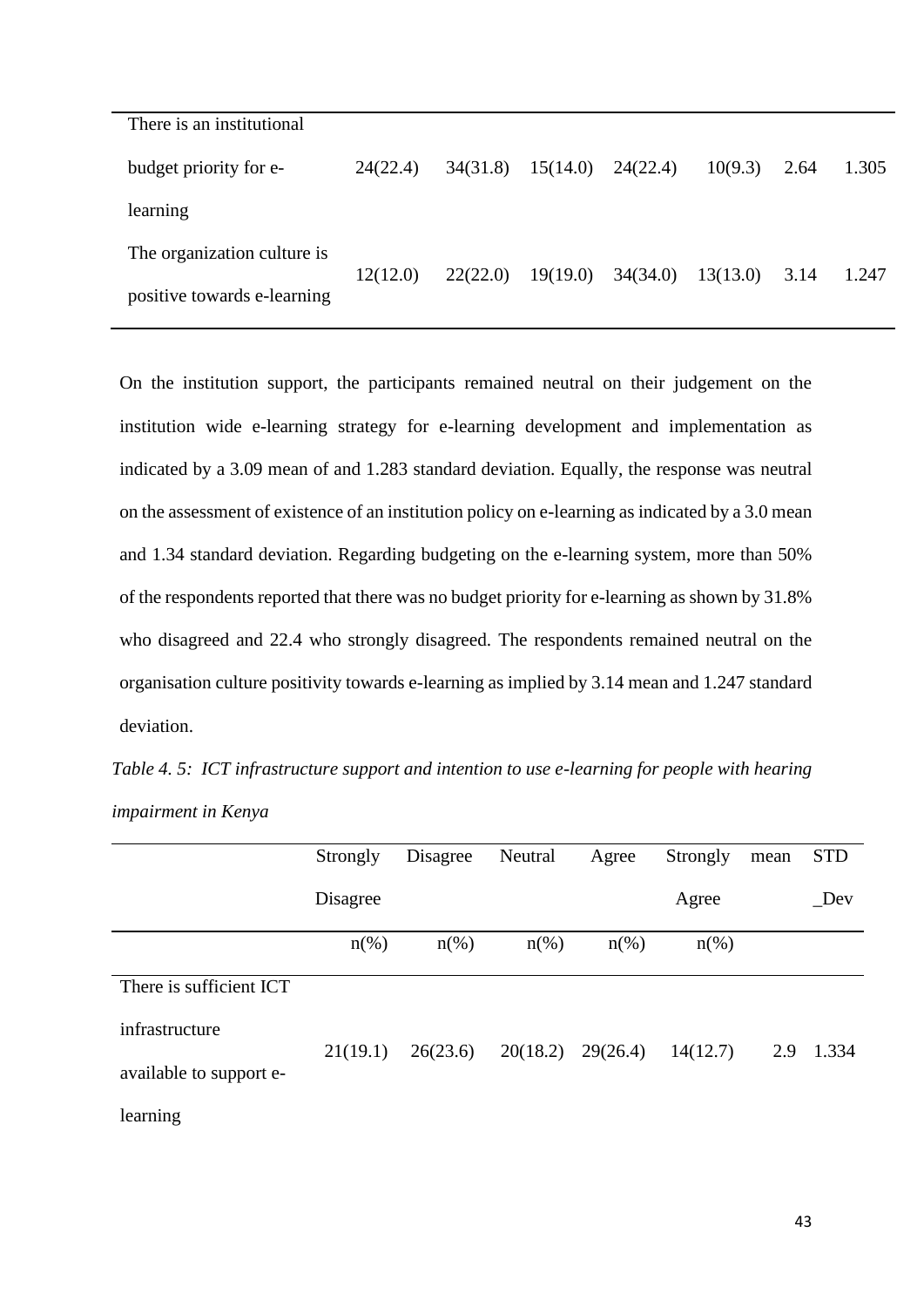| | | | | | | | |
|---|---|---|---|---|---|---|---|
| There is an institutional budget priority for e-learning | 24(22.4) | 34(31.8) | 15(14.0) | 24(22.4) | 10(9.3) | 2.64 | 1.305 |
| The organization culture is positive towards e-learning | 12(12.0) | 22(22.0) | 19(19.0) | 34(34.0) | 13(13.0) | 3.14 | 1.247 |

On the institution support, the participants remained neutral on their judgement on the institution wide e-learning strategy for e-learning development and implementation as indicated by a 3.09 mean of and 1.283 standard deviation. Equally, the response was neutral on the assessment of existence of an institution policy on e-learning as indicated by a 3.0 mean and 1.34 standard deviation. Regarding budgeting on the e-learning system, more than 50% of the respondents reported that there was no budget priority for e-learning as shown by 31.8% who disagreed and 22.4 who strongly disagreed. The respondents remained neutral on the organisation culture positivity towards e-learning as implied by 3.14 mean and 1.247 standard deviation.

*Table 4. 5: ICT infrastructure support and intention to use e-learning for people with hearing impairment in Kenya*

| | Strongly Disagree | Disagree | Neutral | Agree | Strongly Agree | mean | STD _Dev |
|---|---|---|---|---|---|---|---|
| | n(%) | n(%) | n(%) | n(%) | n(%) | | |
| There is sufficient ICT infrastructure available to support e-learning | 21(19.1) | 26(23.6) | 20(18.2) | 29(26.4) | 14(12.7) | 2.9 | 1.334 |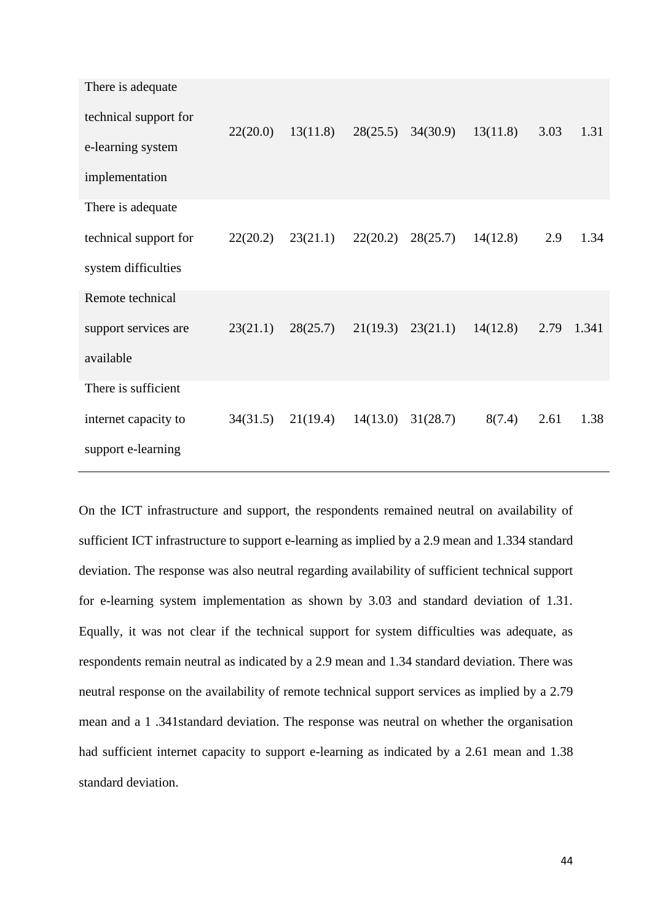| | | | | | | | |
|---|---|---|---|---|---|---|---|
| There is adequate technical support for e-learning system implementation | 22(20.0) | 13(11.8) | 28(25.5) | 34(30.9) | 13(11.8) | 3.03 | 1.31 |
| There is adequate technical support for system difficulties | 22(20.2) | 23(21.1) | 22(20.2) | 28(25.7) | 14(12.8) | 2.9 | 1.34 |
| Remote technical support services are available | 23(21.1) | 28(25.7) | 21(19.3) | 23(21.1) | 14(12.8) | 2.79 | 1.341 |
| There is sufficient internet capacity to support e-learning | 34(31.5) | 21(19.4) | 14(13.0) | 31(28.7) | 8(7.4) | 2.61 | 1.38 |

On the ICT infrastructure and support, the respondents remained neutral on availability of sufficient ICT infrastructure to support e-learning as implied by a 2.9 mean and 1.334 standard deviation. The response was also neutral regarding availability of sufficient technical support for e-learning system implementation as shown by 3.03 and standard deviation of 1.31. Equally, it was not clear if the technical support for system difficulties was adequate, as respondents remain neutral as indicated by a 2.9 mean and 1.34 standard deviation. There was neutral response on the availability of remote technical support services as implied by a 2.79 mean and a 1 .341standard deviation. The response was neutral on whether the organisation had sufficient internet capacity to support e-learning as indicated by a 2.61 mean and 1.38 standard deviation.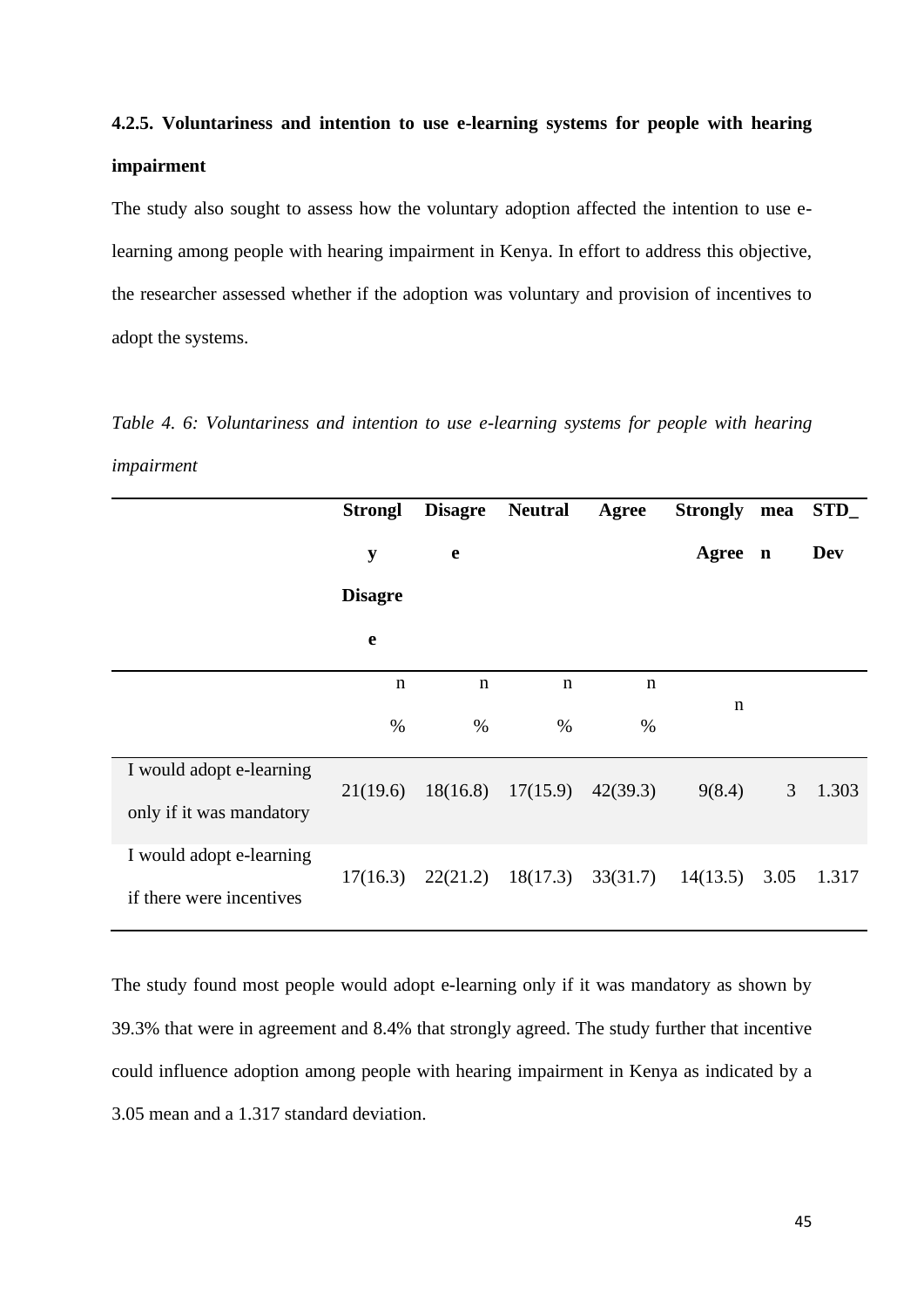### 4.2.5. Voluntariness and intention to use e-learning systems for people with hearing impairment

The study also sought to assess how the voluntary adoption affected the intention to use e-learning among people with hearing impairment in Kenya. In effort to address this objective, the researcher assessed whether if the adoption was voluntary and provision of incentives to adopt the systems.

*Table 4. 6: Voluntariness and intention to use e-learning systems for people with hearing impairment*

| | Strongly Disagree | Disagree | Neutral | Agree | Strongly Agree | mean | STD_Dev |
|---|---|---|---|---|---|---|---|
| | n % | n % | n % | n % | n | | |
| I would adopt e-learning only if it was mandatory | 21(19.6) | 18(16.8) | 17(15.9) | 42(39.3) | 9(8.4) | 3 | 1.303 |
| I would adopt e-learning if there were incentives | 17(16.3) | 22(21.2) | 18(17.3) | 33(31.7) | 14(13.5) | 3.05 | 1.317 |

The study found most people would adopt e-learning only if it was mandatory as shown by 39.3% that were in agreement and 8.4% that strongly agreed. The study further that incentive could influence adoption among people with hearing impairment in Kenya as indicated by a 3.05 mean and a 1.317 standard deviation.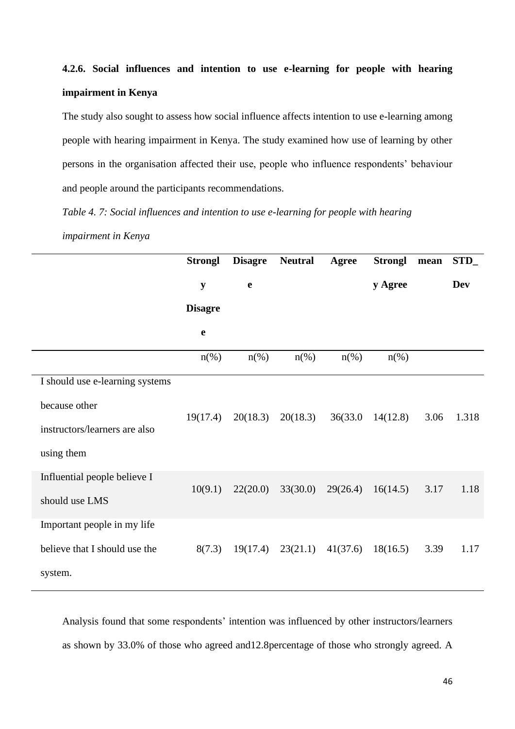#### 4.2.6. Social influences and intention to use e-learning for people with hearing impairment in Kenya

The study also sought to assess how social influence affects intention to use e-learning among people with hearing impairment in Kenya. The study examined how use of learning by other persons in the organisation affected their use, people who influence respondents' behaviour and people around the participants recommendations.

*Table 4. 7: Social influences and intention to use e-learning for people with hearing impairment in Kenya*

| | Strongly Disagree | Disagree | Neutral | Agree | Strongly Agree | mean | STD_Dev |
|---|---|---|---|---|---|---|---|
| | n(%) | n(%) | n(%) | n(%) | n(%) | | |
| I should use e-learning systems because other instructors/learners are also using them | 19(17.4) | 20(18.3) | 20(18.3) | 36(33.0 | 14(12.8) | 3.06 | 1.318 |
| Influential people believe I should use LMS | 10(9.1) | 22(20.0) | 33(30.0) | 29(26.4) | 16(14.5) | 3.17 | 1.18 |
| Important people in my life believe that I should use the system. | 8(7.3) | 19(17.4) | 23(21.1) | 41(37.6) | 18(16.5) | 3.39 | 1.17 |

Analysis found that some respondents' intention was influenced by other instructors/learners as shown by 33.0% of those who agreed and12.8percentage of those who strongly agreed. A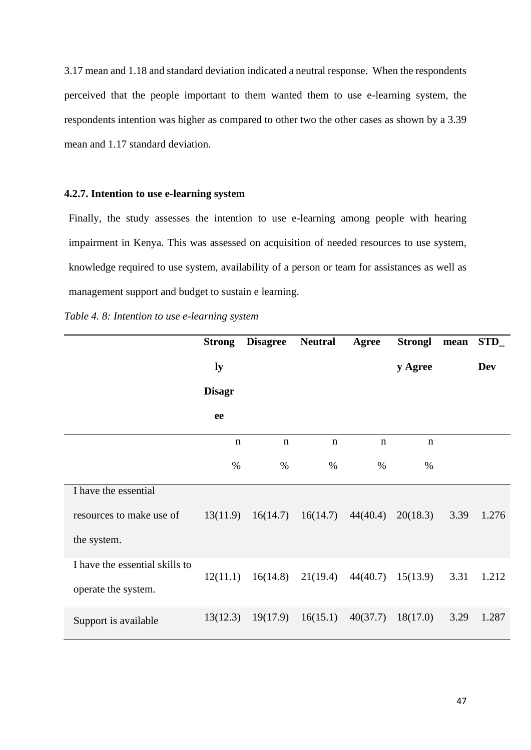3.17 mean and 1.18 and standard deviation indicated a neutral response. When the respondents perceived that the people important to them wanted them to use e-learning system, the respondents intention was higher as compared to other two the other cases as shown by a 3.39 mean and 1.17 standard deviation.

#### 4.2.7. Intention to use e-learning system

Finally, the study assesses the intention to use e-learning among people with hearing impairment in Kenya. This was assessed on acquisition of needed resources to use system, knowledge required to use system, availability of a person or team for assistances as well as management support and budget to sustain e learning.

*Table 4. 8: Intention to use e-learning system*

| | Strongly Disagree | Disagree | Neutral | Agree | Strongly Agree | mean | STD_Dev |
|---|---|---|---|---|---|---|---|
| | n % | n % | n % | n % | n % | | |
| I have the essential resources to make use of the system. | 13(11.9) | 16(14.7) | 16(14.7) | 44(40.4) | 20(18.3) | 3.39 | 1.276 |
| I have the essential skills to operate the system. | 12(11.1) | 16(14.8) | 21(19.4) | 44(40.7) | 15(13.9) | 3.31 | 1.212 |
| Support is available | 13(12.3) | 19(17.9) | 16(15.1) | 40(37.7) | 18(17.0) | 3.29 | 1.287 |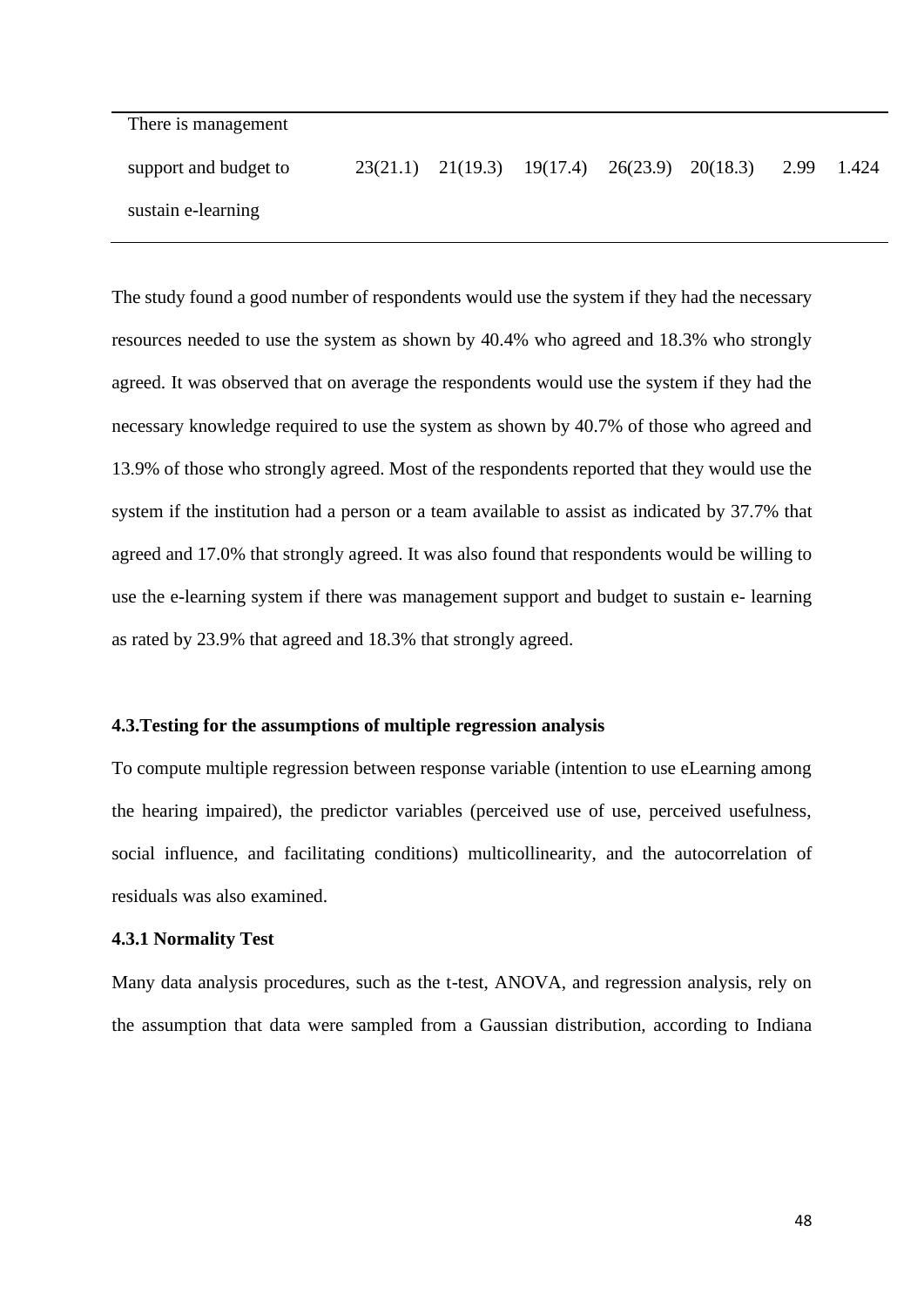| | | | | | | | |
|---|---|---|---|---|---|---|---|
| There is management support and budget to sustain e-learning | 23(21.1) | 21(19.3) | 19(17.4) | 26(23.9) | 20(18.3) | 2.99 | 1.424 |

The study found a good number of respondents would use the system if they had the necessary resources needed to use the system as shown by 40.4% who agreed and 18.3% who strongly agreed. It was observed that on average the respondents would use the system if they had the necessary knowledge required to use the system as shown by 40.7% of those who agreed and 13.9% of those who strongly agreed. Most of the respondents reported that they would use the system if the institution had a person or a team available to assist as indicated by 37.7% that agreed and 17.0% that strongly agreed. It was also found that respondents would be willing to use the e-learning system if there was management support and budget to sustain e- learning as rated by 23.9% that agreed and 18.3% that strongly agreed.

### 4.3.Testing for the assumptions of multiple regression analysis

To compute multiple regression between response variable (intention to use eLearning among the hearing impaired), the predictor variables (perceived use of use, perceived usefulness, social influence, and facilitating conditions) multicollinearity, and the autocorrelation of residuals was also examined.

#### 4.3.1 Normality Test

Many data analysis procedures, such as the t-test, ANOVA, and regression analysis, rely on the assumption that data were sampled from a Gaussian distribution, according to Indiana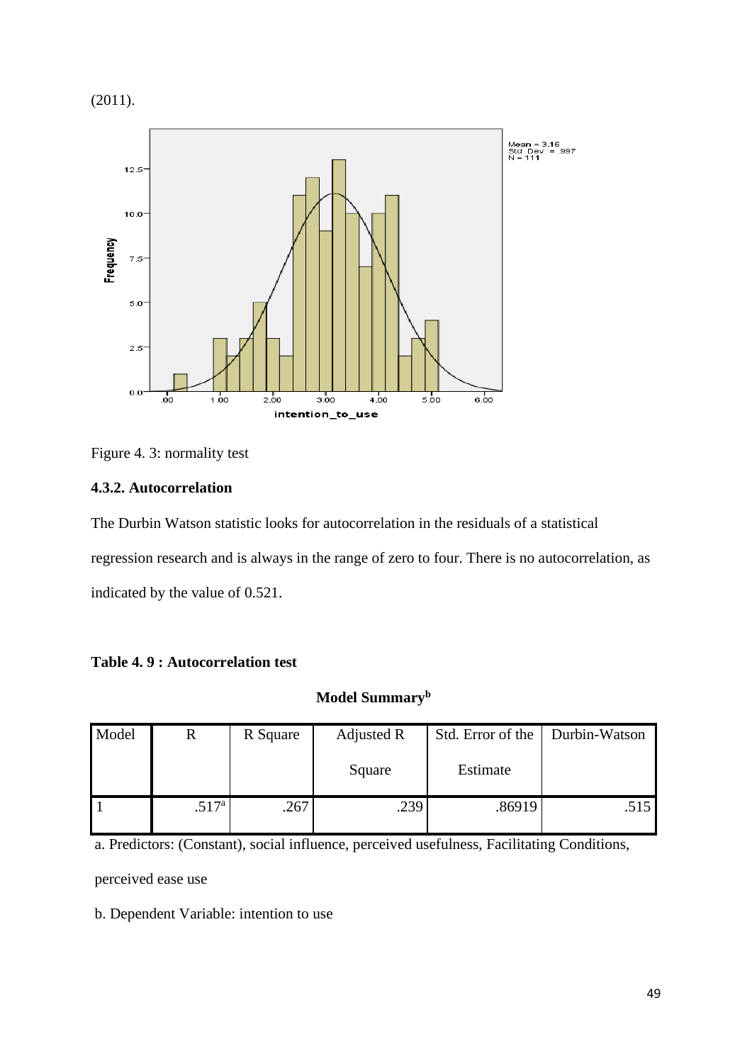(2011).

Figure 4. 3: normality test

### 4.3.2. Autocorrelation

The Durbin Watson statistic looks for autocorrelation in the residuals of a statistical regression research and is always in the range of zero to four. There is no autocorrelation, as indicated by the value of 0.521.

**Table 4. 9 : Autocorrelation test**

**Model Summary[b]**

| Model | R | R Square | Adjusted R Square | Std. Error of the Estimate | Durbin-Watson |
|---|---|---|---|---|---|
| 1 | .517[a] | .267 | .239 | .86919 | .515 |

a. Predictors: (Constant), social influence, perceived usefulness, Facilitating Conditions, perceived ease use

b. Dependent Variable: intention to use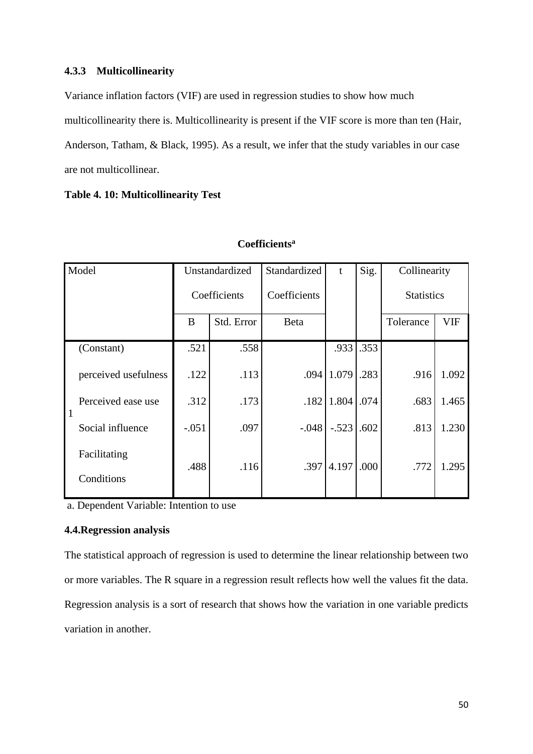### 4.3.3 Multicollinearity

Variance inflation factors (VIF) are used in regression studies to show how much multicollinearity there is. Multicollinearity is present if the VIF score is more than ten (Hair, Anderson, Tatham, & Black, 1995). As a result, we infer that the study variables in our case are not multicollinear.

**Table 4. 10: Multicollinearity Test**

**Coefficients[a]**

| Model | | Unstandardized Coefficients | | Standardized Coefficients | t | Sig. | Collinearity Statistics | |
|---|---|---|---|---|---|---|---|---|
| | | B | Std. Error | Beta | | | Tolerance | VIF |
| 1 | (Constant) | .521 | .558 | | .933 | .353 | | |
| | perceived usefulness | .122 | .113 | .094 | 1.079 | .283 | .916 | 1.092 |
| | Perceived ease use | .312 | .173 | .182 | 1.804 | .074 | .683 | 1.465 |
| | Social influence | -.051 | .097 | -.048 | -.523 | .602 | .813 | 1.230 |
| | Facilitating Conditions | .488 | .116 | .397 | 4.197 | .000 | .772 | 1.295 |

a. Dependent Variable: Intention to use

### 4.4. Regression analysis

The statistical approach of regression is used to determine the linear relationship between two or more variables. The R square in a regression result reflects how well the values fit the data. Regression analysis is a sort of research that shows how the variation in one variable predicts variation in another.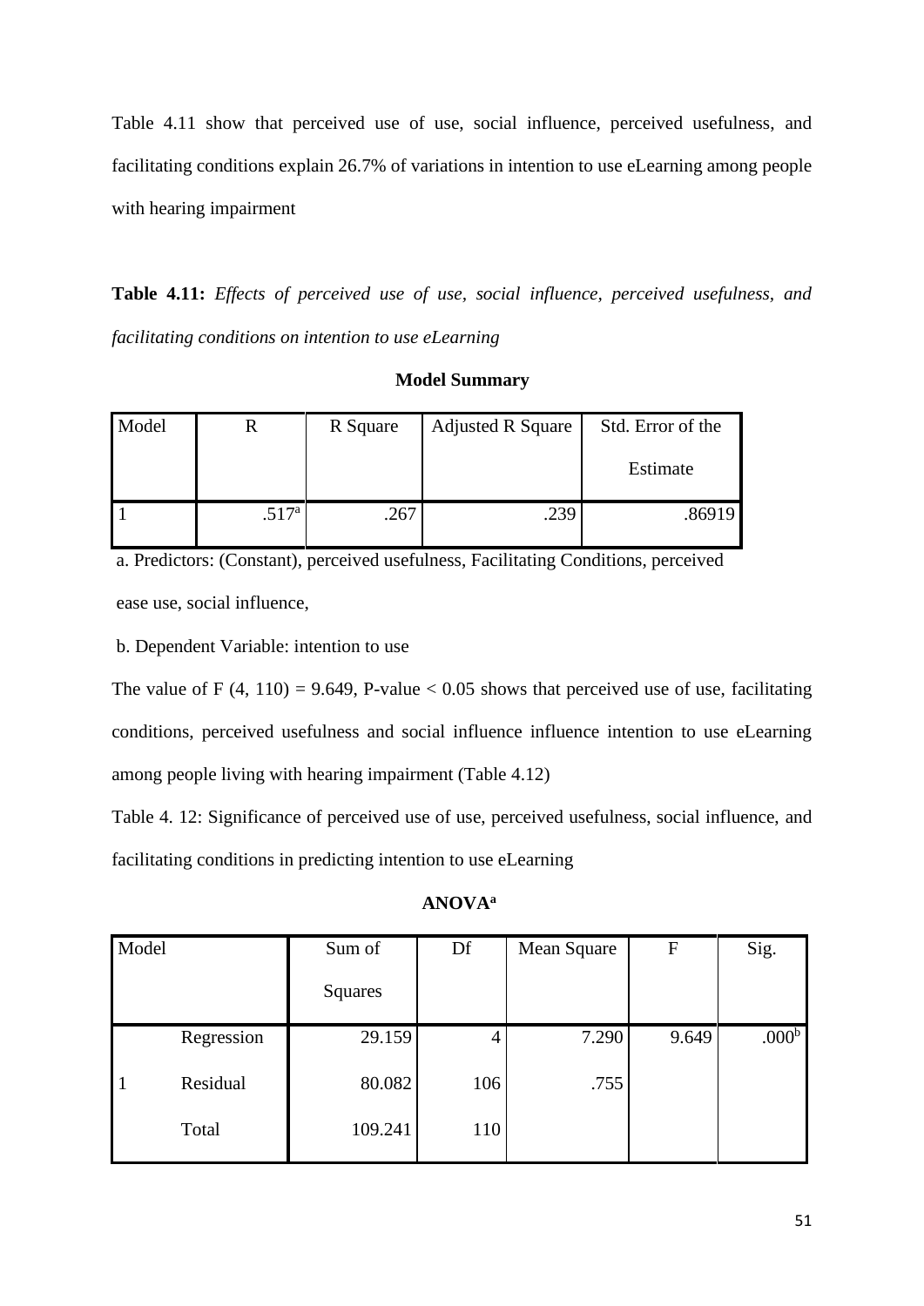Table 4.11 show that perceived use of use, social influence, perceived usefulness, and facilitating conditions explain 26.7% of variations in intention to use eLearning among people with hearing impairment

**Table 4.11:** *Effects of perceived use of use, social influence, perceived usefulness, and facilitating conditions on intention to use eLearning*

**Model Summary**

| Model | R | R Square | Adjusted R Square | Std. Error of the Estimate |
|---|---|---|---|---|
| 1 | .517[a] | .267 | .239 | .86919 |

a. Predictors: (Constant), perceived usefulness, Facilitating Conditions, perceived ease use, social influence,

b. Dependent Variable: intention to use

The value of $F(4, 110) = 9.649$, P-value $< 0.05$ shows that perceived use of use, facilitating conditions, perceived usefulness and social influence influence intention to use eLearning among people living with hearing impairment (Table 4.12)

Table 4. 12: Significance of perceived use of use, perceived usefulness, social influence, and facilitating conditions in predicting intention to use eLearning

**ANOVA[a]**

| Model | | Sum of Squares | Df | Mean Square | F | Sig. |
|---|---|---|---|---|---|---|
| 1 | Regression | 29.159 | 4 | 7.290 | 9.649 | .000[b] |
| | Residual | 80.082 | 106 | .755 | | |
| | Total | 109.241 | 110 | | | |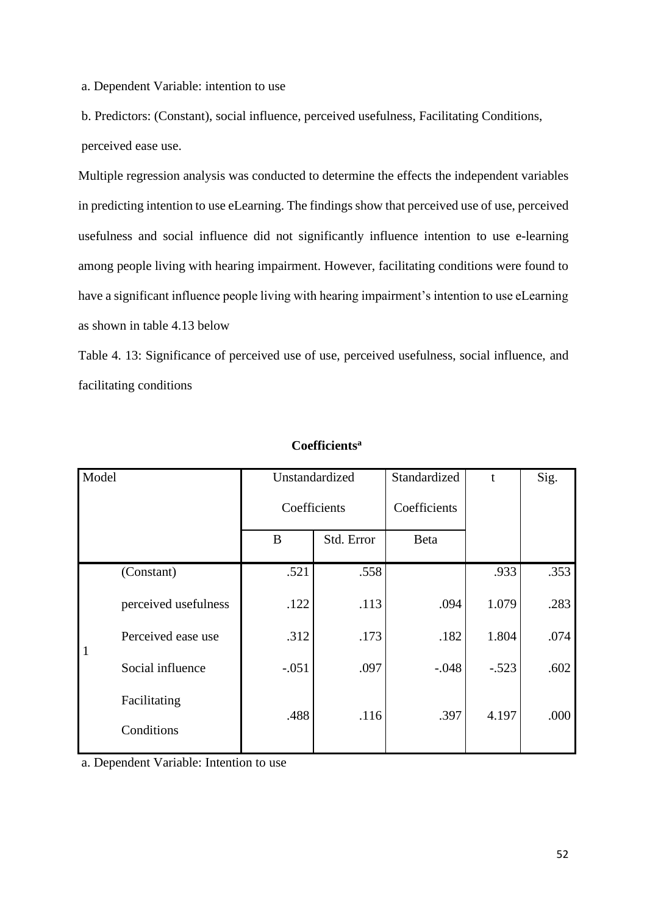a. Dependent Variable: intention to use

b. Predictors: (Constant), social influence, perceived usefulness, Facilitating Conditions, perceived ease use.

Multiple regression analysis was conducted to determine the effects the independent variables in predicting intention to use eLearning. The findings show that perceived use of use, perceived usefulness and social influence did not significantly influence intention to use e-learning among people living with hearing impairment. However, facilitating conditions were found to have a significant influence people living with hearing impairment's intention to use eLearning as shown in table 4.13 below

Table 4. 13: Significance of perceived use of use, perceived usefulness, social influence, and facilitating conditions

**Coefficients[a]**

| Model | | Unstandardized Coefficients | | Standardized Coefficients | t | Sig. |
|---|---|---|---|---|---|---|
| | | B | Std. Error | Beta | | |
| 1 | (Constant) | .521 | .558 | | .933 | .353 |
| | perceived usefulness | .122 | .113 | .094 | 1.079 | .283 |
| | Perceived ease use | .312 | .173 | .182 | 1.804 | .074 |
| | Social influence | -.051 | .097 | -.048 | -.523 | .602 |
| | Facilitating Conditions | .488 | .116 | .397 | 4.197 | .000 |

a. Dependent Variable: Intention to use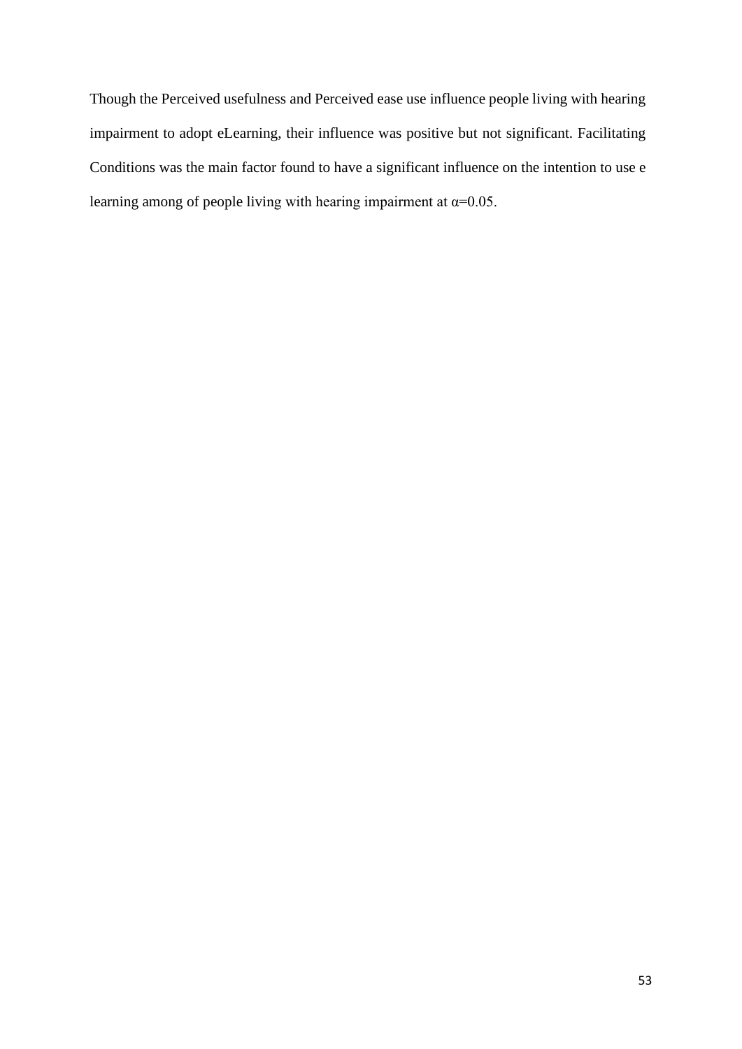Though the Perceived usefulness and Perceived ease use influence people living with hearing impairment to adopt eLearning, their influence was positive but not significant. Facilitating Conditions was the main factor found to have a significant influence on the intention to use e learning among of people living with hearing impairment at $\alpha=0.05$.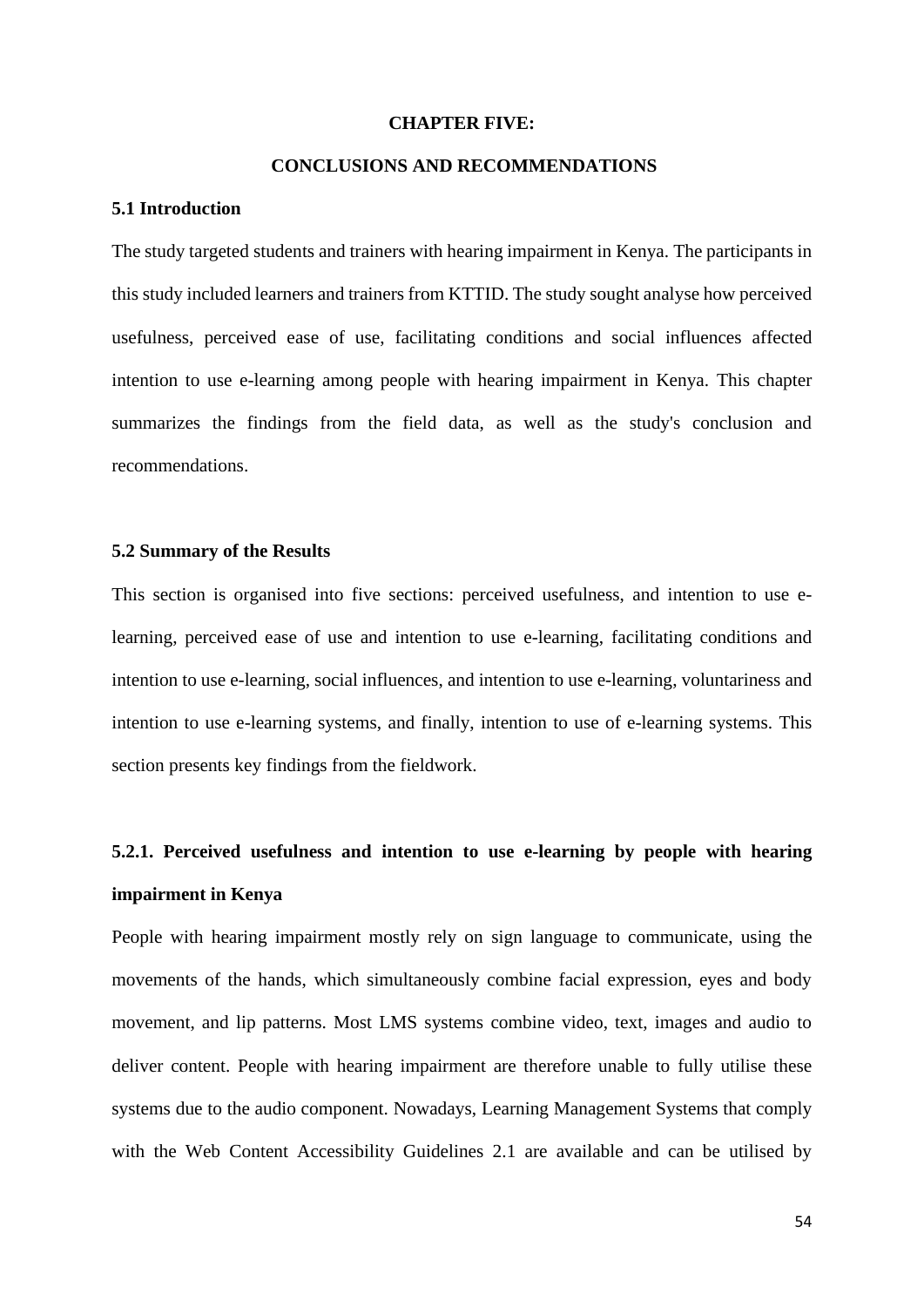# CHAPTER FIVE:

# CONCLUSIONS AND RECOMMENDATIONS

## 5.1 Introduction

The study targeted students and trainers with hearing impairment in Kenya. The participants in this study included learners and trainers from KTTID. The study sought analyse how perceived usefulness, perceived ease of use, facilitating conditions and social influences affected intention to use e-learning among people with hearing impairment in Kenya. This chapter summarizes the findings from the field data, as well as the study's conclusion and recommendations.

## 5.2 Summary of the Results

This section is organised into five sections: perceived usefulness, and intention to use e-learning, perceived ease of use and intention to use e-learning, facilitating conditions and intention to use e-learning, social influences, and intention to use e-learning, voluntariness and intention to use e-learning systems, and finally, intention to use of e-learning systems. This section presents key findings from the fieldwork.

### 5.2.1. Perceived usefulness and intention to use e-learning by people with hearing impairment in Kenya

People with hearing impairment mostly rely on sign language to communicate, using the movements of the hands, which simultaneously combine facial expression, eyes and body movement, and lip patterns. Most LMS systems combine video, text, images and audio to deliver content. People with hearing impairment are therefore unable to fully utilise these systems due to the audio component. Nowadays, Learning Management Systems that comply with the Web Content Accessibility Guidelines 2.1 are available and can be utilised by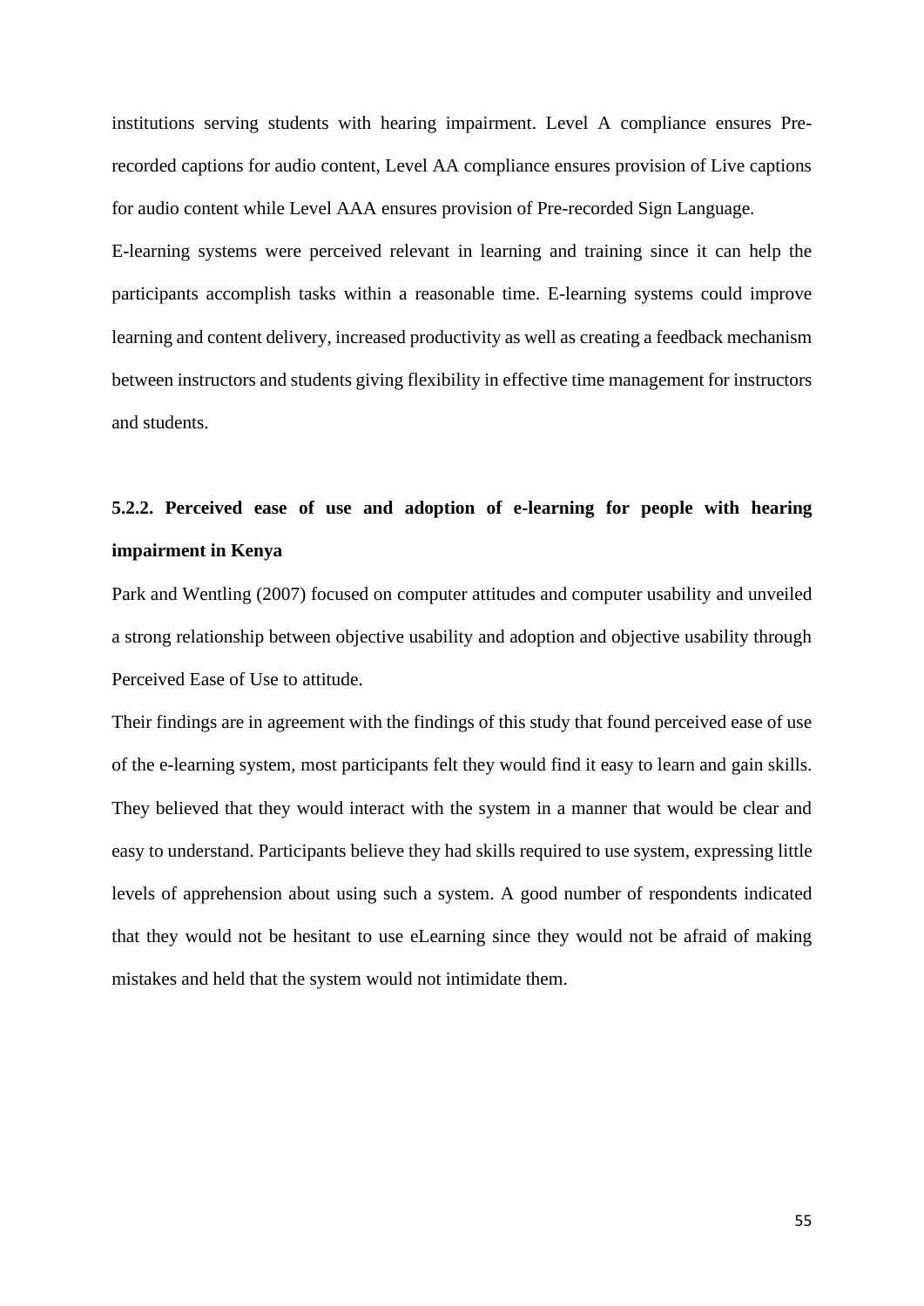institutions serving students with hearing impairment. Level A compliance ensures Pre-recorded captions for audio content, Level AA compliance ensures provision of Live captions for audio content while Level AAA ensures provision of Pre-recorded Sign Language.

E-learning systems were perceived relevant in learning and training since it can help the participants accomplish tasks within a reasonable time. E-learning systems could improve learning and content delivery, increased productivity as well as creating a feedback mechanism between instructors and students giving flexibility in effective time management for instructors and students.

### 5.2.2. Perceived ease of use and adoption of e-learning for people with hearing impairment in Kenya

Park and Wentling (2007) focused on computer attitudes and computer usability and unveiled a strong relationship between objective usability and adoption and objective usability through Perceived Ease of Use to attitude.

Their findings are in agreement with the findings of this study that found perceived ease of use of the e-learning system, most participants felt they would find it easy to learn and gain skills. They believed that they would interact with the system in a manner that would be clear and easy to understand. Participants believe they had skills required to use system, expressing little levels of apprehension about using such a system. A good number of respondents indicated that they would not be hesitant to use eLearning since they would not be afraid of making mistakes and held that the system would not intimidate them.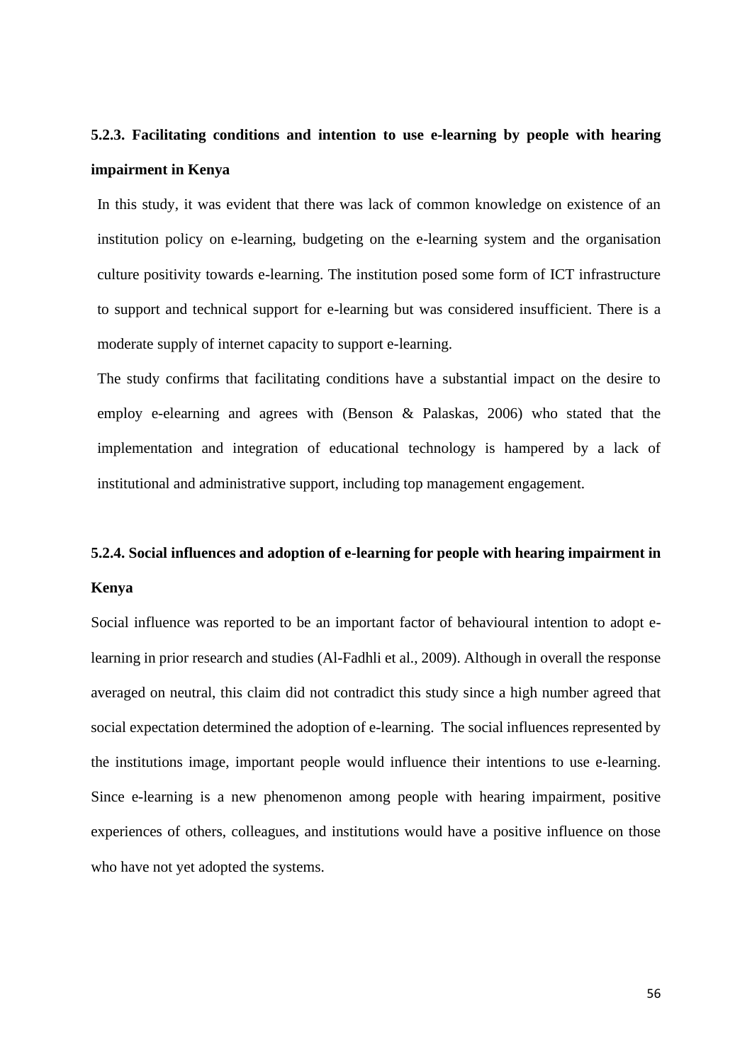### 5.2.3. Facilitating conditions and intention to use e-learning by people with hearing impairment in Kenya

In this study, it was evident that there was lack of common knowledge on existence of an institution policy on e-learning, budgeting on the e-learning system and the organisation culture positivity towards e-learning. The institution posed some form of ICT infrastructure to support and technical support for e-learning but was considered insufficient. There is a moderate supply of internet capacity to support e-learning.

The study confirms that facilitating conditions have a substantial impact on the desire to employ e-elearning and agrees with (Benson & Palaskas, 2006) who stated that the implementation and integration of educational technology is hampered by a lack of institutional and administrative support, including top management engagement.

### 5.2.4. Social influences and adoption of e-learning for people with hearing impairment in Kenya

Social influence was reported to be an important factor of behavioural intention to adopt e-learning in prior research and studies (Al-Fadhli et al., 2009). Although in overall the response averaged on neutral, this claim did not contradict this study since a high number agreed that social expectation determined the adoption of e-learning. The social influences represented by the institutions image, important people would influence their intentions to use e-learning. Since e-learning is a new phenomenon among people with hearing impairment, positive experiences of others, colleagues, and institutions would have a positive influence on those who have not yet adopted the systems.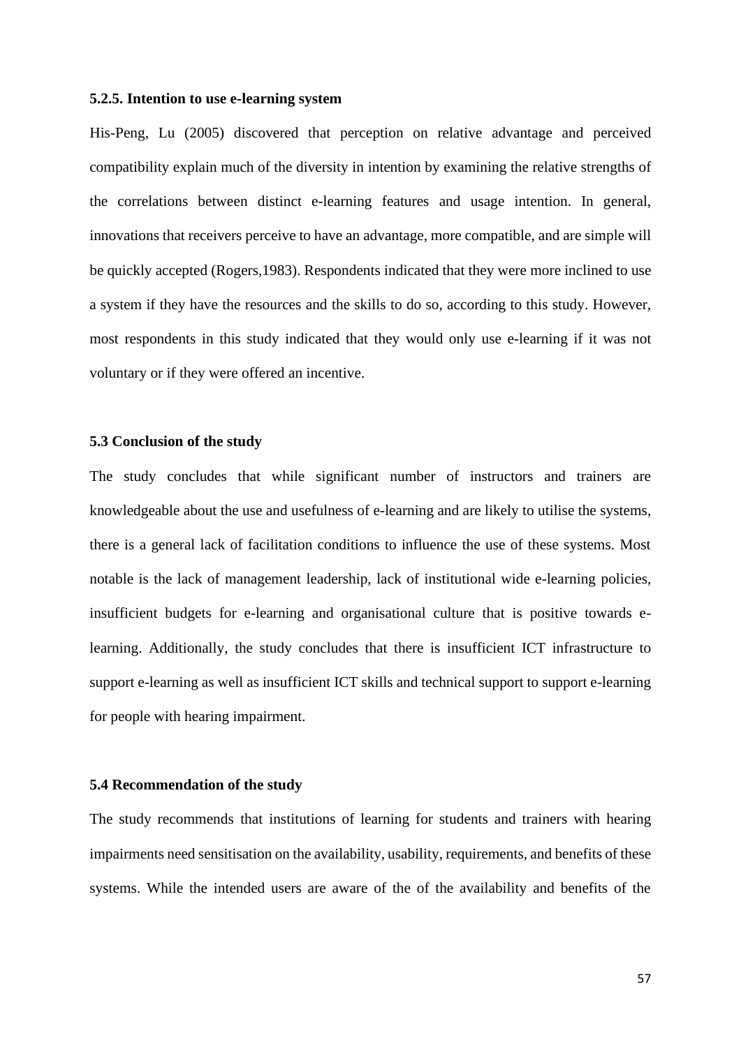#### 5.2.5. Intention to use e-learning system

His-Peng, Lu (2005) discovered that perception on relative advantage and perceived compatibility explain much of the diversity in intention by examining the relative strengths of the correlations between distinct e-learning features and usage intention. In general, innovations that receivers perceive to have an advantage, more compatible, and are simple will be quickly accepted (Rogers,1983). Respondents indicated that they were more inclined to use a system if they have the resources and the skills to do so, according to this study. However, most respondents in this study indicated that they would only use e-learning if it was not voluntary or if they were offered an incentive.

### 5.3 Conclusion of the study

The study concludes that while significant number of instructors and trainers are knowledgeable about the use and usefulness of e-learning and are likely to utilise the systems, there is a general lack of facilitation conditions to influence the use of these systems. Most notable is the lack of management leadership, lack of institutional wide e-learning policies, insufficient budgets for e-learning and organisational culture that is positive towards e-learning. Additionally, the study concludes that there is insufficient ICT infrastructure to support e-learning as well as insufficient ICT skills and technical support to support e-learning for people with hearing impairment.

### 5.4 Recommendation of the study

The study recommends that institutions of learning for students and trainers with hearing impairments need sensitisation on the availability, usability, requirements, and benefits of these systems. While the intended users are aware of the of the availability and benefits of the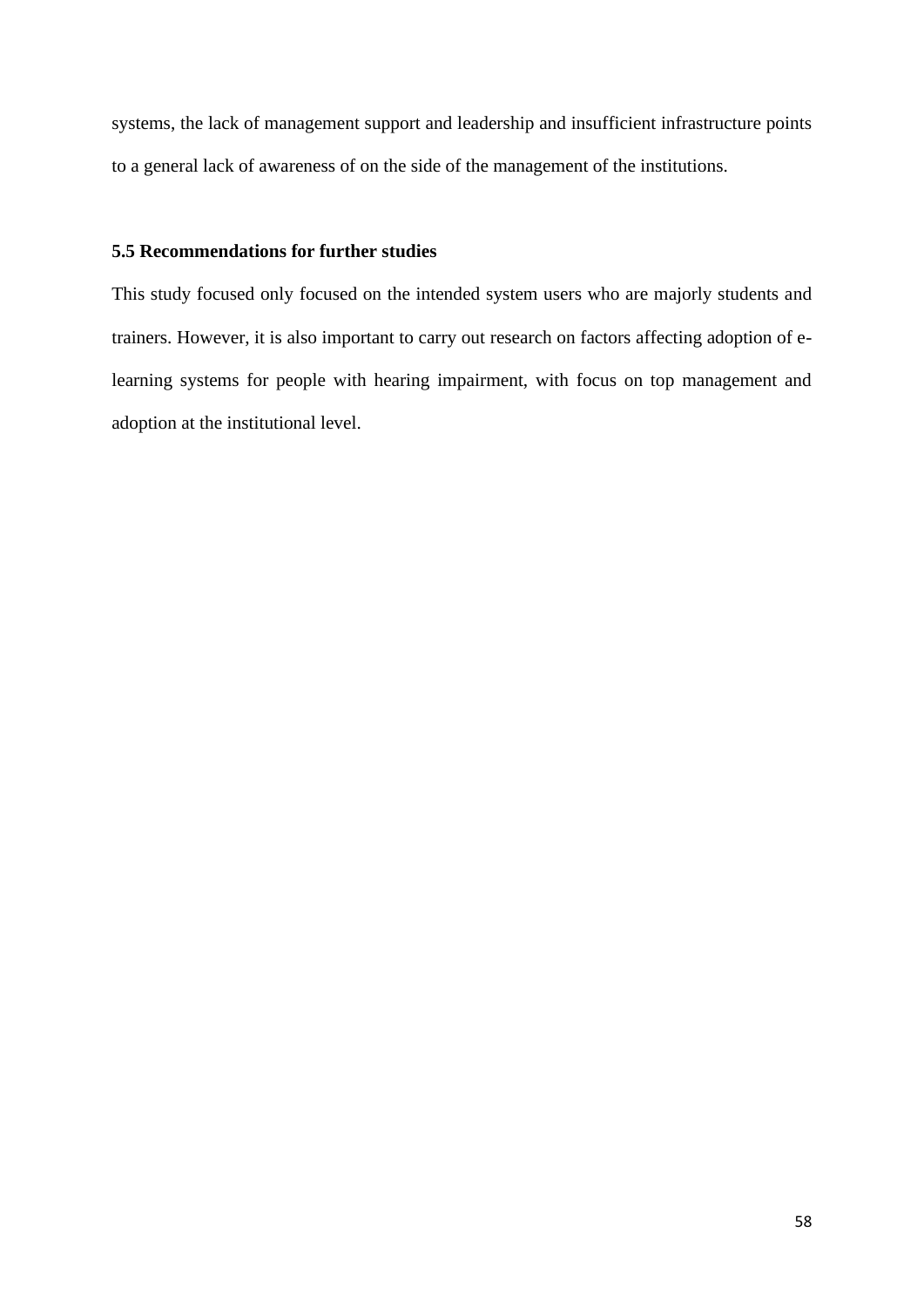systems, the lack of management support and leadership and insufficient infrastructure points to a general lack of awareness of on the side of the management of the institutions.

### 5.5 Recommendations for further studies

This study focused only focused on the intended system users who are majorly students and trainers. However, it is also important to carry out research on factors affecting adoption of e-learning systems for people with hearing impairment, with focus on top management and adoption at the institutional level.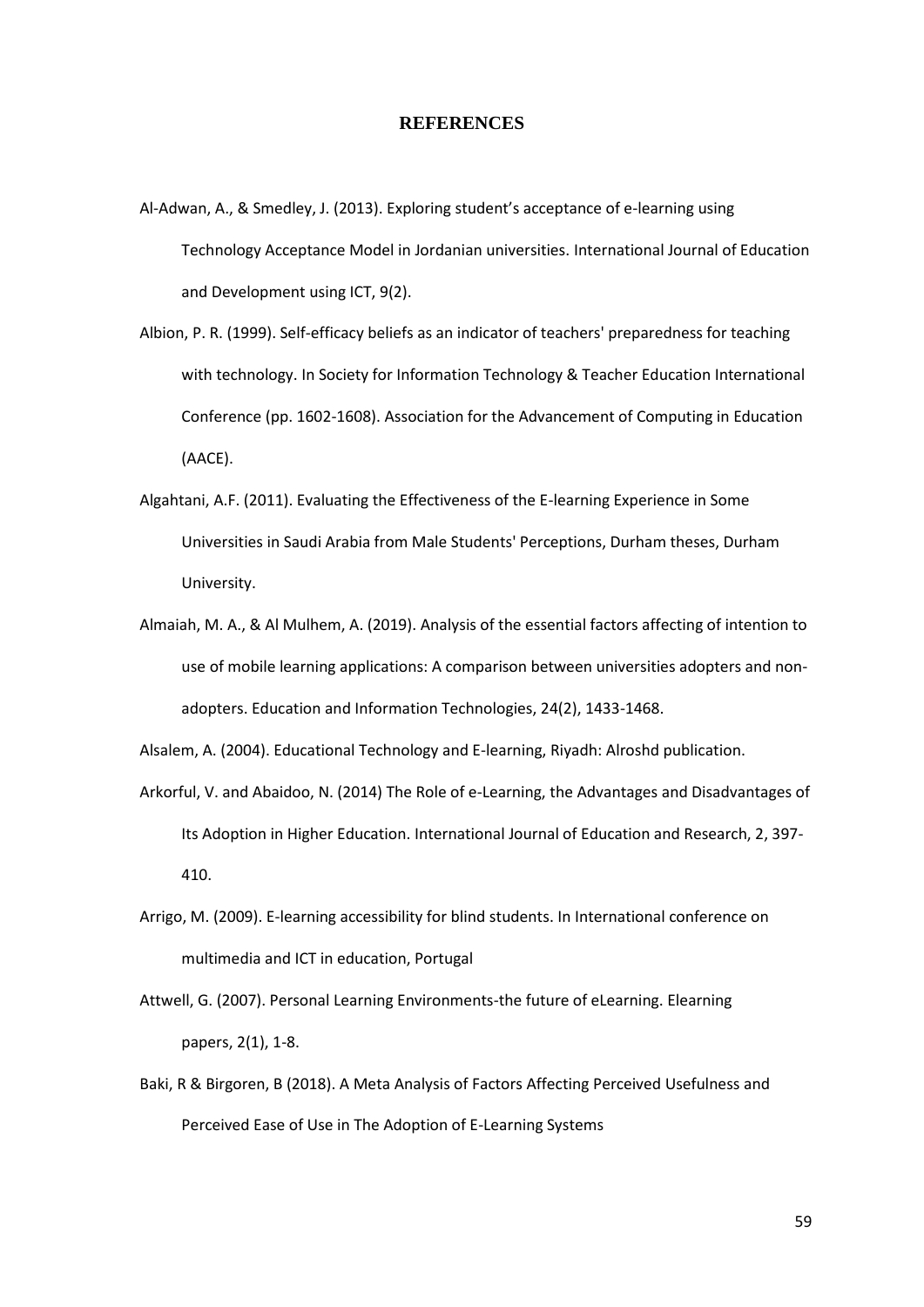# REFERENCES

Al-Adwan, A., & Smedley, J. (2013). Exploring student's acceptance of e-learning using Technology Acceptance Model in Jordanian universities. International Journal of Education and Development using ICT, 9(2).

Albion, P. R. (1999). Self-efficacy beliefs as an indicator of teachers' preparedness for teaching with technology. In Society for Information Technology & Teacher Education International Conference (pp. 1602-1608). Association for the Advancement of Computing in Education (AACE).

Algahtani, A.F. (2011). Evaluating the Effectiveness of the E-learning Experience in Some Universities in Saudi Arabia from Male Students' Perceptions, Durham theses, Durham University.

Almaiah, M. A., & Al Mulhem, A. (2019). Analysis of the essential factors affecting of intention to use of mobile learning applications: A comparison between universities adopters and non-adopters. Education and Information Technologies, 24(2), 1433-1468.

Alsalem, A. (2004). Educational Technology and E-learning, Riyadh: Alroshd publication.

Arkorful, V. and Abaidoo, N. (2014) The Role of e-Learning, the Advantages and Disadvantages of Its Adoption in Higher Education. International Journal of Education and Research, 2, 397-410.

Arrigo, M. (2009). E-learning accessibility for blind students. In International conference on multimedia and ICT in education, Portugal

Attwell, G. (2007). Personal Learning Environments-the future of eLearning. Elearning papers, 2(1), 1-8.

Baki, R & Birgoren, B (2018). A Meta Analysis of Factors Affecting Perceived Usefulness and Perceived Ease of Use in The Adoption of E-Learning Systems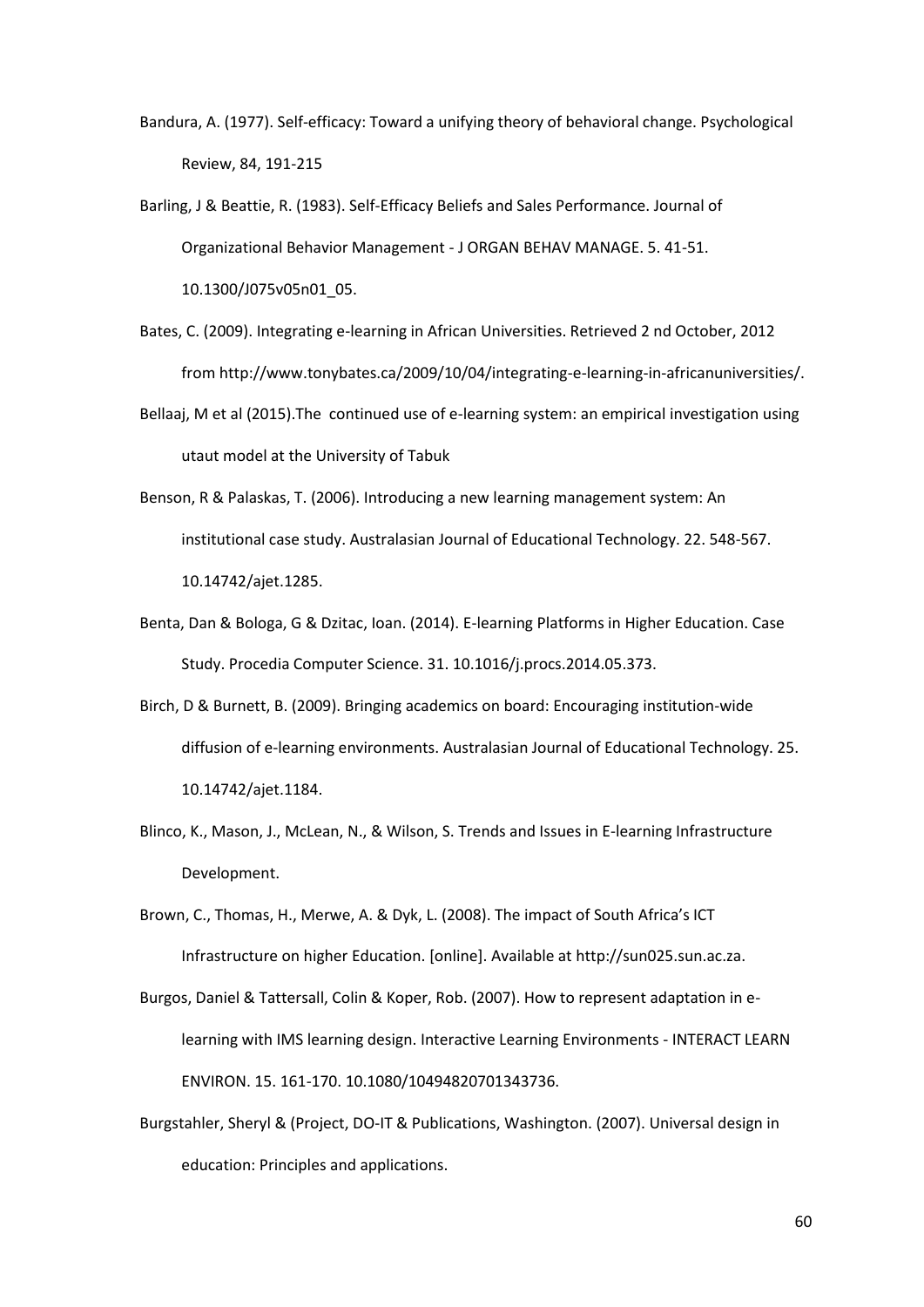Bandura, A. (1977). Self-efficacy: Toward a unifying theory of behavioral change. Psychological Review, 84, 191-215

Barling, J & Beattie, R. (1983). Self-Efficacy Beliefs and Sales Performance. Journal of Organizational Behavior Management - J ORGAN BEHAV MANAGE. 5. 41-51. 10.1300/J075v05n01_05.

Bates, C. (2009). Integrating e-learning in African Universities. Retrieved 2 nd October, 2012 from http://www.tonybates.ca/2009/10/04/integrating-e-learning-in-africanuniversities/.

Bellaaj, M et al (2015).The continued use of e-learning system: an empirical investigation using utaut model at the University of Tabuk

Benson, R & Palaskas, T. (2006). Introducing a new learning management system: An institutional case study. Australasian Journal of Educational Technology. 22. 548-567. 10.14742/ajet.1285.

Benta, Dan & Bologa, G & Dzitac, Ioan. (2014). E-learning Platforms in Higher Education. Case Study. Procedia Computer Science. 31. 10.1016/j.procs.2014.05.373.

Birch, D & Burnett, B. (2009). Bringing academics on board: Encouraging institution-wide diffusion of e-learning environments. Australasian Journal of Educational Technology. 25. 10.14742/ajet.1184.

Blinco, K., Mason, J., McLean, N., & Wilson, S. Trends and Issues in E-learning Infrastructure Development.

Brown, C., Thomas, H., Merwe, A. & Dyk, L. (2008). The impact of South Africa's ICT Infrastructure on higher Education. [online]. Available at http://sun025.sun.ac.za.

Burgos, Daniel & Tattersall, Colin & Koper, Rob. (2007). How to represent adaptation in e-learning with IMS learning design. Interactive Learning Environments - INTERACT LEARN ENVIRON. 15. 161-170. 10.1080/10494820701343736.

Burgstahler, Sheryl & (Project, DO-IT & Publications, Washington. (2007). Universal design in education: Principles and applications.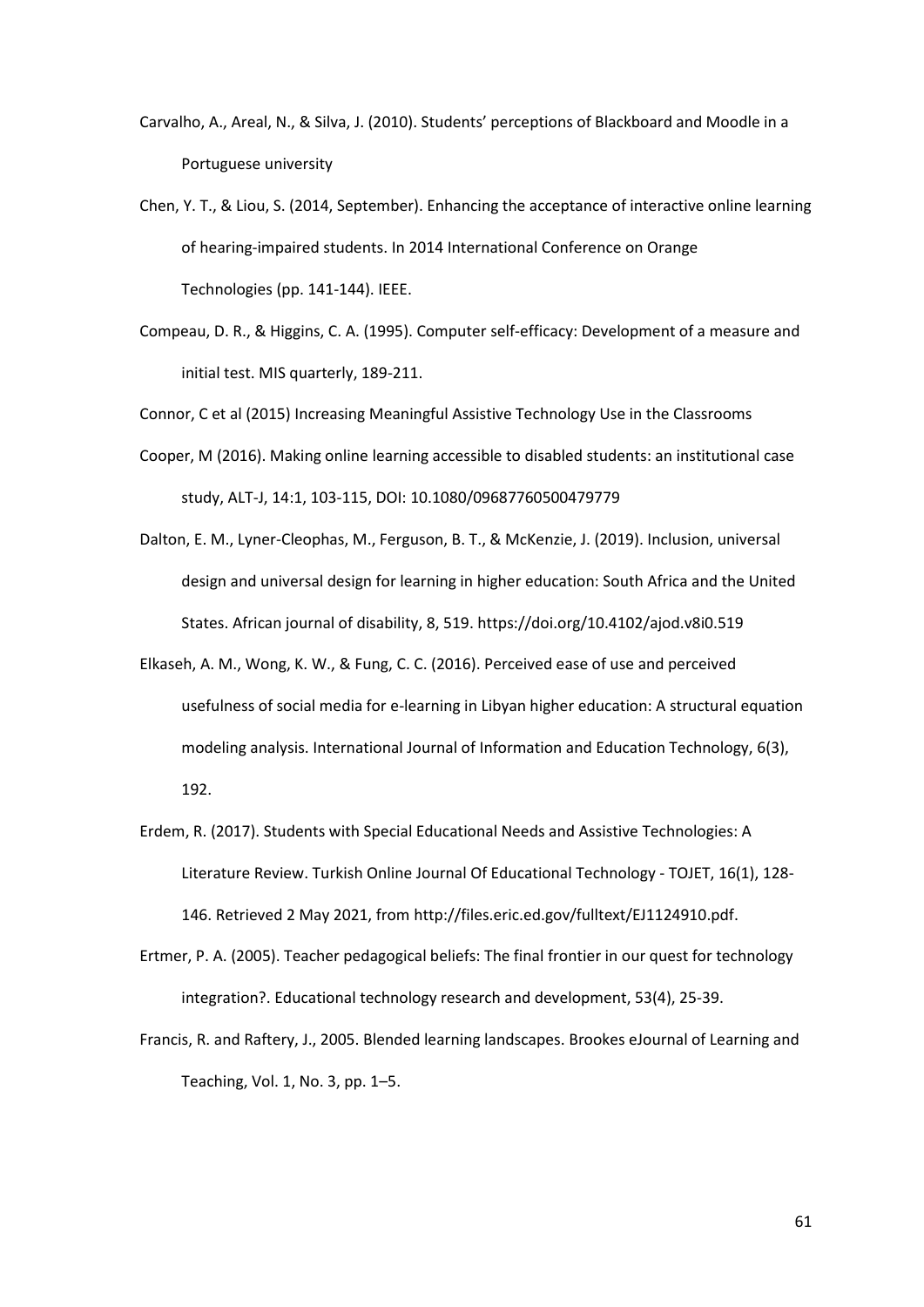Carvalho, A., Areal, N., & Silva, J. (2010). Students' perceptions of Blackboard and Moodle in a Portuguese university

Chen, Y. T., & Liou, S. (2014, September). Enhancing the acceptance of interactive online learning of hearing-impaired students. In 2014 International Conference on Orange Technologies (pp. 141-144). IEEE.

Compeau, D. R., & Higgins, C. A. (1995). Computer self-efficacy: Development of a measure and initial test. MIS quarterly, 189-211.

Connor, C et al (2015) Increasing Meaningful Assistive Technology Use in the Classrooms

Cooper, M (2016). Making online learning accessible to disabled students: an institutional case study, ALT-J, 14:1, 103-115, DOI: 10.1080/09687760500479779

Dalton, E. M., Lyner-Cleophas, M., Ferguson, B. T., & McKenzie, J. (2019). Inclusion, universal design and universal design for learning in higher education: South Africa and the United States. African journal of disability, 8, 519. https://doi.org/10.4102/ajod.v8i0.519

Elkaseh, A. M., Wong, K. W., & Fung, C. C. (2016). Perceived ease of use and perceived usefulness of social media for e-learning in Libyan higher education: A structural equation modeling analysis. International Journal of Information and Education Technology, 6(3), 192.

Erdem, R. (2017). Students with Special Educational Needs and Assistive Technologies: A Literature Review. Turkish Online Journal Of Educational Technology - TOJET, 16(1), 128-146. Retrieved 2 May 2021, from http://files.eric.ed.gov/fulltext/EJ1124910.pdf.

Ertmer, P. A. (2005). Teacher pedagogical beliefs: The final frontier in our quest for technology integration?. Educational technology research and development, 53(4), 25-39.

Francis, R. and Raftery, J., 2005. Blended learning landscapes. Brookes eJournal of Learning and Teaching, Vol. 1, No. 3, pp. 1–5.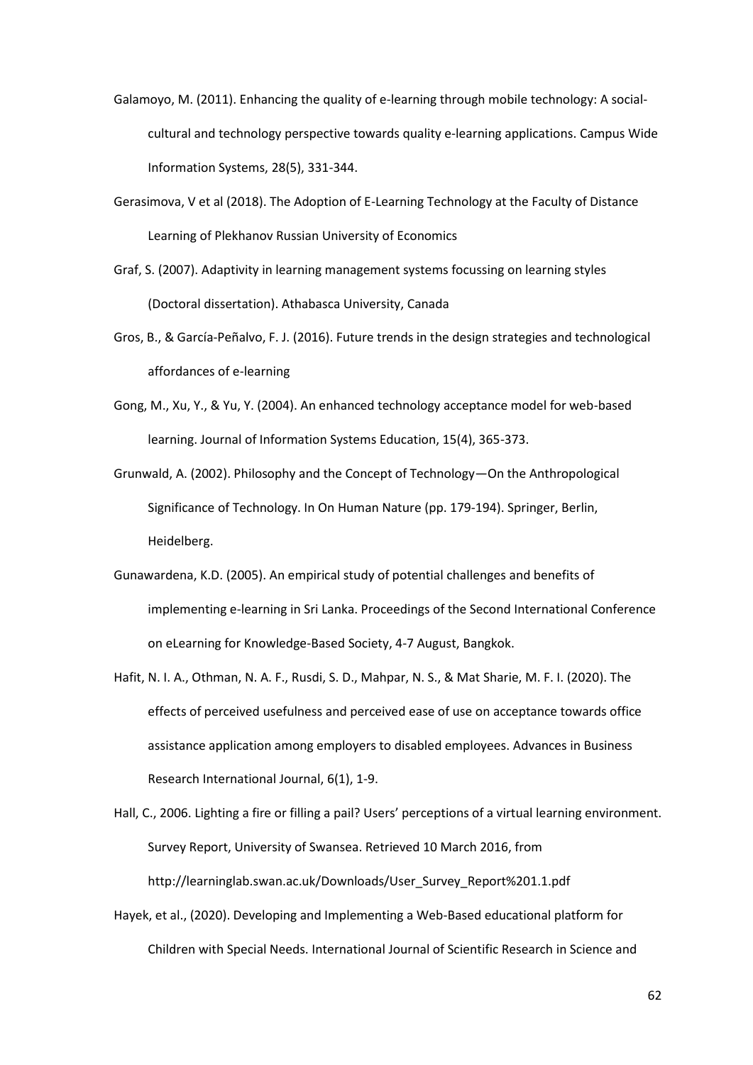Galamoyo, M. (2011). Enhancing the quality of e-learning through mobile technology: A social-cultural and technology perspective towards quality e-learning applications. Campus Wide Information Systems, 28(5), 331-344.

Gerasimova, V et al (2018). The Adoption of E-Learning Technology at the Faculty of Distance Learning of Plekhanov Russian University of Economics

Graf, S. (2007). Adaptivity in learning management systems focussing on learning styles (Doctoral dissertation). Athabasca University, Canada

Gros, B., & García-Peñalvo, F. J. (2016). Future trends in the design strategies and technological affordances of e-learning

Gong, M., Xu, Y., & Yu, Y. (2004). An enhanced technology acceptance model for web-based learning. Journal of Information Systems Education, 15(4), 365-373.

Grunwald, A. (2002). Philosophy and the Concept of Technology—On the Anthropological Significance of Technology. In On Human Nature (pp. 179-194). Springer, Berlin, Heidelberg.

Gunawardena, K.D. (2005). An empirical study of potential challenges and benefits of implementing e-learning in Sri Lanka. Proceedings of the Second International Conference on eLearning for Knowledge-Based Society, 4-7 August, Bangkok.

Hafit, N. I. A., Othman, N. A. F., Rusdi, S. D., Mahpar, N. S., & Mat Sharie, M. F. I. (2020). The effects of perceived usefulness and perceived ease of use on acceptance towards office assistance application among employers to disabled employees. Advances in Business Research International Journal, 6(1), 1-9.

Hall, C., 2006. Lighting a fire or filling a pail? Users' perceptions of a virtual learning environment. Survey Report, University of Swansea. Retrieved 10 March 2016, from http://learninglab.swan.ac.uk/Downloads/User_Survey_Report%201.1.pdf

Hayek, et al., (2020). Developing and Implementing a Web-Based educational platform for Children with Special Needs. International Journal of Scientific Research in Science and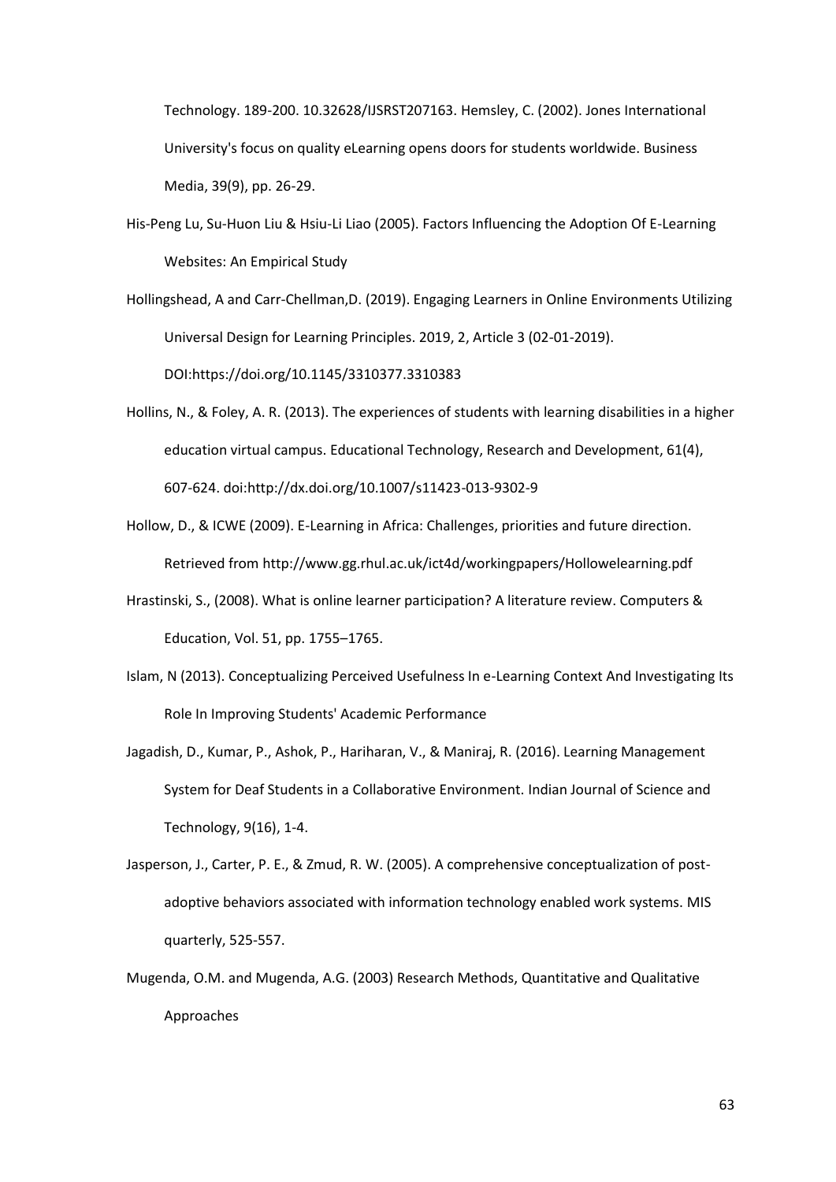Technology. 189-200. 10.32628/IJSRST207163. Hemsley, C. (2002). Jones International University's focus on quality eLearning opens doors for students worldwide. Business Media, 39(9), pp. 26-29.

His-Peng Lu, Su-Huon Liu & Hsiu-Li Liao (2005). Factors Influencing the Adoption Of E-Learning Websites: An Empirical Study

Hollingshead, A and Carr-Chellman,D. (2019). Engaging Learners in Online Environments Utilizing Universal Design for Learning Principles. 2019, 2, Article 3 (02-01-2019). DOI:https://doi.org/10.1145/3310377.3310383

Hollins, N., & Foley, A. R. (2013). The experiences of students with learning disabilities in a higher education virtual campus. Educational Technology, Research and Development, 61(4), 607-624. doi:http://dx.doi.org/10.1007/s11423-013-9302-9

Hollow, D., & ICWE (2009). E-Learning in Africa: Challenges, priorities and future direction. Retrieved from http://www.gg.rhul.ac.uk/ict4d/workingpapers/Hollowelearning.pdf

Hrastinski, S., (2008). What is online learner participation? A literature review. Computers & Education, Vol. 51, pp. 1755–1765.

Islam, N (2013). Conceptualizing Perceived Usefulness In e-Learning Context And Investigating Its Role In Improving Students' Academic Performance

Jagadish, D., Kumar, P., Ashok, P., Hariharan, V., & Maniraj, R. (2016). Learning Management System for Deaf Students in a Collaborative Environment. Indian Journal of Science and Technology, 9(16), 1-4.

Jasperson, J., Carter, P. E., & Zmud, R. W. (2005). A comprehensive conceptualization of post-adoptive behaviors associated with information technology enabled work systems. MIS quarterly, 525-557.

Mugenda, O.M. and Mugenda, A.G. (2003) Research Methods, Quantitative and Qualitative Approaches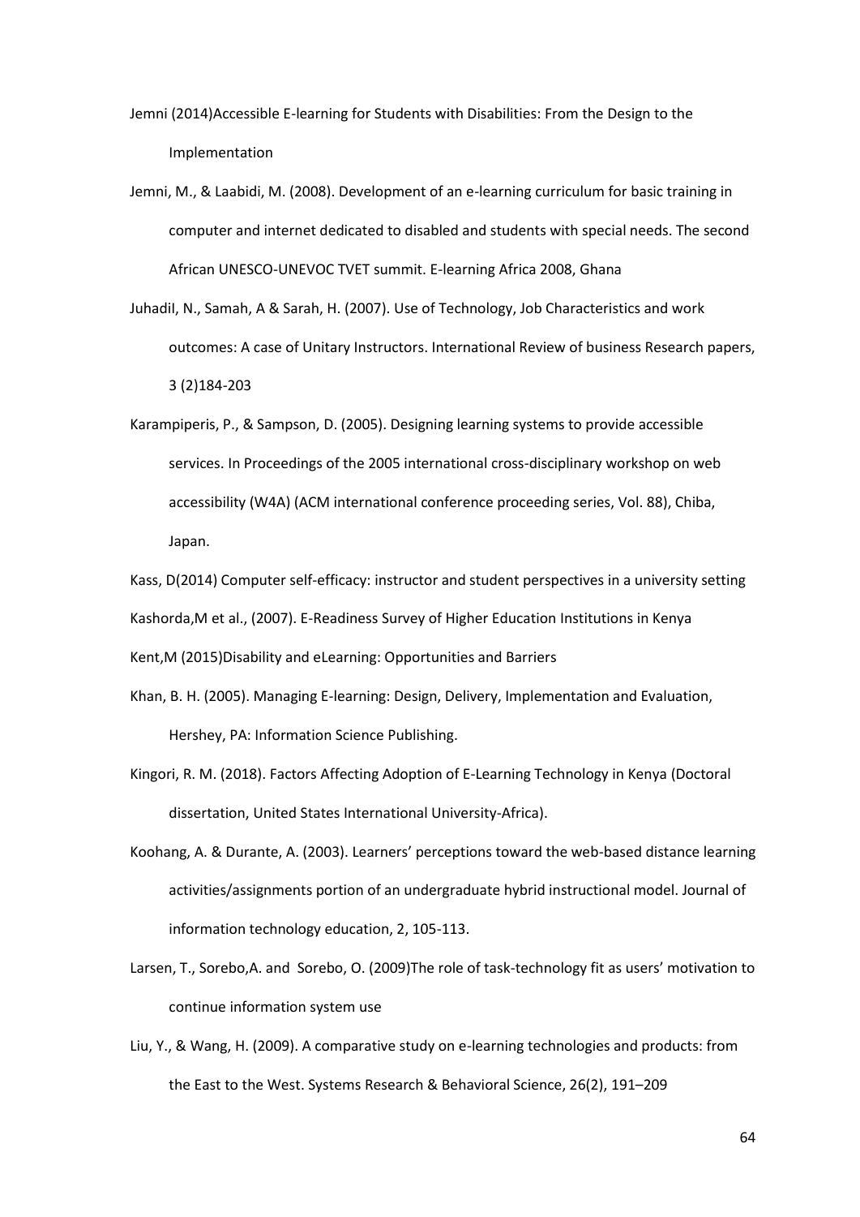Jemni (2014)Accessible E-learning for Students with Disabilities: From the Design to the Implementation

Jemni, M., & Laabidi, M. (2008). Development of an e-learning curriculum for basic training in computer and internet dedicated to disabled and students with special needs. The second African UNESCO-UNEVOC TVET summit. E-learning Africa 2008, Ghana

JuhadiI, N., Samah, A & Sarah, H. (2007). Use of Technology, Job Characteristics and work outcomes: A case of Unitary Instructors. International Review of business Research papers, 3 (2)184-203

Karampiperis, P., & Sampson, D. (2005). Designing learning systems to provide accessible services. In Proceedings of the 2005 international cross-disciplinary workshop on web accessibility (W4A) (ACM international conference proceeding series, Vol. 88), Chiba, Japan.

Kass, D(2014) Computer self-efficacy: instructor and student perspectives in a university setting

Kashorda,M et al., (2007). E-Readiness Survey of Higher Education Institutions in Kenya

Kent,M (2015)Disability and eLearning: Opportunities and Barriers

Khan, B. H. (2005). Managing E-learning: Design, Delivery, Implementation and Evaluation, Hershey, PA: Information Science Publishing.

Kingori, R. M. (2018). Factors Affecting Adoption of E-Learning Technology in Kenya (Doctoral dissertation, United States International University-Africa).

Koohang, A. & Durante, A. (2003). Learners' perceptions toward the web-based distance learning activities/assignments portion of an undergraduate hybrid instructional model. Journal of information technology education, 2, 105-113.

Larsen, T., Sorebo,A. and Sorebo, O. (2009)The role of task-technology fit as users' motivation to continue information system use

Liu, Y., & Wang, H. (2009). A comparative study on e-learning technologies and products: from the East to the West. Systems Research & Behavioral Science, 26(2), 191–209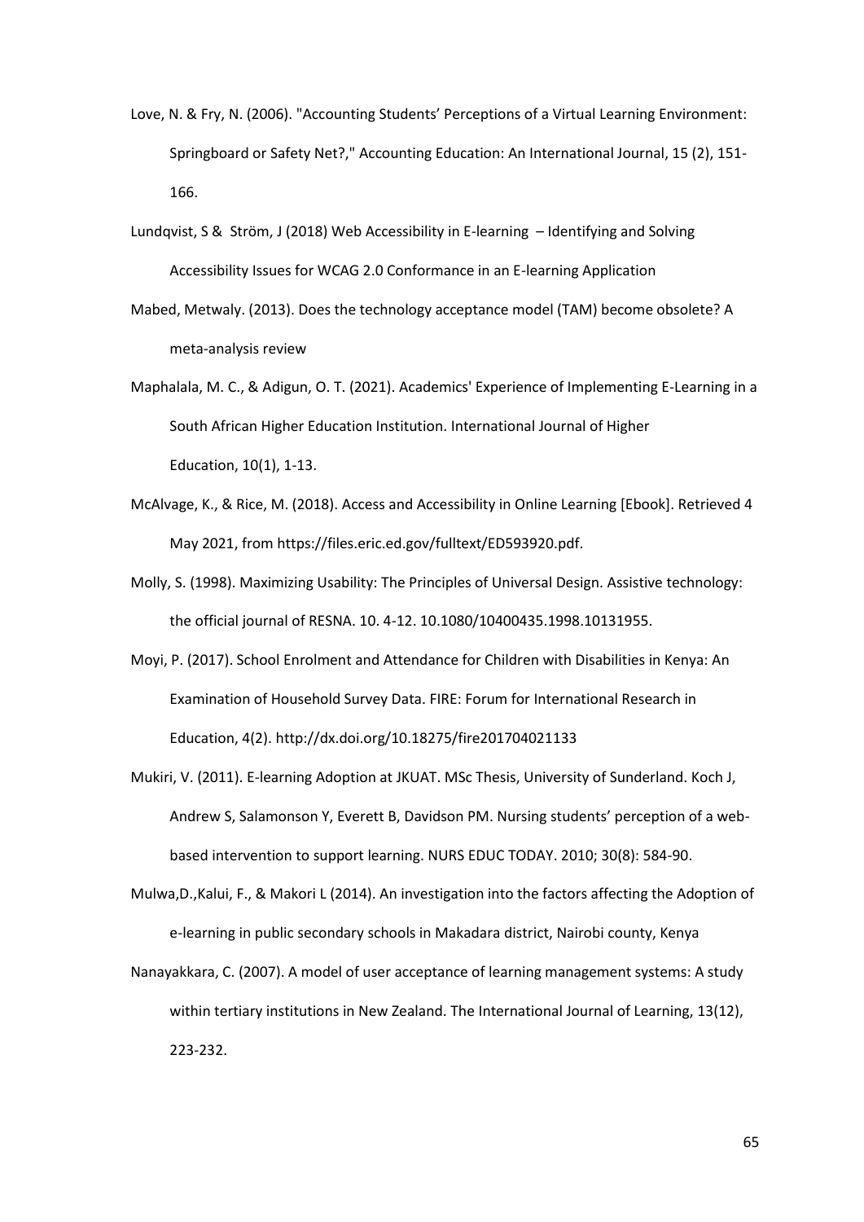Love, N. & Fry, N. (2006). "Accounting Students' Perceptions of a Virtual Learning Environment: Springboard or Safety Net?," Accounting Education: An International Journal, 15 (2), 151-166.

Lundqvist, S & Ström, J (2018) Web Accessibility in E-learning – Identifying and Solving Accessibility Issues for WCAG 2.0 Conformance in an E-learning Application

Mabed, Metwaly. (2013). Does the technology acceptance model (TAM) become obsolete? A meta-analysis review

Maphalala, M. C., & Adigun, O. T. (2021). Academics' Experience of Implementing E-Learning in a South African Higher Education Institution. International Journal of Higher Education, 10(1), 1-13.

McAlvage, K., & Rice, M. (2018). Access and Accessibility in Online Learning [Ebook]. Retrieved 4 May 2021, from https://files.eric.ed.gov/fulltext/ED593920.pdf.

Molly, S. (1998). Maximizing Usability: The Principles of Universal Design. Assistive technology: the official journal of RESNA. 10. 4-12. 10.1080/10400435.1998.10131955.

Moyi, P. (2017). School Enrolment and Attendance for Children with Disabilities in Kenya: An Examination of Household Survey Data. FIRE: Forum for International Research in Education, 4(2). http://dx.doi.org/10.18275/fire201704021133

Mukiri, V. (2011). E-learning Adoption at JKUAT. MSc Thesis, University of Sunderland. Koch J, Andrew S, Salamonson Y, Everett B, Davidson PM. Nursing students' perception of a web-based intervention to support learning. NURS EDUC TODAY. 2010; 30(8): 584-90.

Mulwa,D.,Kalui, F., & Makori L (2014). An investigation into the factors affecting the Adoption of e-learning in public secondary schools in Makadara district, Nairobi county, Kenya

Nanayakkara, C. (2007). A model of user acceptance of learning management systems: A study within tertiary institutions in New Zealand. The International Journal of Learning, 13(12), 223-232.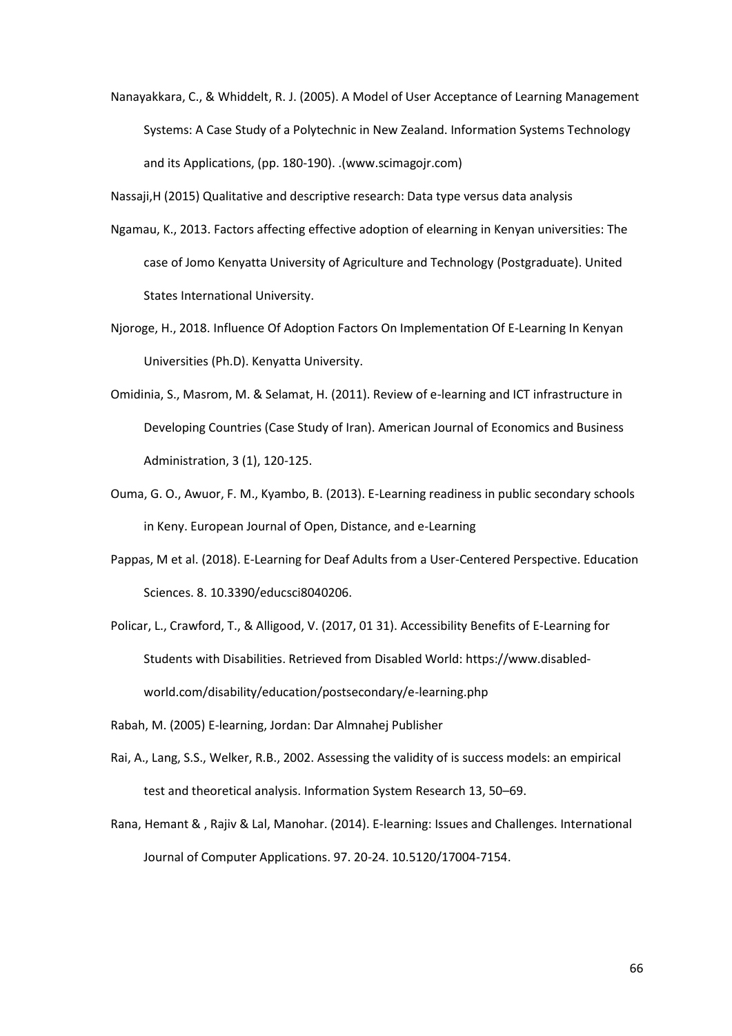Nanayakkara, C., & Whiddelt, R. J. (2005). A Model of User Acceptance of Learning Management Systems: A Case Study of a Polytechnic in New Zealand. Information Systems Technology and its Applications, (pp. 180-190). .(www.scimagojr.com)

Nassaji,H (2015) Qualitative and descriptive research: Data type versus data analysis

Ngamau, K., 2013. Factors affecting effective adoption of elearning in Kenyan universities: The case of Jomo Kenyatta University of Agriculture and Technology (Postgraduate). United States International University.

Njoroge, H., 2018. Influence Of Adoption Factors On Implementation Of E-Learning In Kenyan Universities (Ph.D). Kenyatta University.

Omidinia, S., Masrom, M. & Selamat, H. (2011). Review of e-learning and ICT infrastructure in Developing Countries (Case Study of Iran). American Journal of Economics and Business Administration, 3 (1), 120-125.

Ouma, G. O., Awuor, F. M., Kyambo, B. (2013). E-Learning readiness in public secondary schools in Keny. European Journal of Open, Distance, and e-Learning

Pappas, M et al. (2018). E-Learning for Deaf Adults from a User-Centered Perspective. Education Sciences. 8. 10.3390/educsci8040206.

Policar, L., Crawford, T., & Alligood, V. (2017, 01 31). Accessibility Benefits of E-Learning for Students with Disabilities. Retrieved from Disabled World: https://www.disabled-world.com/disability/education/postsecondary/e-learning.php

Rabah, M. (2005) E-learning, Jordan: Dar Almnahej Publisher

Rai, A., Lang, S.S., Welker, R.B., 2002. Assessing the validity of is success models: an empirical test and theoretical analysis. Information System Research 13, 50–69.

Rana, Hemant & , Rajiv & Lal, Manohar. (2014). E-learning: Issues and Challenges. International Journal of Computer Applications. 97. 20-24. 10.5120/17004-7154.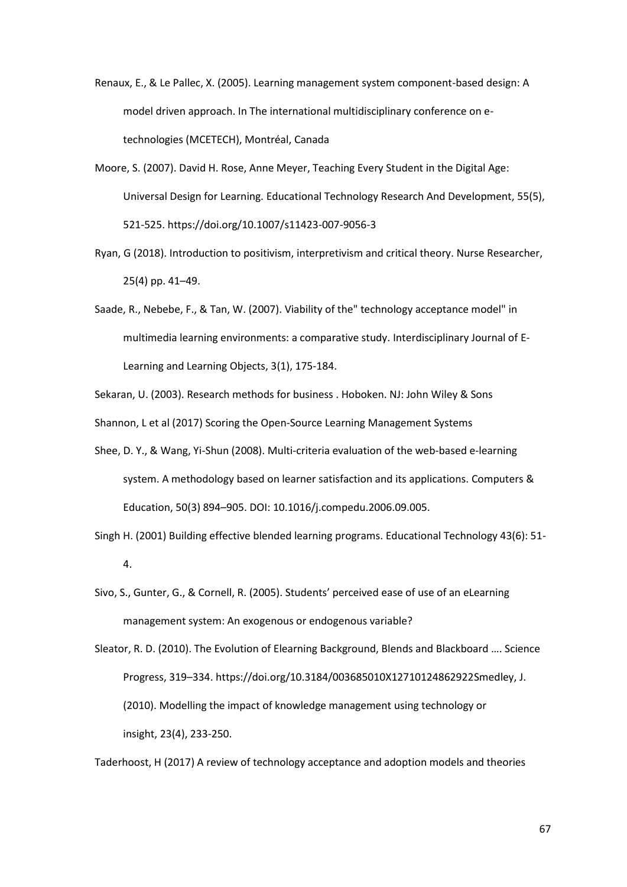Renaux, E., & Le Pallec, X. (2005). Learning management system component-based design: A model driven approach. In The international multidisciplinary conference on e-technologies (MCETECH), Montréal, Canada

Moore, S. (2007). David H. Rose, Anne Meyer, Teaching Every Student in the Digital Age: Universal Design for Learning. Educational Technology Research And Development, 55(5), 521-525. https://doi.org/10.1007/s11423-007-9056-3

Ryan, G (2018). Introduction to positivism, interpretivism and critical theory. Nurse Researcher, 25(4) pp. 41–49.

Saade, R., Nebebe, F., & Tan, W. (2007). Viability of the" technology acceptance model" in multimedia learning environments: a comparative study. Interdisciplinary Journal of E-Learning and Learning Objects, 3(1), 175-184.

Sekaran, U. (2003). Research methods for business . Hoboken. NJ: John Wiley & Sons

Shannon, L et al (2017) Scoring the Open-Source Learning Management Systems

Shee, D. Y., & Wang, Yi-Shun (2008). Multi-criteria evaluation of the web-based e-learning system. A methodology based on learner satisfaction and its applications. Computers & Education, 50(3) 894–905. DOI: 10.1016/j.compedu.2006.09.005.

Singh H. (2001) Building effective blended learning programs. Educational Technology 43(6): 51-4.

Sivo, S., Gunter, G., & Cornell, R. (2005). Students' perceived ease of use of an eLearning management system: An exogenous or endogenous variable?

Sleator, R. D. (2010). The Evolution of Elearning Background, Blends and Blackboard …. Science Progress, 319–334. https://doi.org/10.3184/003685010X12710124862922Smedley, J. (2010). Modelling the impact of knowledge management using technology or insight, 23(4), 233-250.

Taderhoost, H (2017) A review of technology acceptance and adoption models and theories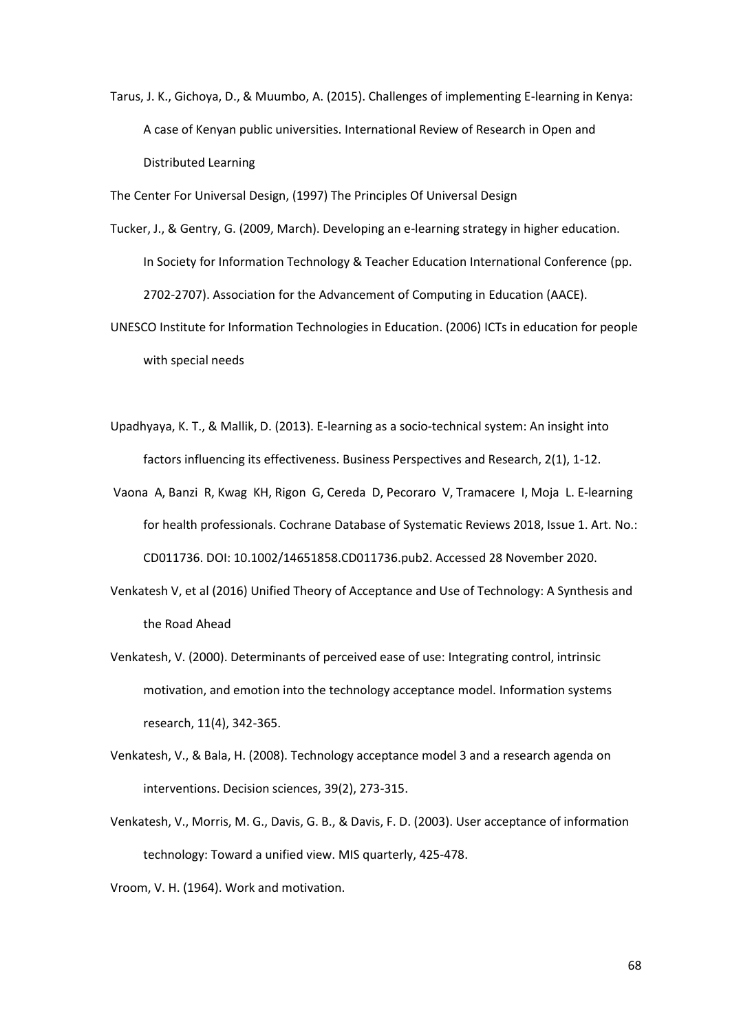Tarus, J. K., Gichoya, D., & Muumbo, A. (2015). Challenges of implementing E-learning in Kenya: A case of Kenyan public universities. International Review of Research in Open and Distributed Learning

The Center For Universal Design, (1997) The Principles Of Universal Design

Tucker, J., & Gentry, G. (2009, March). Developing an e-learning strategy in higher education. In Society for Information Technology & Teacher Education International Conference (pp. 2702-2707). Association for the Advancement of Computing in Education (AACE).

UNESCO Institute for Information Technologies in Education. (2006) ICTs in education for people with special needs

Upadhyaya, K. T., & Mallik, D. (2013). E-learning as a socio-technical system: An insight into factors influencing its effectiveness. Business Perspectives and Research, 2(1), 1-12.

Vaona A, Banzi R, Kwag KH, Rigon G, Cereda D, Pecoraro V, Tramacere I, Moja L. E-learning for health professionals. Cochrane Database of Systematic Reviews 2018, Issue 1. Art. No.: CD011736. DOI: 10.1002/14651858.CD011736.pub2. Accessed 28 November 2020.

Venkatesh V, et al (2016) Unified Theory of Acceptance and Use of Technology: A Synthesis and the Road Ahead

Venkatesh, V. (2000). Determinants of perceived ease of use: Integrating control, intrinsic motivation, and emotion into the technology acceptance model. Information systems research, 11(4), 342-365.

Venkatesh, V., & Bala, H. (2008). Technology acceptance model 3 and a research agenda on interventions. Decision sciences, 39(2), 273-315.

Venkatesh, V., Morris, M. G., Davis, G. B., & Davis, F. D. (2003). User acceptance of information technology: Toward a unified view. MIS quarterly, 425-478.

Vroom, V. H. (1964). Work and motivation.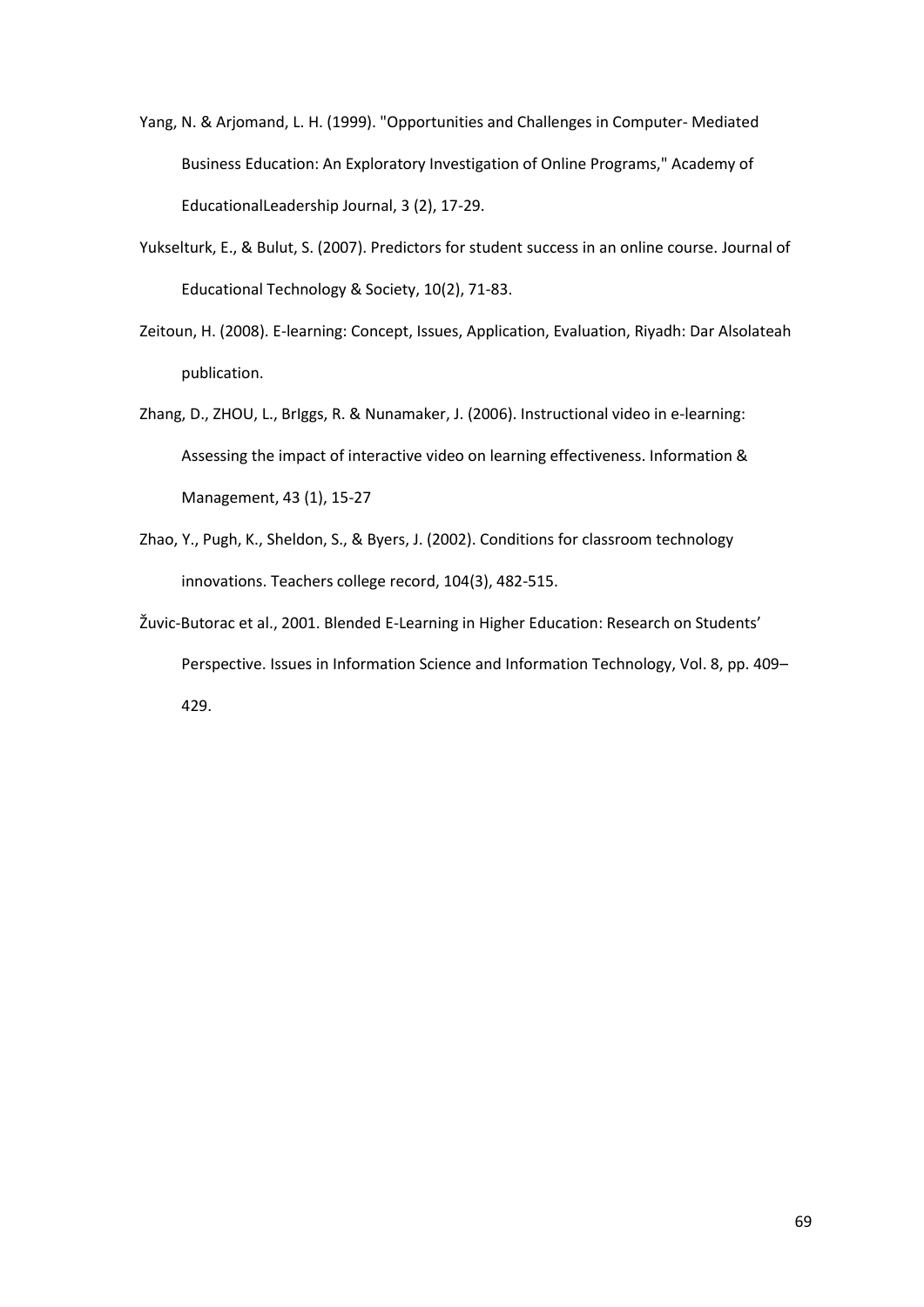Yang, N. & Arjomand, L. H. (1999). "Opportunities and Challenges in Computer- Mediated Business Education: An Exploratory Investigation of Online Programs," Academy of EducationalLeadership Journal, 3 (2), 17-29.

Yukselturk, E., & Bulut, S. (2007). Predictors for student success in an online course. Journal of Educational Technology & Society, 10(2), 71-83.

Zeitoun, H. (2008). E-learning: Concept, Issues, Application, Evaluation, Riyadh: Dar Alsolateah publication.

Zhang, D., ZHOU, L., BrIggs, R. & Nunamaker, J. (2006). Instructional video in e-learning: Assessing the impact of interactive video on learning effectiveness. Information & Management, 43 (1), 15-27

Zhao, Y., Pugh, K., Sheldon, S., & Byers, J. (2002). Conditions for classroom technology innovations. Teachers college record, 104(3), 482-515.

Žuvic-Butorac et al., 2001. Blended E-Learning in Higher Education: Research on Students' Perspective. Issues in Information Science and Information Technology, Vol. 8, pp. 409–429.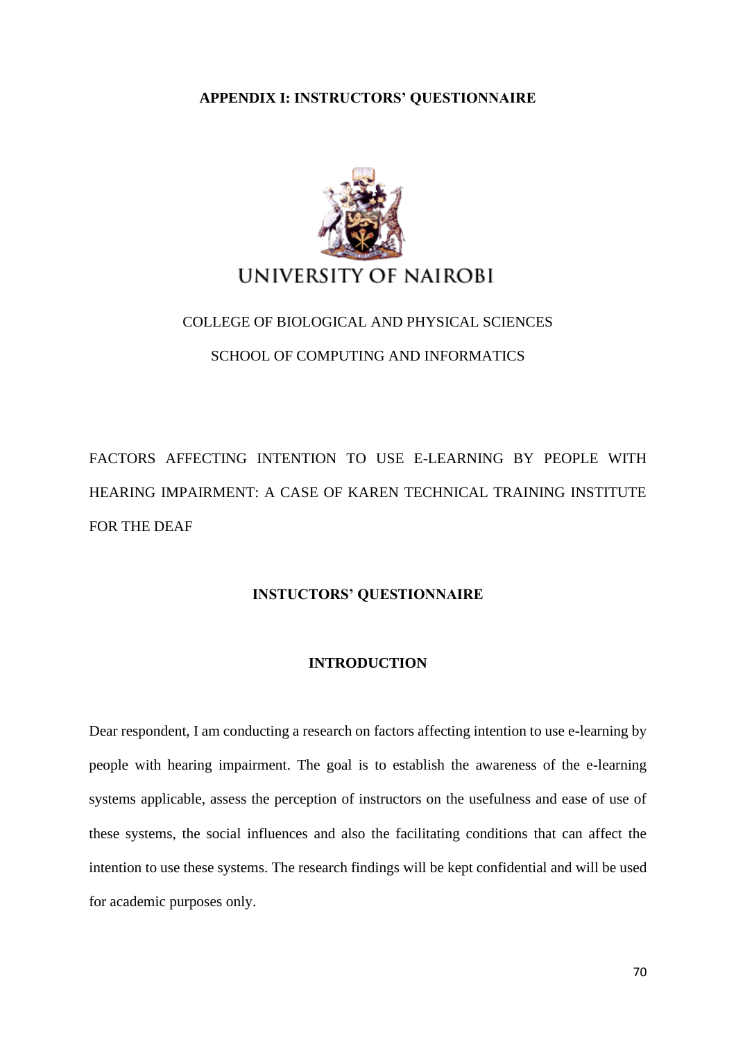## APPENDIX I: INSTRUCTORS' QUESTIONNAIRE

UNIVERSITY OF NAIROBI

COLLEGE OF BIOLOGICAL AND PHYSICAL SCIENCES

SCHOOL OF COMPUTING AND INFORMATICS

FACTORS AFFECTING INTENTION TO USE E-LEARNING BY PEOPLE WITH HEARING IMPAIRMENT: A CASE OF KAREN TECHNICAL TRAINING INSTITUTE FOR THE DEAF

**INSTUCTORS' QUESTIONNAIRE**

**INTRODUCTION**

Dear respondent, I am conducting a research on factors affecting intention to use e-learning by people with hearing impairment. The goal is to establish the awareness of the e-learning systems applicable, assess the perception of instructors on the usefulness and ease of use of these systems, the social influences and also the facilitating conditions that can affect the intention to use these systems. The research findings will be kept confidential and will be used for academic purposes only.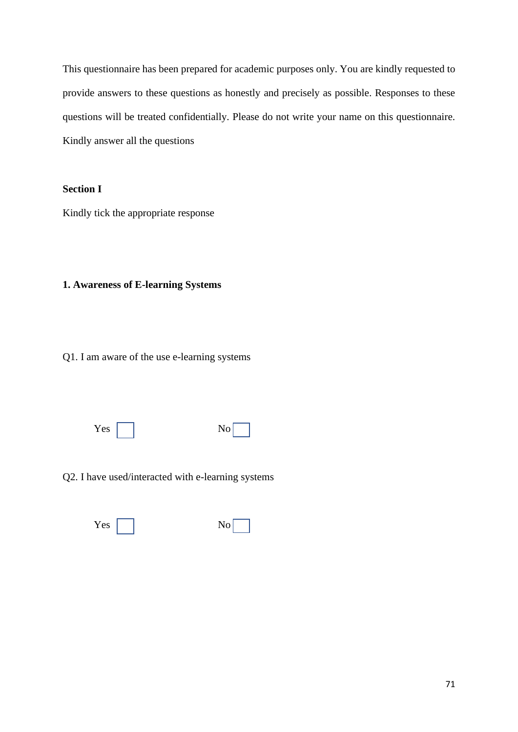This questionnaire has been prepared for academic purposes only. You are kindly requested to provide answers to these questions as honestly and precisely as possible. Responses to these questions will be treated confidentially. Please do not write your name on this questionnaire. Kindly answer all the questions

**Section I**

Kindly tick the appropriate response

**1. Awareness of E-learning Systems**

Q1. I am aware of the use e-learning systems

Yes ☐ No ☐

Q2. I have used/interacted with e-learning systems

Yes ☐ No ☐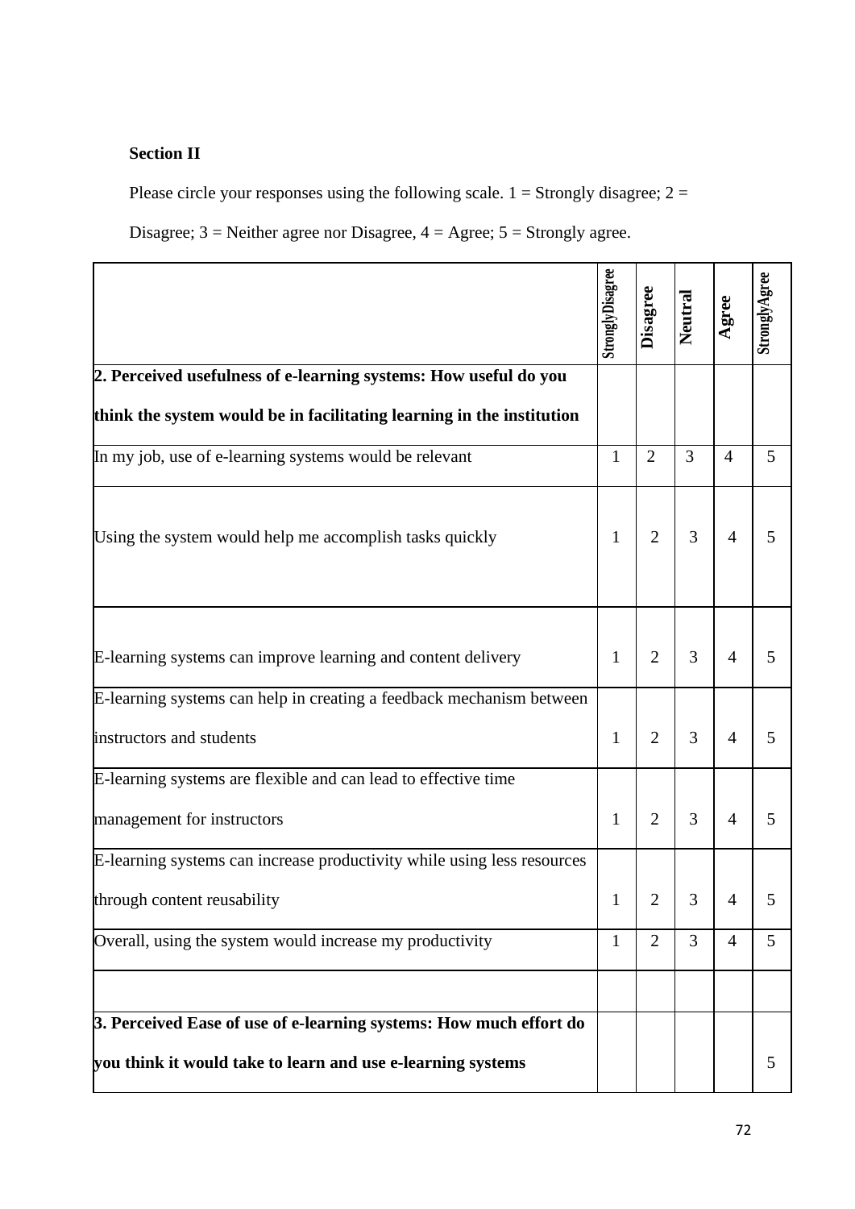**Section II**

Please circle your responses using the following scale. 1 = Strongly disagree; 2 = Disagree; 3 = Neither agree nor Disagree, 4 = Agree; 5 = Strongly agree.

| | StronglyDisagree | Disagree | Neutral | Agree | StronglyAgree |
|---|---|---|---|---|---|
| **2. Perceived usefulness of e-learning systems: How useful do you think the system would be in facilitating learning in the institution** | | | | | |
| In my job, use of e-learning systems would be relevant | 1 | 2 | 3 | 4 | 5 |
| Using the system would help me accomplish tasks quickly | 1 | 2 | 3 | 4 | 5 |
| E-learning systems can improve learning and content delivery | 1 | 2 | 3 | 4 | 5 |
| E-learning systems can help in creating a feedback mechanism between instructors and students | 1 | 2 | 3 | 4 | 5 |
| E-learning systems are flexible and can lead to effective time management for instructors | 1 | 2 | 3 | 4 | 5 |
| E-learning systems can increase productivity while using less resources through content reusability | 1 | 2 | 3 | 4 | 5 |
| Overall, using the system would increase my productivity | 1 | 2 | 3 | 4 | 5 |
| | | | | | |
| **3. Perceived Ease of use of e-learning systems: How much effort do you think it would take to learn and use e-learning systems** | | | | | 5 |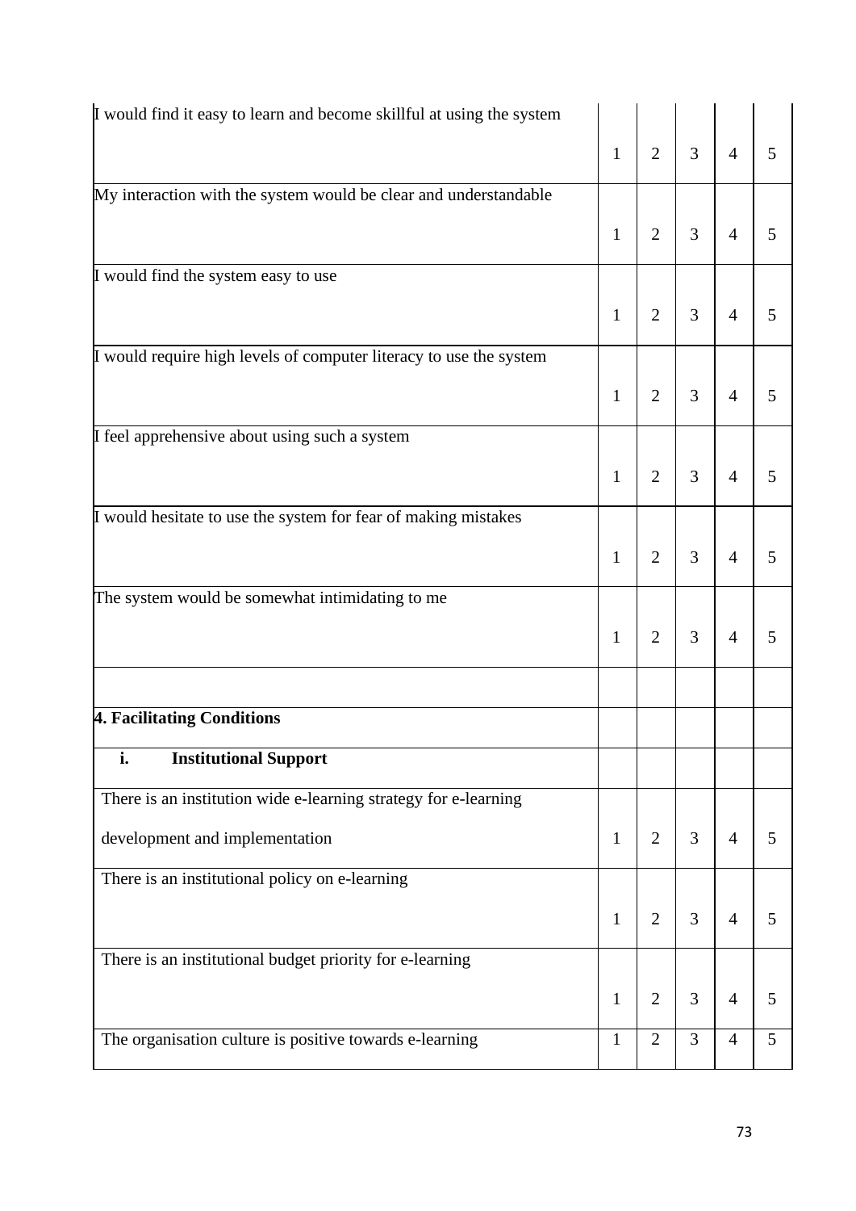| | | | | | |
|---|---|---|---|---|---|
| I would find it easy to learn and become skillful at using the system | 1 | 2 | 3 | 4 | 5 |
| My interaction with the system would be clear and understandable | 1 | 2 | 3 | 4 | 5 |
| I would find the system easy to use | 1 | 2 | 3 | 4 | 5 |
| I would require high levels of computer literacy to use the system | 1 | 2 | 3 | 4 | 5 |
| I feel apprehensive about using such a system | 1 | 2 | 3 | 4 | 5 |
| I would hesitate to use the system for fear of making mistakes | 1 | 2 | 3 | 4 | 5 |
| The system would be somewhat intimidating to me | 1 | 2 | 3 | 4 | 5 |
| | | | | | |
| **4. Facilitating Conditions** | | | | | |
| **i. Institutional Support** | | | | | |
| There is an institution wide e-learning strategy for e-learning development and implementation | 1 | 2 | 3 | 4 | 5 |
| There is an institutional policy on e-learning | 1 | 2 | 3 | 4 | 5 |
| There is an institutional budget priority for e-learning | 1 | 2 | 3 | 4 | 5 |
| The organisation culture is positive towards e-learning | 1 | 2 | 3 | 4 | 5 |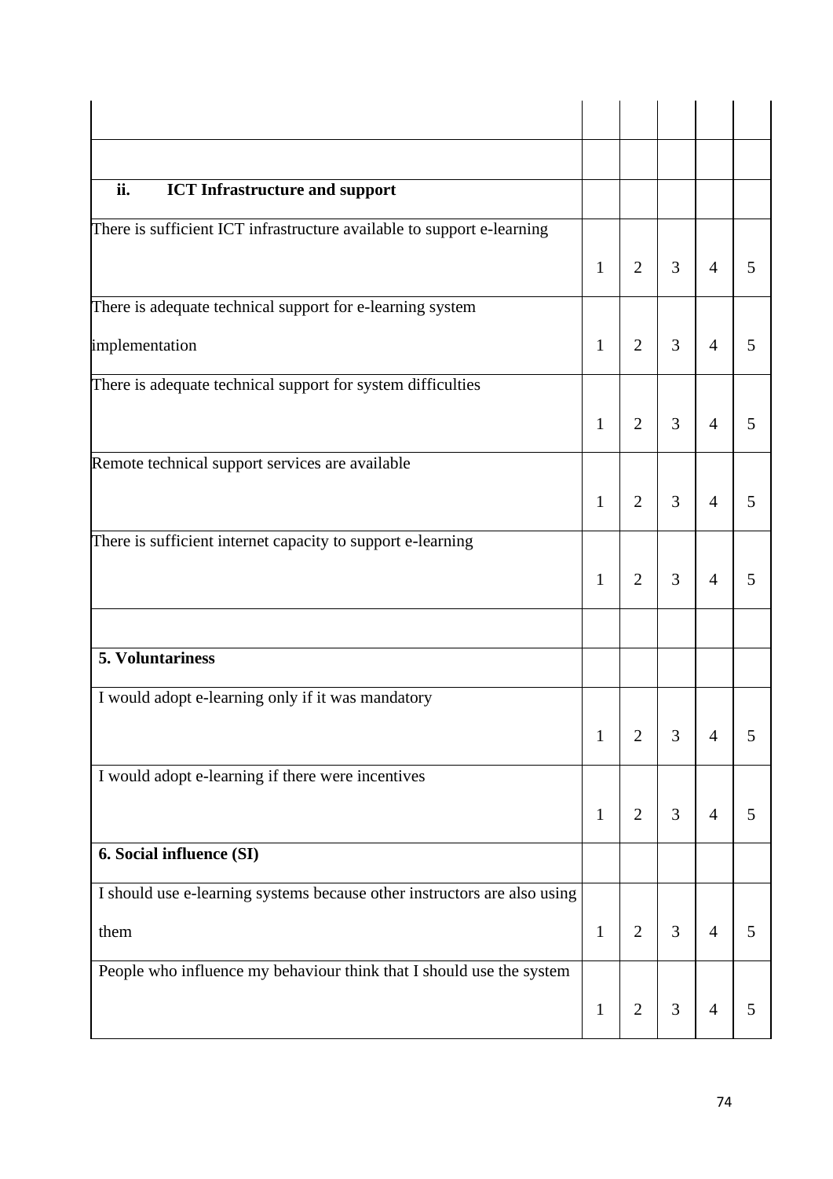| | | | | | |
|---|---|---|---|---|---|
| | | | | | |
| | | | | | |
| **ii. ICT Infrastructure and support** | | | | | |
| There is sufficient ICT infrastructure available to support e-learning | 1 | 2 | 3 | 4 | 5 |
| There is adequate technical support for e-learning system implementation | 1 | 2 | 3 | 4 | 5 |
| There is adequate technical support for system difficulties | 1 | 2 | 3 | 4 | 5 |
| Remote technical support services are available | 1 | 2 | 3 | 4 | 5 |
| There is sufficient internet capacity to support e-learning | 1 | 2 | 3 | 4 | 5 |
| | | | | | |
| **5. Voluntariness** | | | | | |
| I would adopt e-learning only if it was mandatory | 1 | 2 | 3 | 4 | 5 |
| I would adopt e-learning if there were incentives | 1 | 2 | 3 | 4 | 5 |
| **6. Social influence (SI)** | | | | | |
| I should use e-learning systems because other instructors are also using them | 1 | 2 | 3 | 4 | 5 |
| People who influence my behaviour think that I should use the system | 1 | 2 | 3 | 4 | 5 |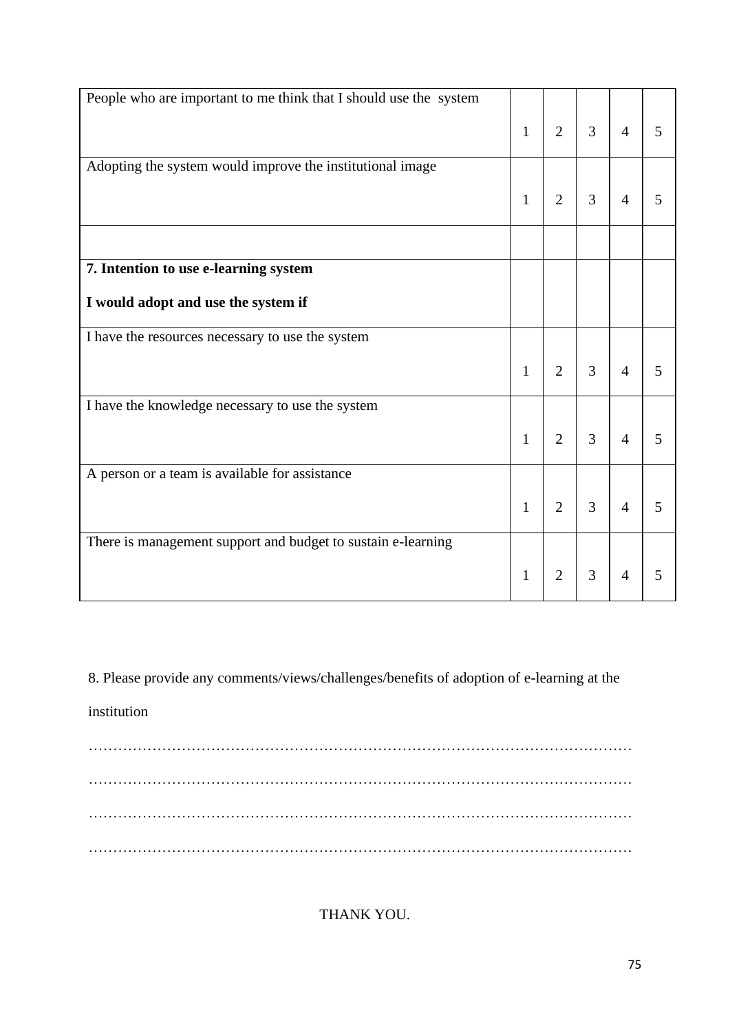| | | | | | |
|---|---|---|---|---|---|
| People who are important to me think that I should use the system | 1 | 2 | 3 | 4 | 5 |
| Adopting the system would improve the institutional image | 1 | 2 | 3 | 4 | 5 |
| | | | | | |
| **7. Intention to use e-learning system**<br><br>**I would adopt and use the system if** | | | | | |
| I have the resources necessary to use the system | 1 | 2 | 3 | 4 | 5 |
| I have the knowledge necessary to use the system | 1 | 2 | 3 | 4 | 5 |
| A person or a team is available for assistance | 1 | 2 | 3 | 4 | 5 |
| There is management support and budget to sustain e-learning | 1 | 2 | 3 | 4 | 5 |

8. Please provide any comments/views/challenges/benefits of adoption of e-learning at the institution

…………………………………………………………………………………………………

…………………………………………………………………………………………………

…………………………………………………………………………………………………

…………………………………………………………………………………………………

THANK YOU.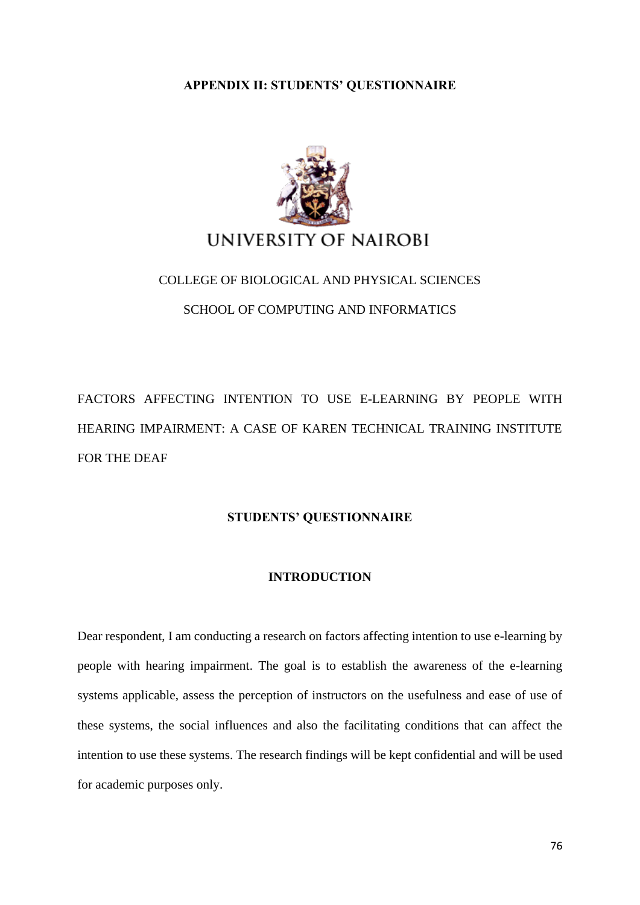## APPENDIX II: STUDENTS' QUESTIONNAIRE

UNIVERSITY OF NAIROBI

COLLEGE OF BIOLOGICAL AND PHYSICAL SCIENCES

SCHOOL OF COMPUTING AND INFORMATICS

FACTORS AFFECTING INTENTION TO USE E-LEARNING BY PEOPLE WITH HEARING IMPAIRMENT: A CASE OF KAREN TECHNICAL TRAINING INSTITUTE FOR THE DEAF

**STUDENTS' QUESTIONNAIRE**

**INTRODUCTION**

Dear respondent, I am conducting a research on factors affecting intention to use e-learning by people with hearing impairment. The goal is to establish the awareness of the e-learning systems applicable, assess the perception of instructors on the usefulness and ease of use of these systems, the social influences and also the facilitating conditions that can affect the intention to use these systems. The research findings will be kept confidential and will be used for academic purposes only.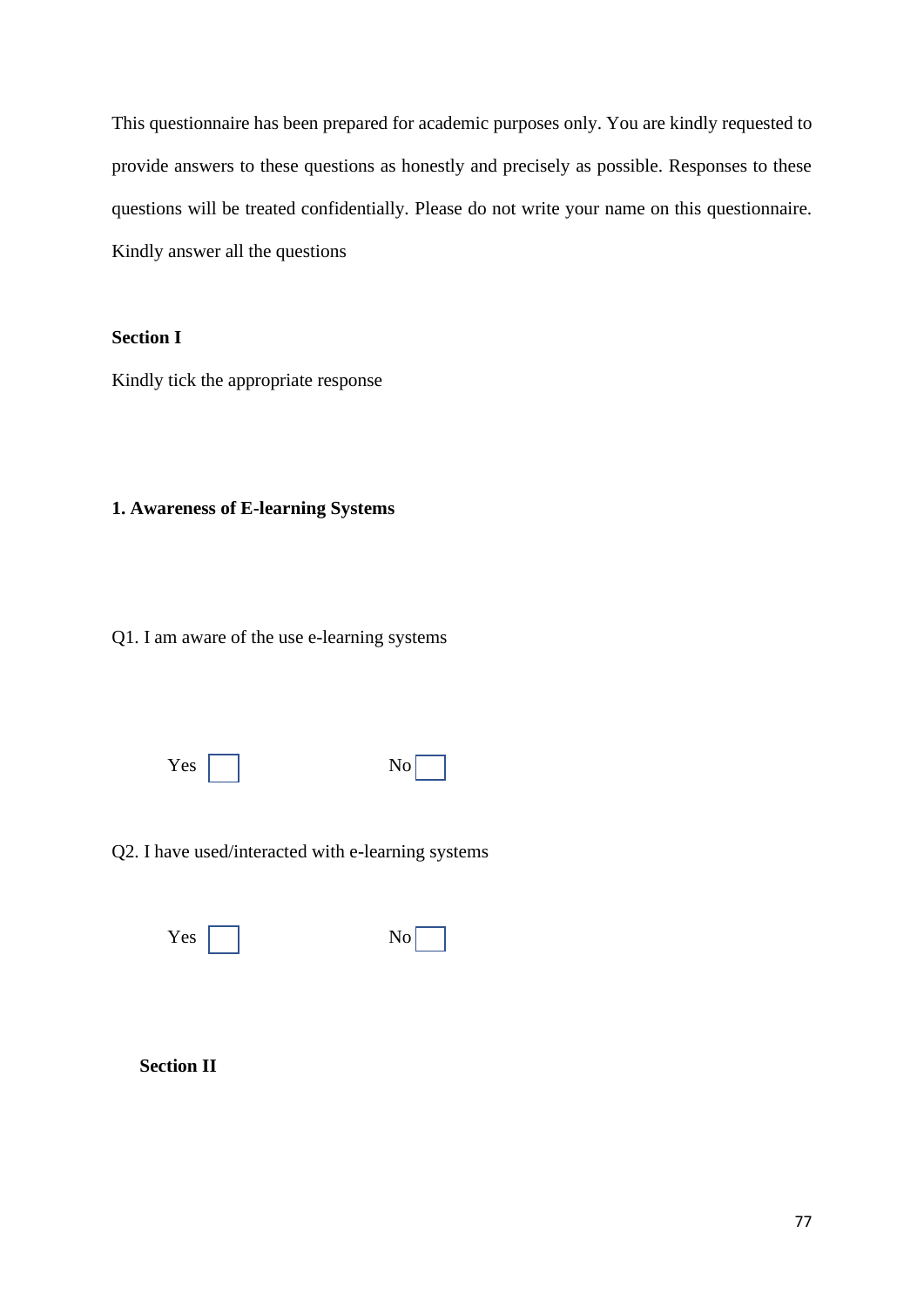This questionnaire has been prepared for academic purposes only. You are kindly requested to provide answers to these questions as honestly and precisely as possible. Responses to these questions will be treated confidentially. Please do not write your name on this questionnaire. Kindly answer all the questions

**Section I**

Kindly tick the appropriate response

**1. Awareness of E-learning Systems**

Q1. I am aware of the use e-learning systems

Yes ☐ No ☐

Q2. I have used/interacted with e-learning systems

Yes ☐ No ☐

**Section II**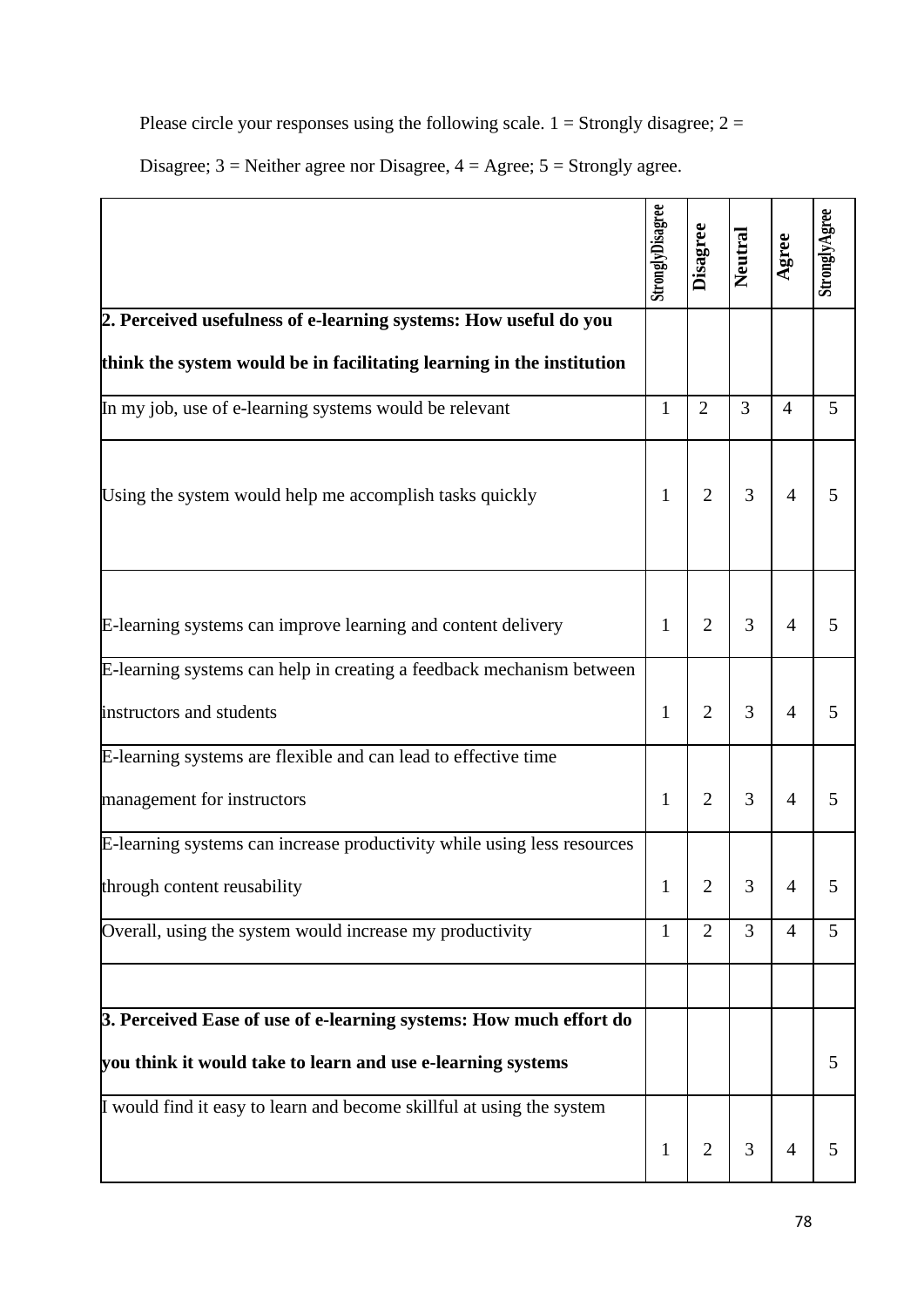Please circle your responses using the following scale. 1 = Strongly disagree; 2 = Disagree; 3 = Neither agree nor Disagree, 4 = Agree; 5 = Strongly agree.

| | StronglyDisagree | Disagree | Neutral | Agree | StronglyAgree |
|---|---|---|---|---|---|
| **2. Perceived usefulness of e-learning systems: How useful do you think the system would be in facilitating learning in the institution** | | | | | |
| In my job, use of e-learning systems would be relevant | 1 | 2 | 3 | 4 | 5 |
| Using the system would help me accomplish tasks quickly | 1 | 2 | 3 | 4 | 5 |
| E-learning systems can improve learning and content delivery | 1 | 2 | 3 | 4 | 5 |
| E-learning systems can help in creating a feedback mechanism between instructors and students | 1 | 2 | 3 | 4 | 5 |
| E-learning systems are flexible and can lead to effective time management for instructors | 1 | 2 | 3 | 4 | 5 |
| E-learning systems can increase productivity while using less resources through content reusability | 1 | 2 | 3 | 4 | 5 |
| Overall, using the system would increase my productivity | 1 | 2 | 3 | 4 | 5 |
| | | | | | |
| **3. Perceived Ease of use of e-learning systems: How much effort do you think it would take to learn and use e-learning systems** | | | | | 5 |
| I would find it easy to learn and become skillful at using the system | 1 | 2 | 3 | 4 | 5 |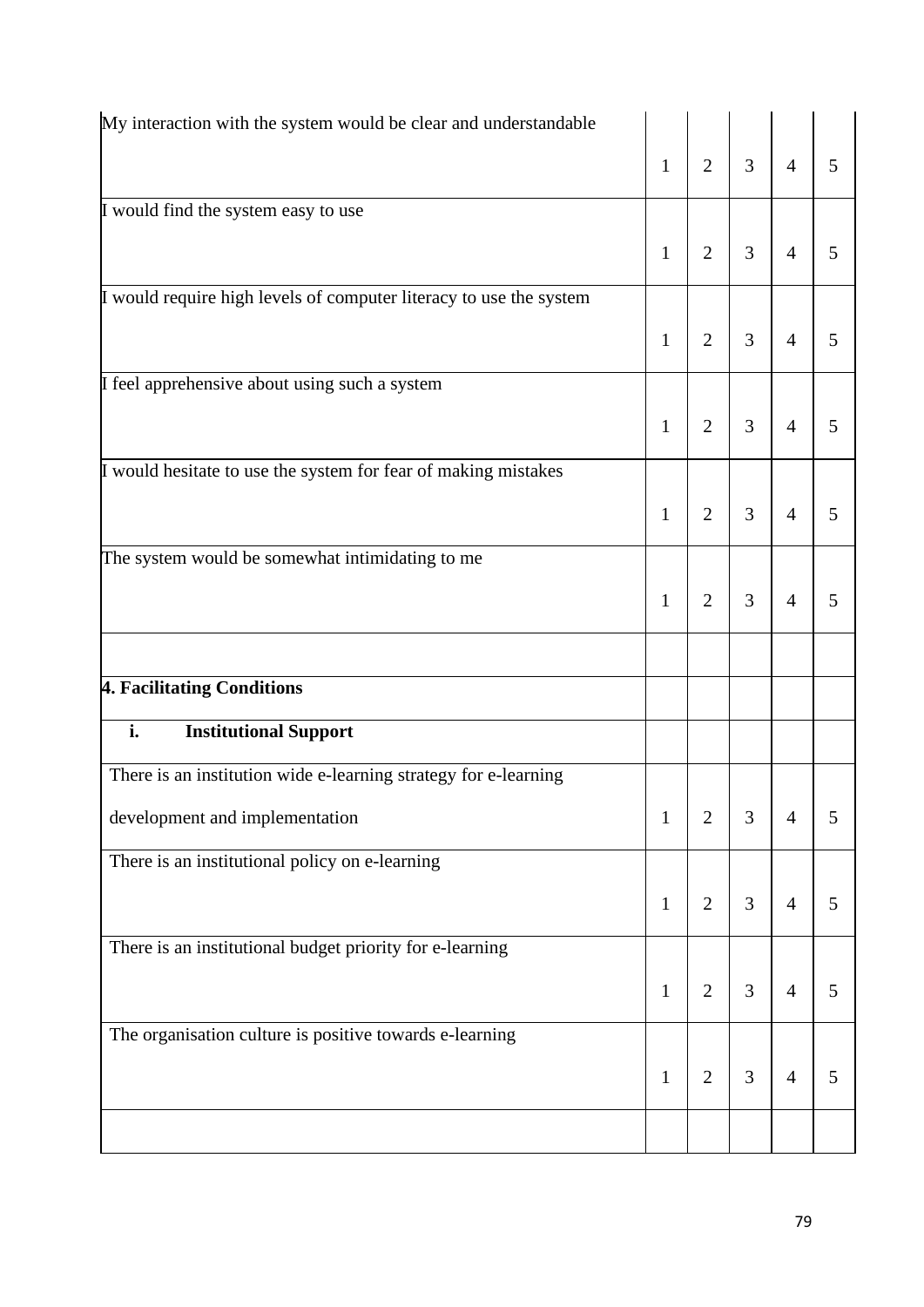| | | | | | |
|---|---|---|---|---|---|
| My interaction with the system would be clear and understandable | 1 | 2 | 3 | 4 | 5 |
| I would find the system easy to use | 1 | 2 | 3 | 4 | 5 |
| I would require high levels of computer literacy to use the system | 1 | 2 | 3 | 4 | 5 |
| I feel apprehensive about using such a system | 1 | 2 | 3 | 4 | 5 |
| I would hesitate to use the system for fear of making mistakes | 1 | 2 | 3 | 4 | 5 |
| The system would be somewhat intimidating to me | 1 | 2 | 3 | 4 | 5 |
| | | | | | |
| **4. Facilitating Conditions** | | | | | |
| **i. Institutional Support** | | | | | |
| There is an institution wide e-learning strategy for e-learning development and implementation | 1 | 2 | 3 | 4 | 5 |
| There is an institutional policy on e-learning | 1 | 2 | 3 | 4 | 5 |
| There is an institutional budget priority for e-learning | 1 | 2 | 3 | 4 | 5 |
| The organisation culture is positive towards e-learning | 1 | 2 | 3 | 4 | 5 |
| | | | | | |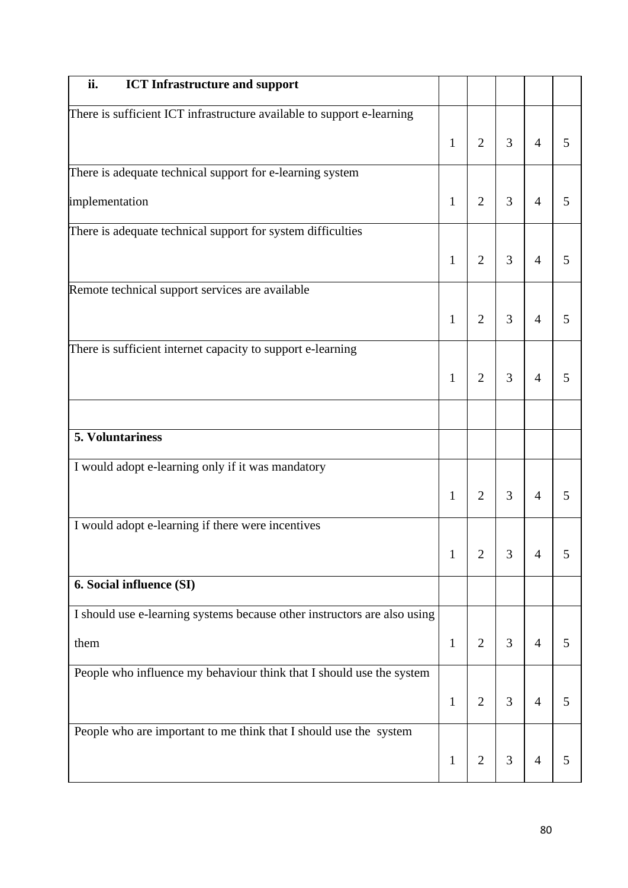| **ii. ICT Infrastructure and support** | | | | | |
|---|---|---|---|---|---|
| There is sufficient ICT infrastructure available to support e-learning | 1 | 2 | 3 | 4 | 5 |
| There is adequate technical support for e-learning system implementation | 1 | 2 | 3 | 4 | 5 |
| There is adequate technical support for system difficulties | 1 | 2 | 3 | 4 | 5 |
| Remote technical support services are available | 1 | 2 | 3 | 4 | 5 |
| There is sufficient internet capacity to support e-learning | 1 | 2 | 3 | 4 | 5 |
| | | | | | |
| **5. Voluntariness** | | | | | |
| I would adopt e-learning only if it was mandatory | 1 | 2 | 3 | 4 | 5 |
| I would adopt e-learning if there were incentives | 1 | 2 | 3 | 4 | 5 |
| **6. Social influence (SI)** | | | | | |
| I should use e-learning systems because other instructors are also using them | 1 | 2 | 3 | 4 | 5 |
| People who influence my behaviour think that I should use the system | 1 | 2 | 3 | 4 | 5 |
| People who are important to me think that I should use the system | 1 | 2 | 3 | 4 | 5 |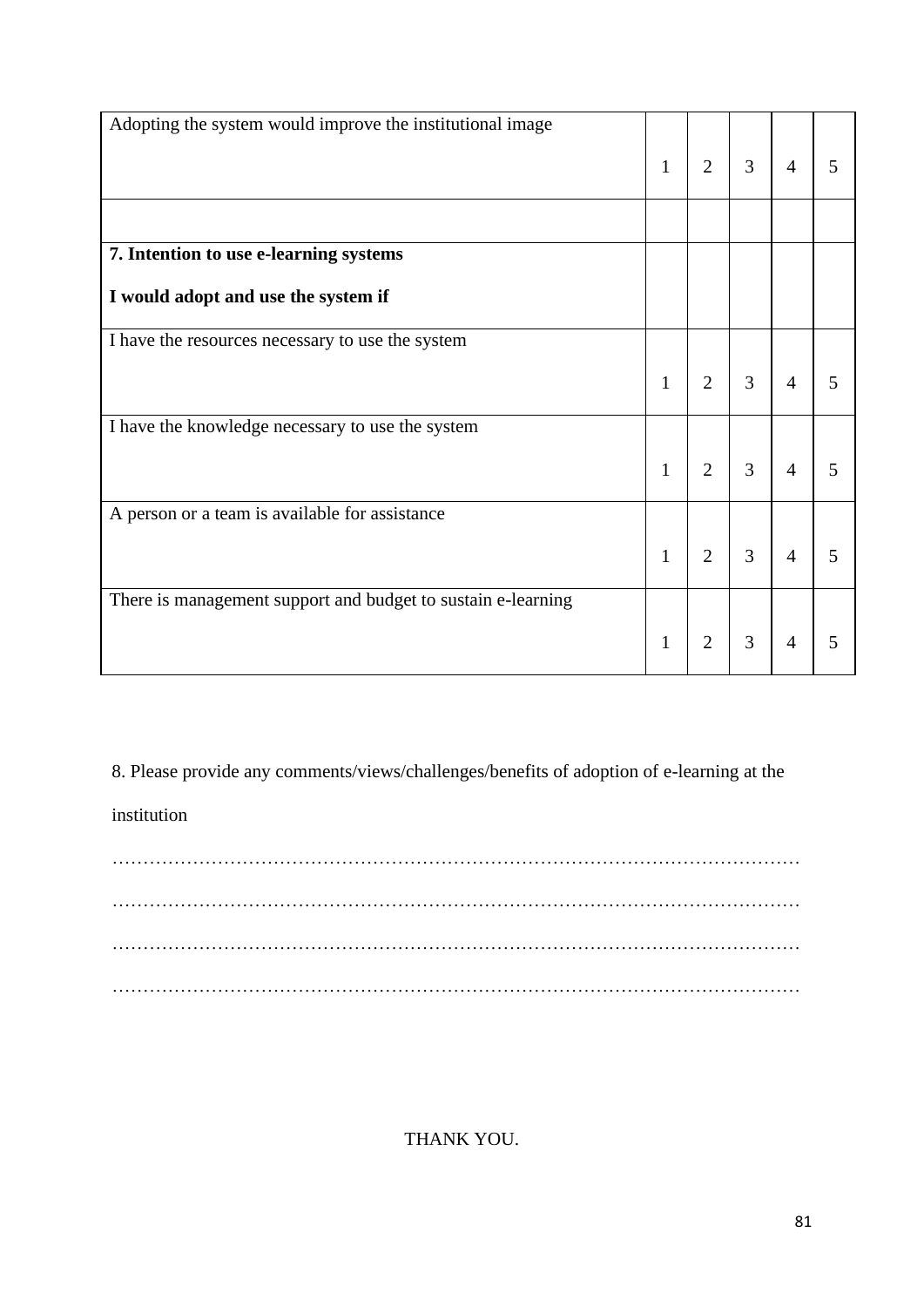| | | | | | |
|---|---|---|---|---|---|
| Adopting the system would improve the institutional image | 1 | 2 | 3 | 4 | 5 |
| | | | | | |
| **7. Intention to use e-learning systems**<br><br>**I would adopt and use the system if** | | | | | |
| I have the resources necessary to use the system | 1 | 2 | 3 | 4 | 5 |
| I have the knowledge necessary to use the system | 1 | 2 | 3 | 4 | 5 |
| A person or a team is available for assistance | 1 | 2 | 3 | 4 | 5 |
| There is management support and budget to sustain e-learning | 1 | 2 | 3 | 4 | 5 |

8. Please provide any comments/views/challenges/benefits of adoption of e-learning at the institution

…………………………………………………………………………………………………

…………………………………………………………………………………………………

…………………………………………………………………………………………………

…………………………………………………………………………………………………

THANK YOU.